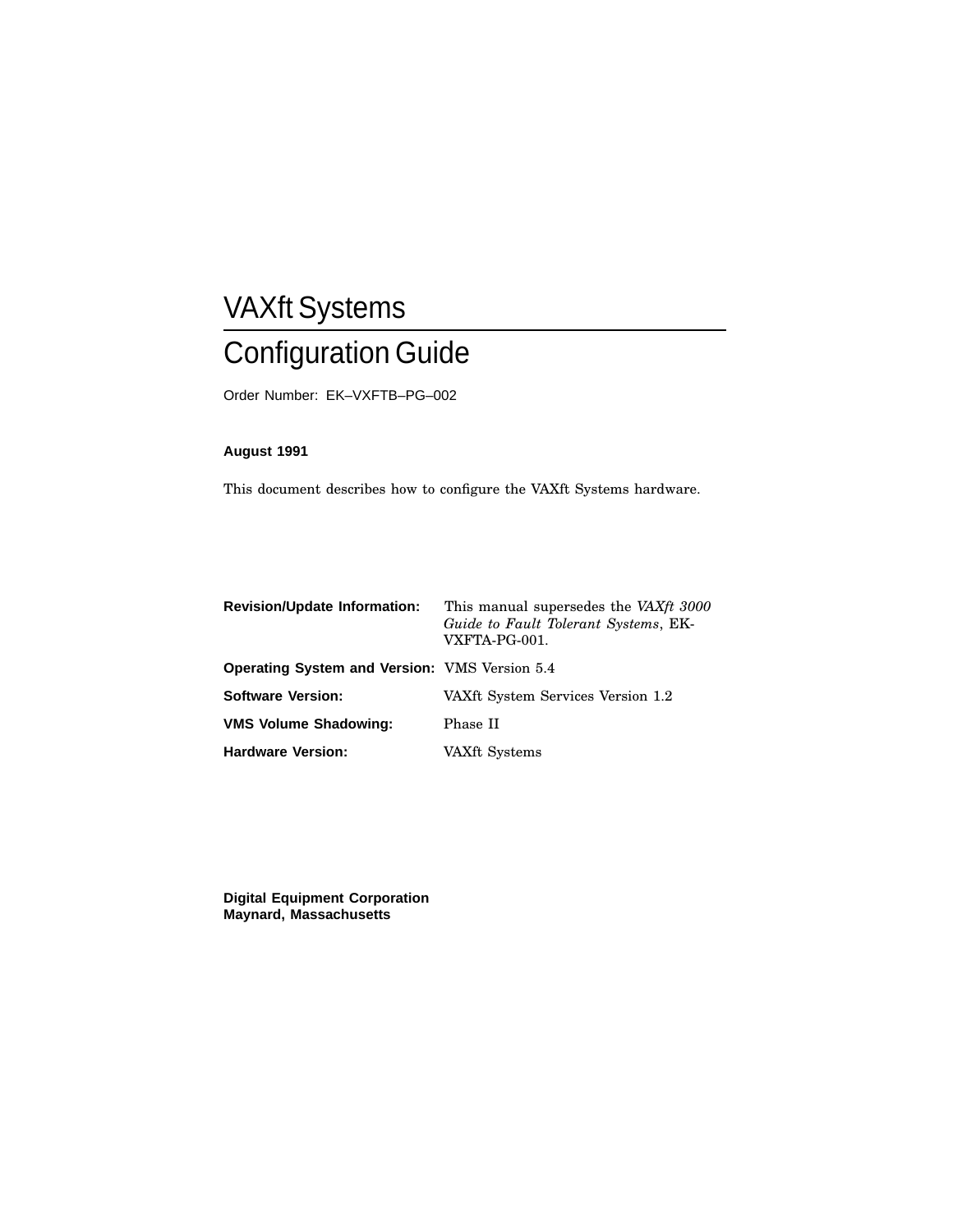# VAXft Systems

# Configuration Guide

Order Number: EK–VXFTB–PG–002

**August 1991**

This document describes how to configure the VAXft Systems hardware.

| | |
|---|---|
| **Revision/Update Information:** | This manual supersedes the *VAXft 3000 Guide to Fault Tolerant Systems*, EK-VXFTA-PG-001. |
| **Operating System and Version:** | VMS Version 5.4 |
| **Software Version:** | VAXft System Services Version 1.2 |
| **VMS Volume Shadowing:** | Phase II |
| **Hardware Version:** | VAXft Systems |

**Digital Equipment Corporation**
**Maynard, Massachusetts**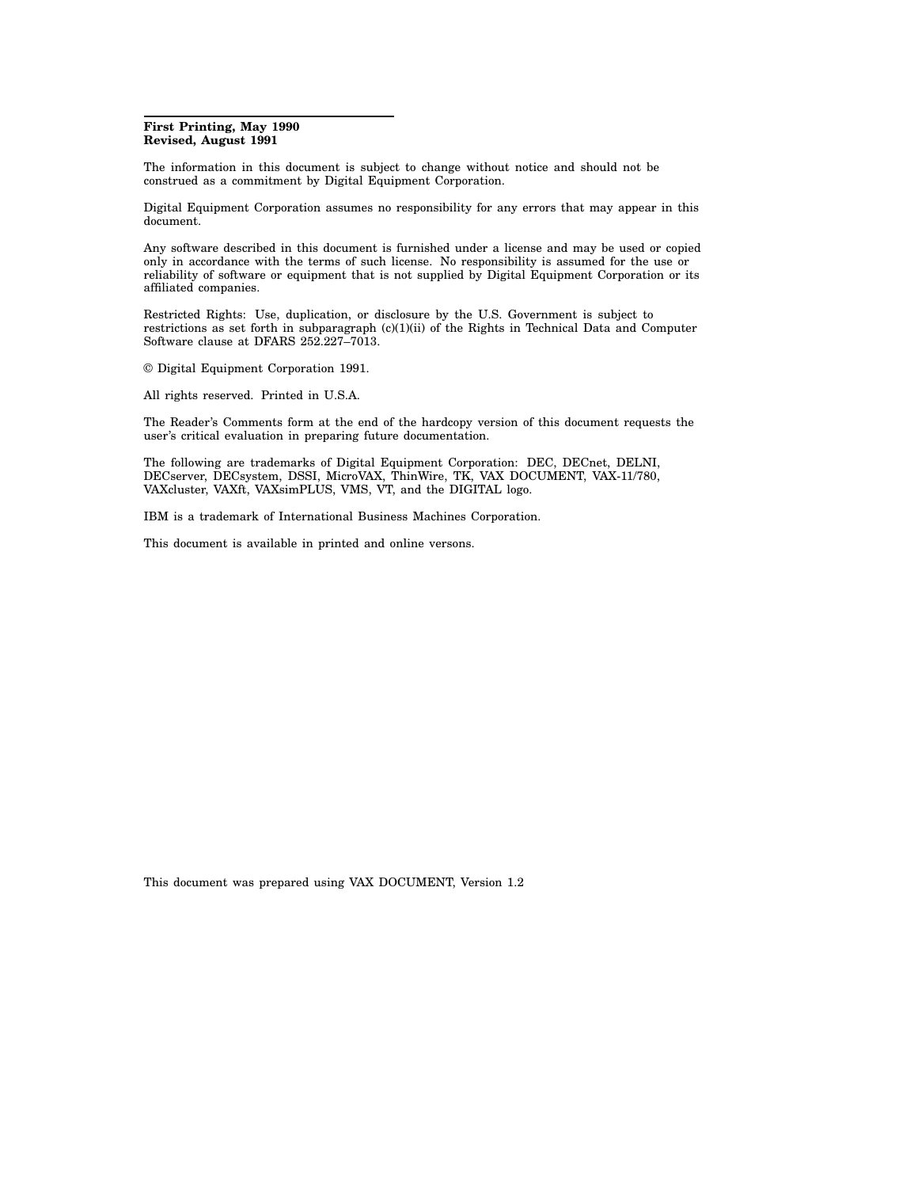**First Printing, May 1990**
**Revised, August 1991**

The information in this document is subject to change without notice and should not be construed as a commitment by Digital Equipment Corporation.

Digital Equipment Corporation assumes no responsibility for any errors that may appear in this document.

Any software described in this document is furnished under a license and may be used or copied only in accordance with the terms of such license. No responsibility is assumed for the use or reliability of software or equipment that is not supplied by Digital Equipment Corporation or its affiliated companies.

Restricted Rights: Use, duplication, or disclosure by the U.S. Government is subject to restrictions as set forth in subparagraph (c)(1)(ii) of the Rights in Technical Data and Computer Software clause at DFARS 252.227–7013.

© Digital Equipment Corporation 1991.

All rights reserved. Printed in U.S.A.

The Reader's Comments form at the end of the hardcopy version of this document requests the user's critical evaluation in preparing future documentation.

The following are trademarks of Digital Equipment Corporation: DEC, DECnet, DELNI, DECserver, DECsystem, DSSI, MicroVAX, ThinWire, TK, VAX DOCUMENT, VAX-11/780, VAXcluster, VAXft, VAXsimPLUS, VMS, VT, and the DIGITAL logo.

IBM is a trademark of International Business Machines Corporation.

This document is available in printed and online versons.

This document was prepared using VAX DOCUMENT, Version 1.2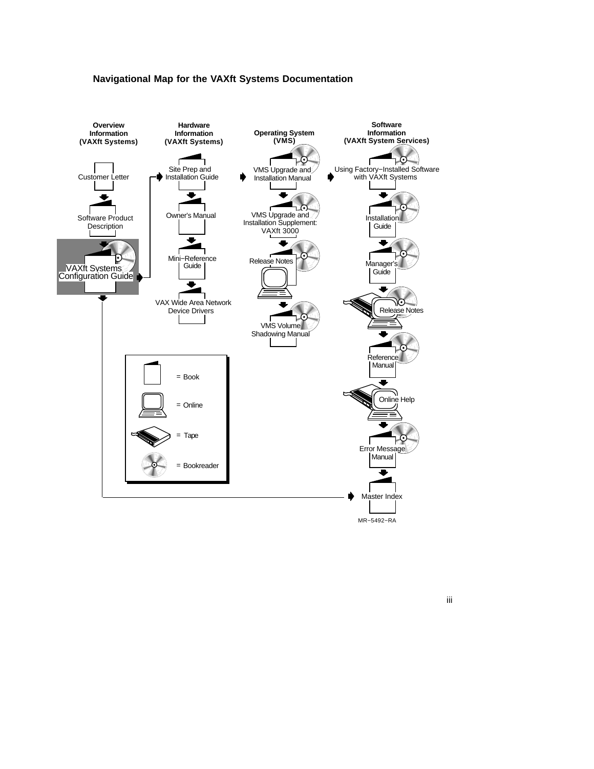## Navigational Map for the VAXft Systems Documentation

**Overview Information (VAXft Systems)**

- Customer Letter
- Software Product Description
- VAXft Systems Configuration Guide

**Hardware Information (VAXft Systems)**

- Site Prep and Installation Guide
- Owner's Manual
- Mini−Reference Guide
- VAX Wide Area Network Device Drivers

**Operating System (VMS)**

- VMS Upgrade and Installation Manual
- VMS Upgrade and Installation Supplement: VAXft 3000
- Release Notes
- VMS Volume Shadowing Manual

**Software Information (VAXft System Services)**

- Using Factory−Installed Software with VAXft Systems
- Installation Guide
- Manager's Guide
- Release Notes
- Reference Manual
- Online Help
- Error Message Manual
- Master Index

Legend:

- = Book
- = Online
- = Tape
- = Bookreader

MR−5492−RA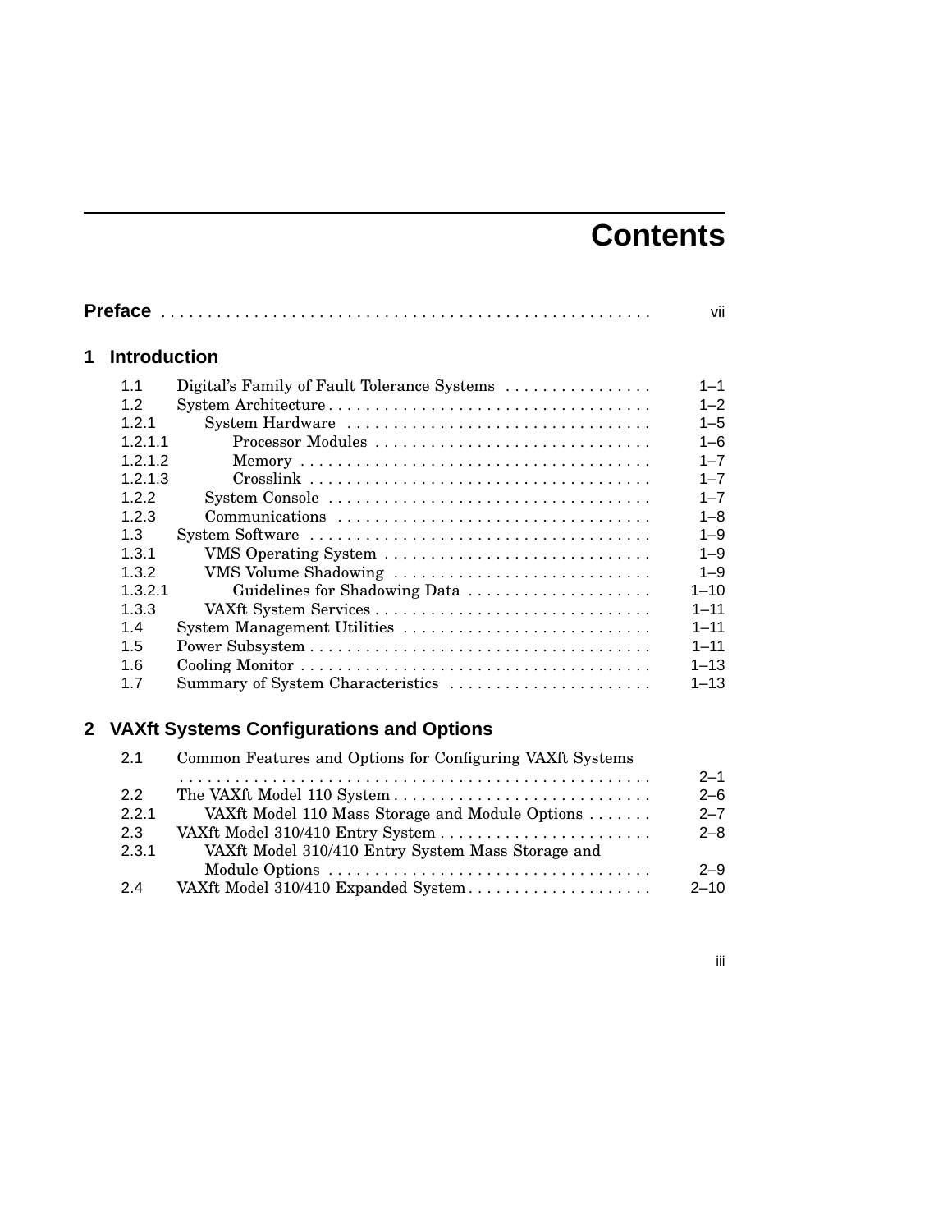# Contents

**Preface** . . . . . . . . . . . . . . . . . . . . . . . . . . . . . . . . . . . . . . . . . . . . . . . . . . . . vii

## 1 Introduction

| | | |
|---|---|---|
| 1.1 | Digital's Family of Fault Tolerance Systems | 1–1 |
| 1.2 | System Architecture | 1–2 |
| 1.2.1 | System Hardware | 1–5 |
| 1.2.1.1 | Processor Modules | 1–6 |
| 1.2.1.2 | Memory | 1–7 |
| 1.2.1.3 | Crosslink | 1–7 |
| 1.2.2 | System Console | 1–7 |
| 1.2.3 | Communications | 1–8 |
| 1.3 | System Software | 1–9 |
| 1.3.1 | VMS Operating System | 1–9 |
| 1.3.2 | VMS Volume Shadowing | 1–9 |
| 1.3.2.1 | Guidelines for Shadowing Data | 1–10 |
| 1.3.3 | VAXft System Services | 1–11 |
| 1.4 | System Management Utilities | 1–11 |
| 1.5 | Power Subsystem | 1–11 |
| 1.6 | Cooling Monitor | 1–13 |
| 1.7 | Summary of System Characteristics | 1–13 |

## 2 VAXft Systems Configurations and Options

| | | |
|---|---|---|
| 2.1 | Common Features and Options for Configuring VAXft Systems | 2–1 |
| 2.2 | The VAXft Model 110 System | 2–6 |
| 2.2.1 | VAXft Model 110 Mass Storage and Module Options | 2–7 |
| 2.3 | VAXft Model 310/410 Entry System | 2–8 |
| 2.3.1 | VAXft Model 310/410 Entry System Mass Storage and Module Options | 2–9 |
| 2.4 | VAXft Model 310/410 Expanded System | 2–10 |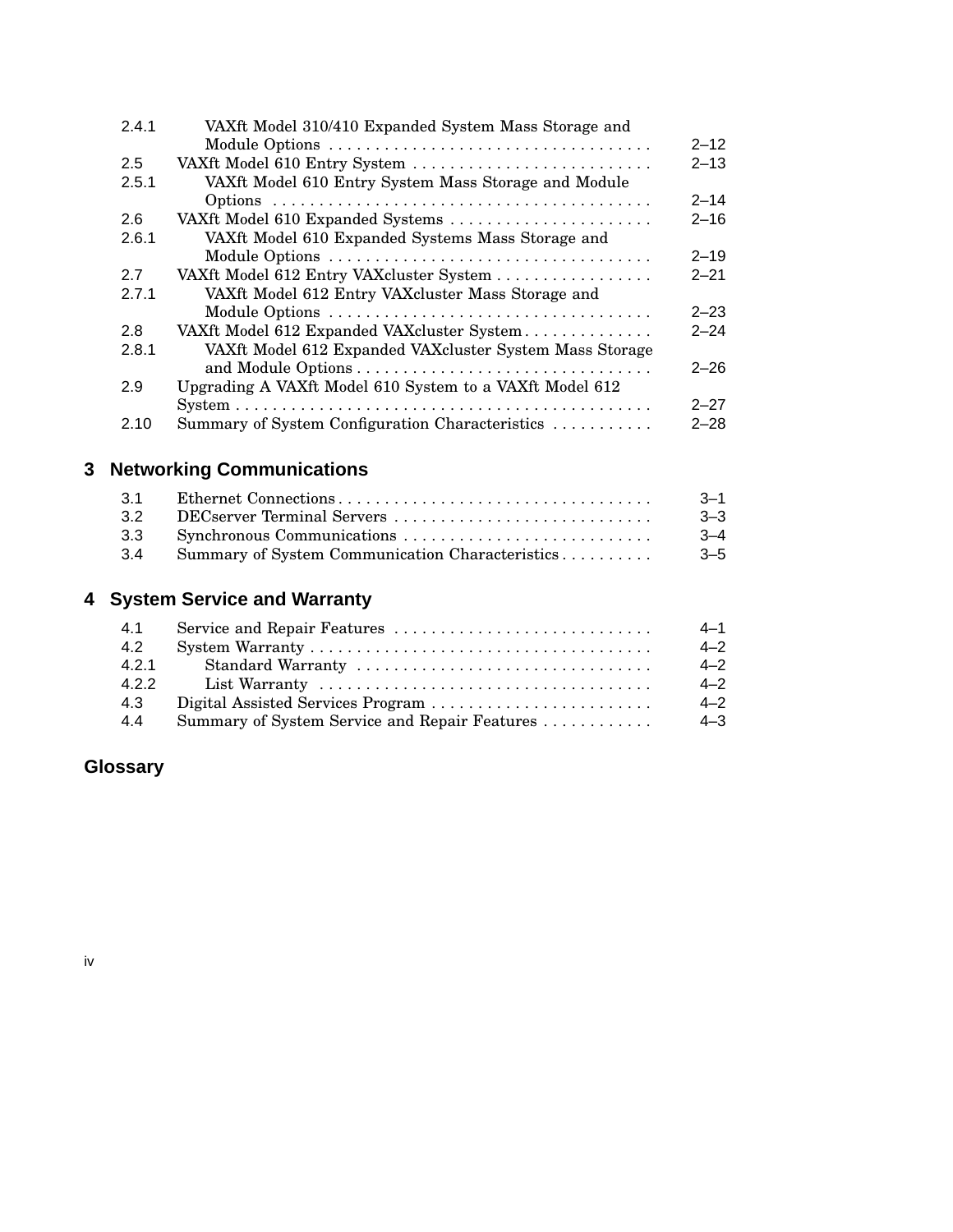| | | |
|---|---|---|
| 2.4.1 | VAXft Model 310/410 Expanded System Mass Storage and Module Options | 2–12 |
| 2.5 | VAXft Model 610 Entry System | 2–13 |
| 2.5.1 | VAXft Model 610 Entry System Mass Storage and Module Options | 2–14 |
| 2.6 | VAXft Model 610 Expanded Systems | 2–16 |
| 2.6.1 | VAXft Model 610 Expanded Systems Mass Storage and Module Options | 2–19 |
| 2.7 | VAXft Model 612 Entry VAXcluster System | 2–21 |
| 2.7.1 | VAXft Model 612 Entry VAXcluster Mass Storage and Module Options | 2–23 |
| 2.8 | VAXft Model 612 Expanded VAXcluster System | 2–24 |
| 2.8.1 | VAXft Model 612 Expanded VAXcluster System Mass Storage and Module Options | 2–26 |
| 2.9 | Upgrading A VAXft Model 610 System to a VAXft Model 612 System | 2–27 |
| 2.10 | Summary of System Configuration Characteristics | 2–28 |

## 3 Networking Communications

| | | |
|---|---|---|
| 3.1 | Ethernet Connections | 3–1 |
| 3.2 | DECserver Terminal Servers | 3–3 |
| 3.3 | Synchronous Communications | 3–4 |
| 3.4 | Summary of System Communication Characteristics | 3–5 |

## 4 System Service and Warranty

| | | |
|---|---|---|
| 4.1 | Service and Repair Features | 4–1 |
| 4.2 | System Warranty | 4–2 |
| 4.2.1 | Standard Warranty | 4–2 |
| 4.2.2 | List Warranty | 4–2 |
| 4.3 | Digital Assisted Services Program | 4–2 |
| 4.4 | Summary of System Service and Repair Features | 4–3 |

## Glossary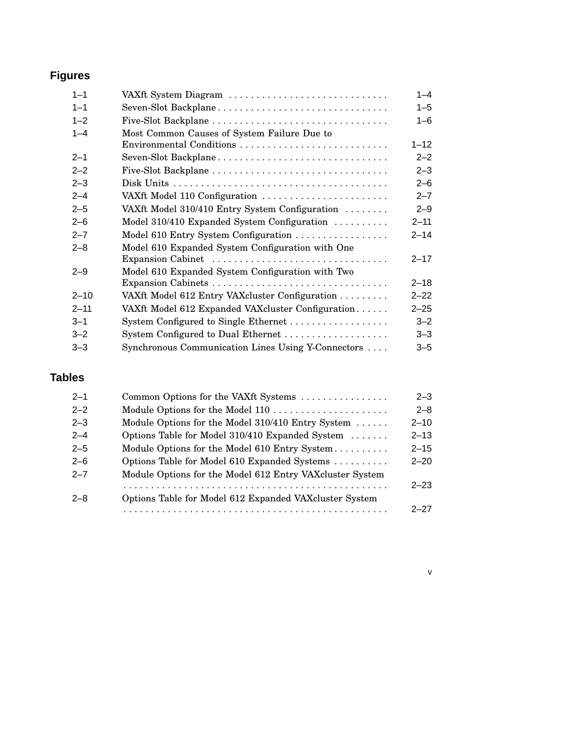## Figures

| | | |
|---|---|---|
| 1–1 | VAXft System Diagram | 1–4 |
| 1–1 | Seven-Slot Backplane | 1–5 |
| 1–2 | Five-Slot Backplane | 1–6 |
| 1–4 | Most Common Causes of System Failure Due to Environmental Conditions | 1–12 |
| 2–1 | Seven-Slot Backplane | 2–2 |
| 2–2 | Five-Slot Backplane | 2–3 |
| 2–3 | Disk Units | 2–6 |
| 2–4 | VAXft Model 110 Configuration | 2–7 |
| 2–5 | VAXft Model 310/410 Entry System Configuration | 2–9 |
| 2–6 | Model 310/410 Expanded System Configuration | 2–11 |
| 2–7 | Model 610 Entry System Configuration | 2–14 |
| 2–8 | Model 610 Expanded System Configuration with One Expansion Cabinet | 2–17 |
| 2–9 | Model 610 Expanded System Configuration with Two Expansion Cabinets | 2–18 |
| 2–10 | VAXft Model 612 Entry VAXcluster Configuration | 2–22 |
| 2–11 | VAXft Model 612 Expanded VAXcluster Configuration | 2–25 |
| 3–1 | System Configured to Single Ethernet | 3–2 |
| 3–2 | System Configured to Dual Ethernet | 3–3 |
| 3–3 | Synchronous Communication Lines Using Y-Connectors | 3–5 |

## Tables

| | | |
|---|---|---|
| 2–1 | Common Options for the VAXft Systems | 2–3 |
| 2–2 | Module Options for the Model 110 | 2–8 |
| 2–3 | Module Options for the Model 310/410 Entry System | 2–10 |
| 2–4 | Options Table for Model 310/410 Expanded System | 2–13 |
| 2–5 | Module Options for the Model 610 Entry System | 2–15 |
| 2–6 | Options Table for Model 610 Expanded Systems | 2–20 |
| 2–7 | Module Options for the Model 612 Entry VAXcluster System | 2–23 |
| 2–8 | Options Table for Model 612 Expanded VAXcluster System | 2–27 |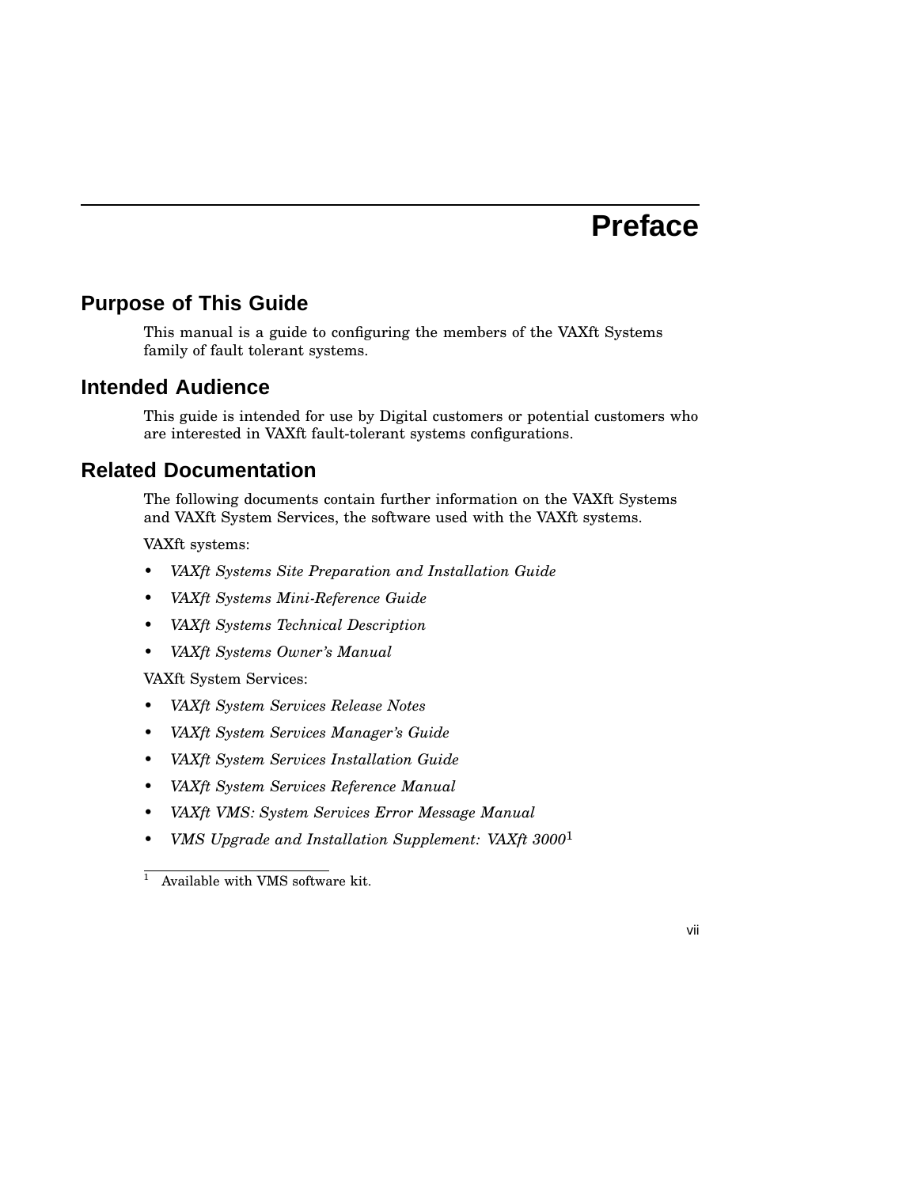# Preface

## Purpose of This Guide

This manual is a guide to configuring the members of the VAXft Systems family of fault tolerant systems.

## Intended Audience

This guide is intended for use by Digital customers or potential customers who are interested in VAXft fault-tolerant systems configurations.

## Related Documentation

The following documents contain further information on the VAXft Systems and VAXft System Services, the software used with the VAXft systems.

VAXft systems:

- *VAXft Systems Site Preparation and Installation Guide*
- *VAXft Systems Mini-Reference Guide*
- *VAXft Systems Technical Description*
- *VAXft Systems Owner's Manual*

VAXft System Services:

- *VAXft System Services Release Notes*
- *VAXft System Services Manager's Guide*
- *VAXft System Services Installation Guide*
- *VAXft System Services Reference Manual*
- *VAXft VMS: System Services Error Message Manual*
- *VMS Upgrade and Installation Supplement: VAXft 3000*[1]

[1] Available with VMS software kit.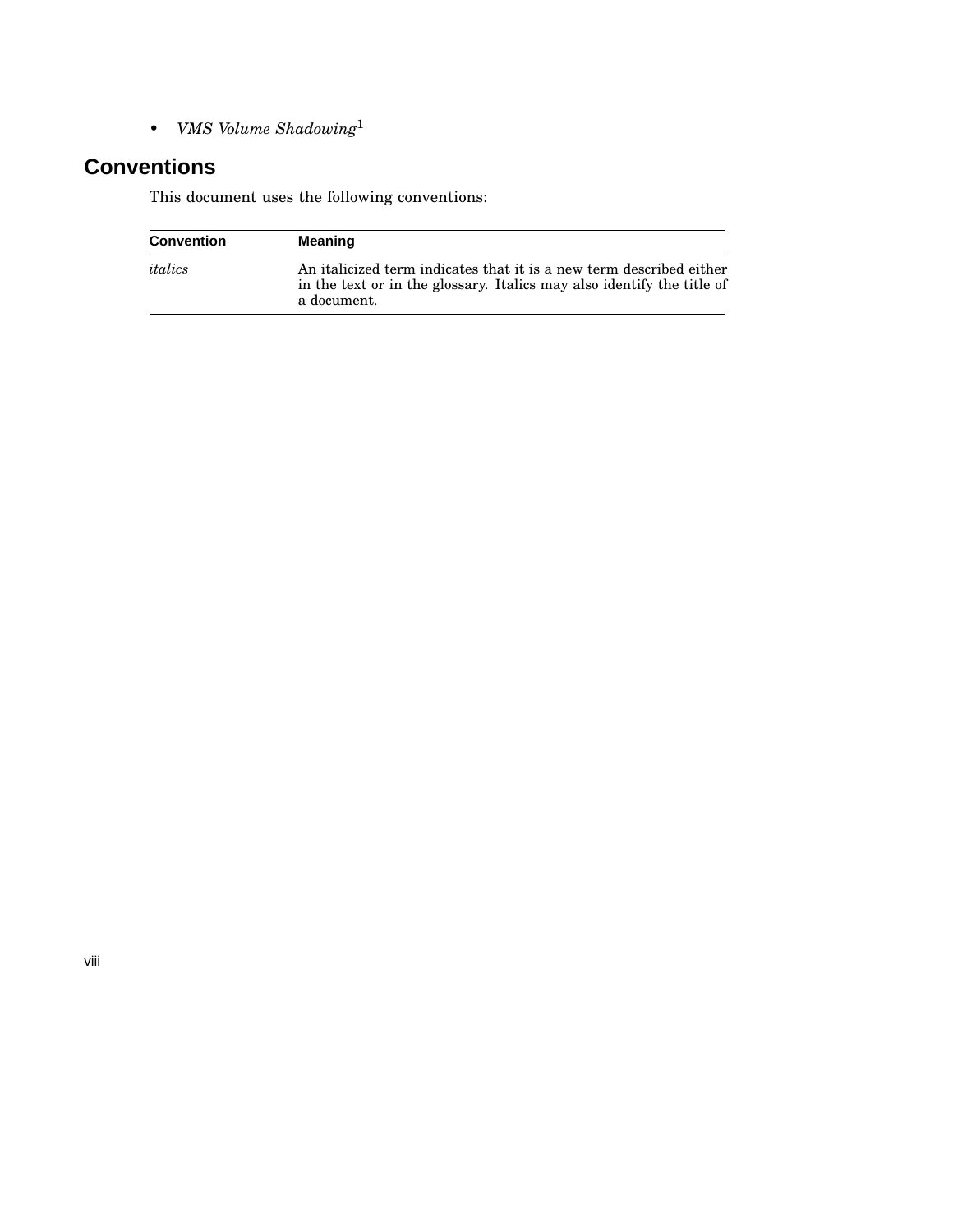- *VMS Volume Shadowing*[1]

## Conventions

This document uses the following conventions:

| Convention | Meaning |
|---|---|
| *italics* | An italicized term indicates that it is a new term described either in the text or in the glossary. Italics may also identify the title of a document. |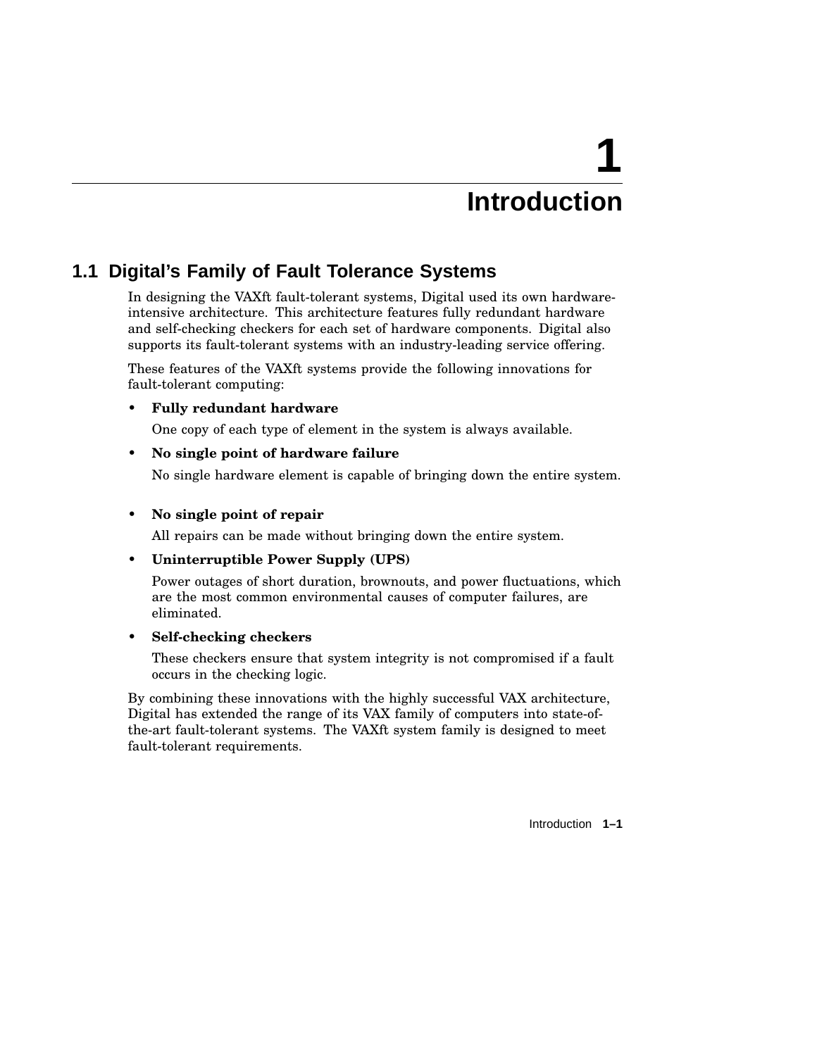# 1 Introduction

## 1.1 Digital's Family of Fault Tolerance Systems

In designing the VAXft fault-tolerant systems, Digital used its own hardware-intensive architecture. This architecture features fully redundant hardware and self-checking checkers for each set of hardware components. Digital also supports its fault-tolerant systems with an industry-leading service offering.

These features of the VAXft systems provide the following innovations for fault-tolerant computing:

- **Fully redundant hardware**

  One copy of each type of element in the system is always available.

- **No single point of hardware failure**

  No single hardware element is capable of bringing down the entire system.

- **No single point of repair**

  All repairs can be made without bringing down the entire system.

- **Uninterruptible Power Supply (UPS)**

  Power outages of short duration, brownouts, and power fluctuations, which are the most common environmental causes of computer failures, are eliminated.

- **Self-checking checkers**

  These checkers ensure that system integrity is not compromised if a fault occurs in the checking logic.

By combining these innovations with the highly successful VAX architecture, Digital has extended the range of its VAX family of computers into state-of-the-art fault-tolerant systems. The VAXft system family is designed to meet fault-tolerant requirements.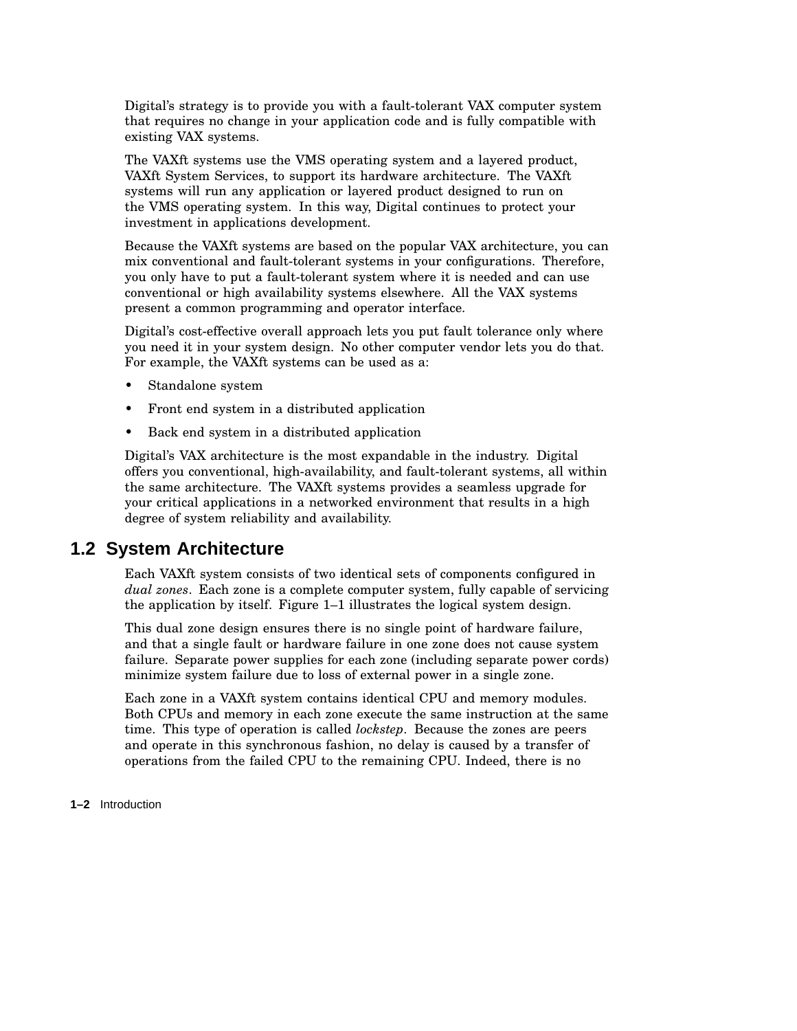Digital's strategy is to provide you with a fault-tolerant VAX computer system that requires no change in your application code and is fully compatible with existing VAX systems.

The VAXft systems use the VMS operating system and a layered product, VAXft System Services, to support its hardware architecture. The VAXft systems will run any application or layered product designed to run on the VMS operating system. In this way, Digital continues to protect your investment in applications development.

Because the VAXft systems are based on the popular VAX architecture, you can mix conventional and fault-tolerant systems in your configurations. Therefore, you only have to put a fault-tolerant system where it is needed and can use conventional or high availability systems elsewhere. All the VAX systems present a common programming and operator interface.

Digital's cost-effective overall approach lets you put fault tolerance only where you need it in your system design. No other computer vendor lets you do that. For example, the VAXft systems can be used as a:

- Standalone system
- Front end system in a distributed application
- Back end system in a distributed application

Digital's VAX architecture is the most expandable in the industry. Digital offers you conventional, high-availability, and fault-tolerant systems, all within the same architecture. The VAXft systems provides a seamless upgrade for your critical applications in a networked environment that results in a high degree of system reliability and availability.

## 1.2 System Architecture

Each VAXft system consists of two identical sets of components configured in *dual zones*. Each zone is a complete computer system, fully capable of servicing the application by itself. Figure 1–1 illustrates the logical system design.

This dual zone design ensures there is no single point of hardware failure, and that a single fault or hardware failure in one zone does not cause system failure. Separate power supplies for each zone (including separate power cords) minimize system failure due to loss of external power in a single zone.

Each zone in a VAXft system contains identical CPU and memory modules. Both CPUs and memory in each zone execute the same instruction at the same time. This type of operation is called *lockstep*. Because the zones are peers and operate in this synchronous fashion, no delay is caused by a transfer of operations from the failed CPU to the remaining CPU. Indeed, there is no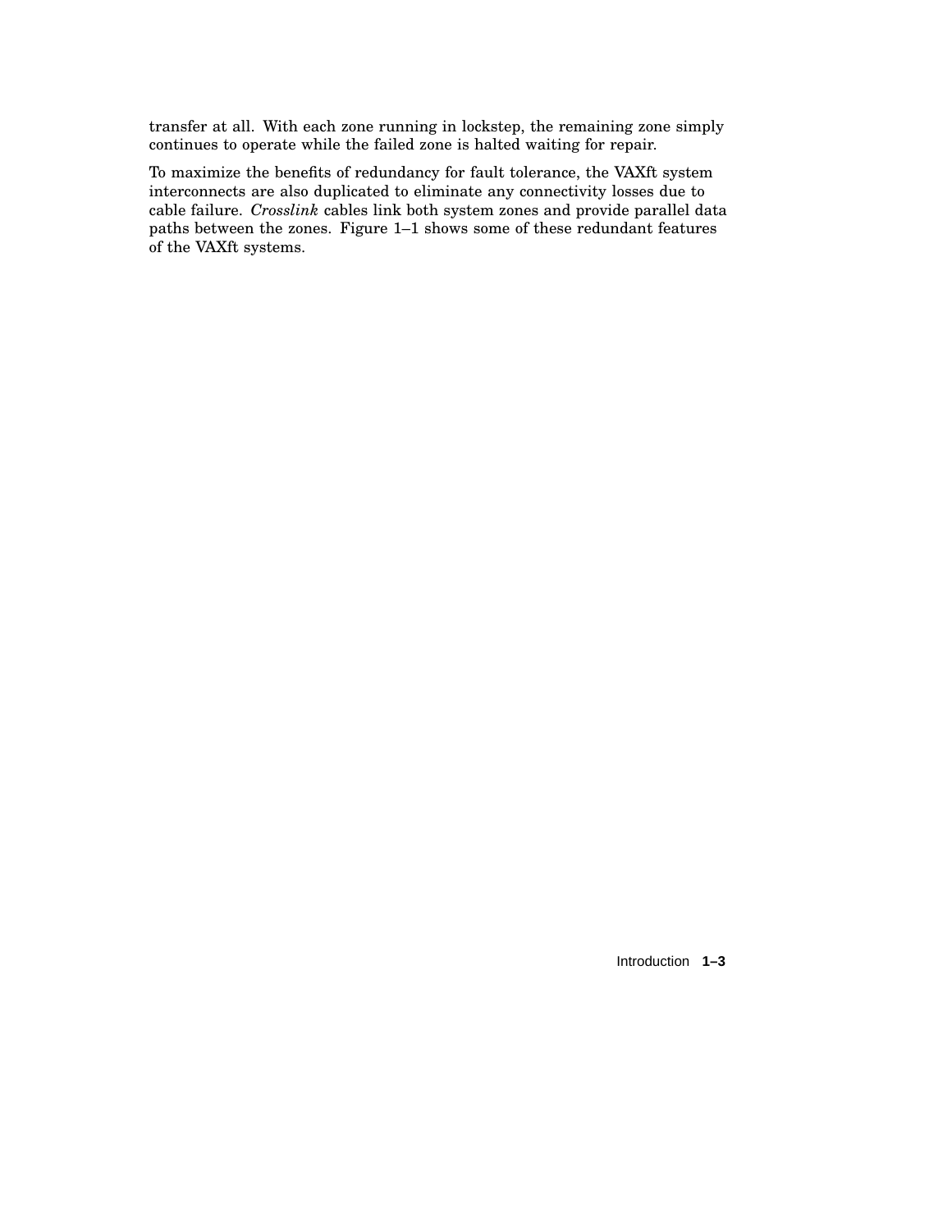transfer at all. With each zone running in lockstep, the remaining zone simply continues to operate while the failed zone is halted waiting for repair.

To maximize the benefits of redundancy for fault tolerance, the VAXft system interconnects are also duplicated to eliminate any connectivity losses due to cable failure. *Crosslink* cables link both system zones and provide parallel data paths between the zones. Figure 1–1 shows some of these redundant features of the VAXft systems.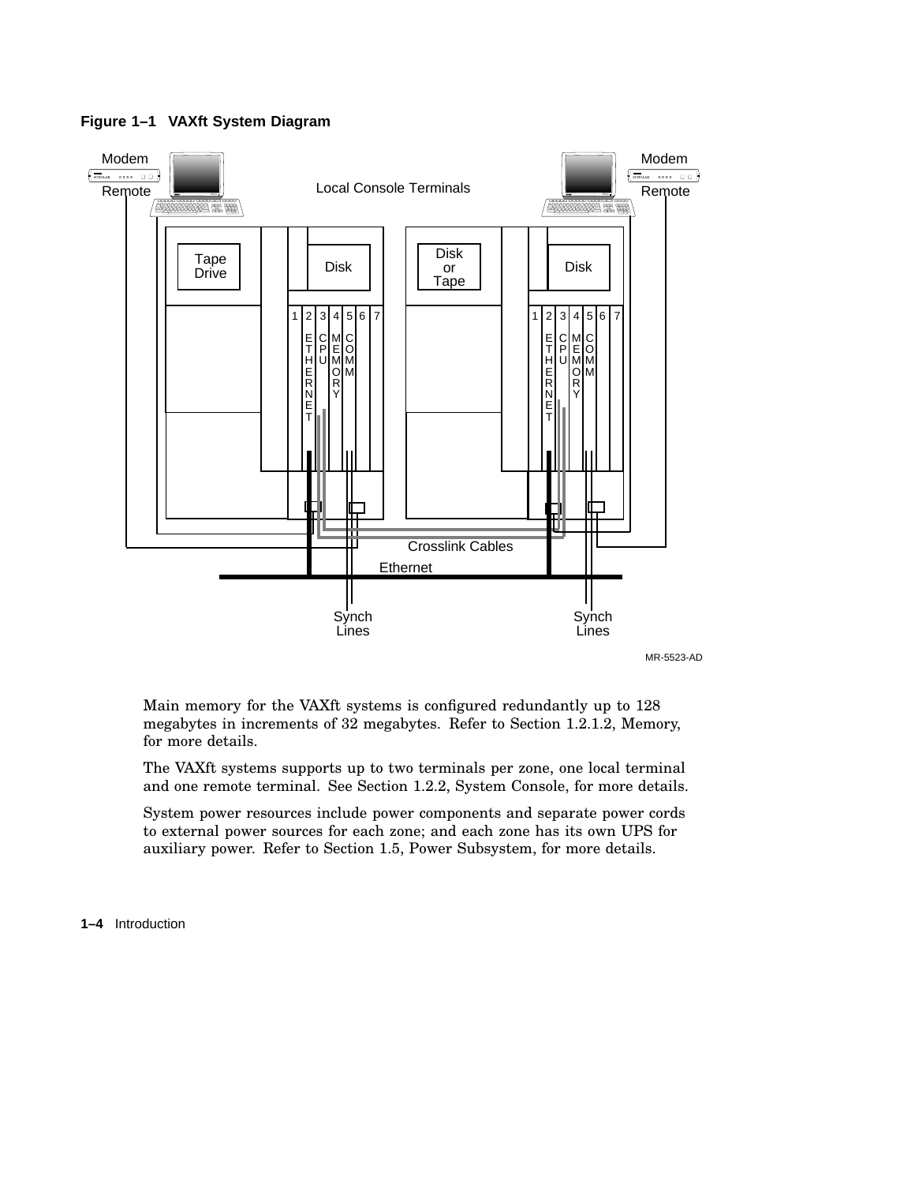**Figure 1–1 VAXft System Diagram**

Main memory for the VAXft systems is configured redundantly up to 128 megabytes in increments of 32 megabytes. Refer to Section 1.2.1.2, Memory, for more details.

The VAXft systems supports up to two terminals per zone, one local terminal and one remote terminal. See Section 1.2.2, System Console, for more details.

System power resources include power components and separate power cords to external power sources for each zone; and each zone has its own UPS for auxiliary power. Refer to Section 1.5, Power Subsystem, for more details.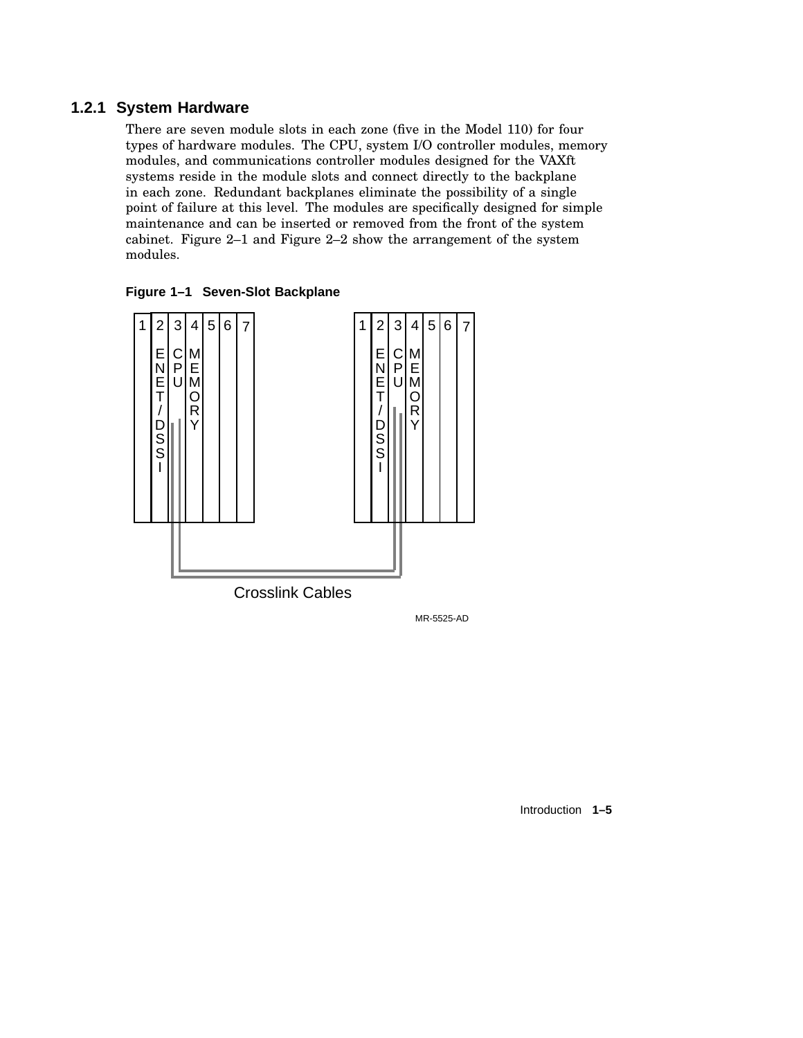### 1.2.1 System Hardware

There are seven module slots in each zone (five in the Model 110) for four types of hardware modules. The CPU, system I/O controller modules, memory modules, and communications controller modules designed for the VAXft systems reside in the module slots and connect directly to the backplane in each zone. Redundant backplanes eliminate the possibility of a single point of failure at this level. The modules are specifically designed for simple maintenance and can be inserted or removed from the front of the system cabinet. Figure 2–1 and Figure 2–2 show the arrangement of the system modules.

**Figure 1–1 Seven-Slot Backplane**

| 1 | 2 | 3 | 4 | 5 | 6 | 7 |
|---|---|---|---|---|---|---|
| | ENET/DSSI | CPU | MEMORY | | | |

| 1 | 2 | 3 | 4 | 5 | 6 | 7 |
|---|---|---|---|---|---|---|
| | ENET/DSSI | CPU | MEMORY | | | |

Crosslink Cables

MR-5525-AD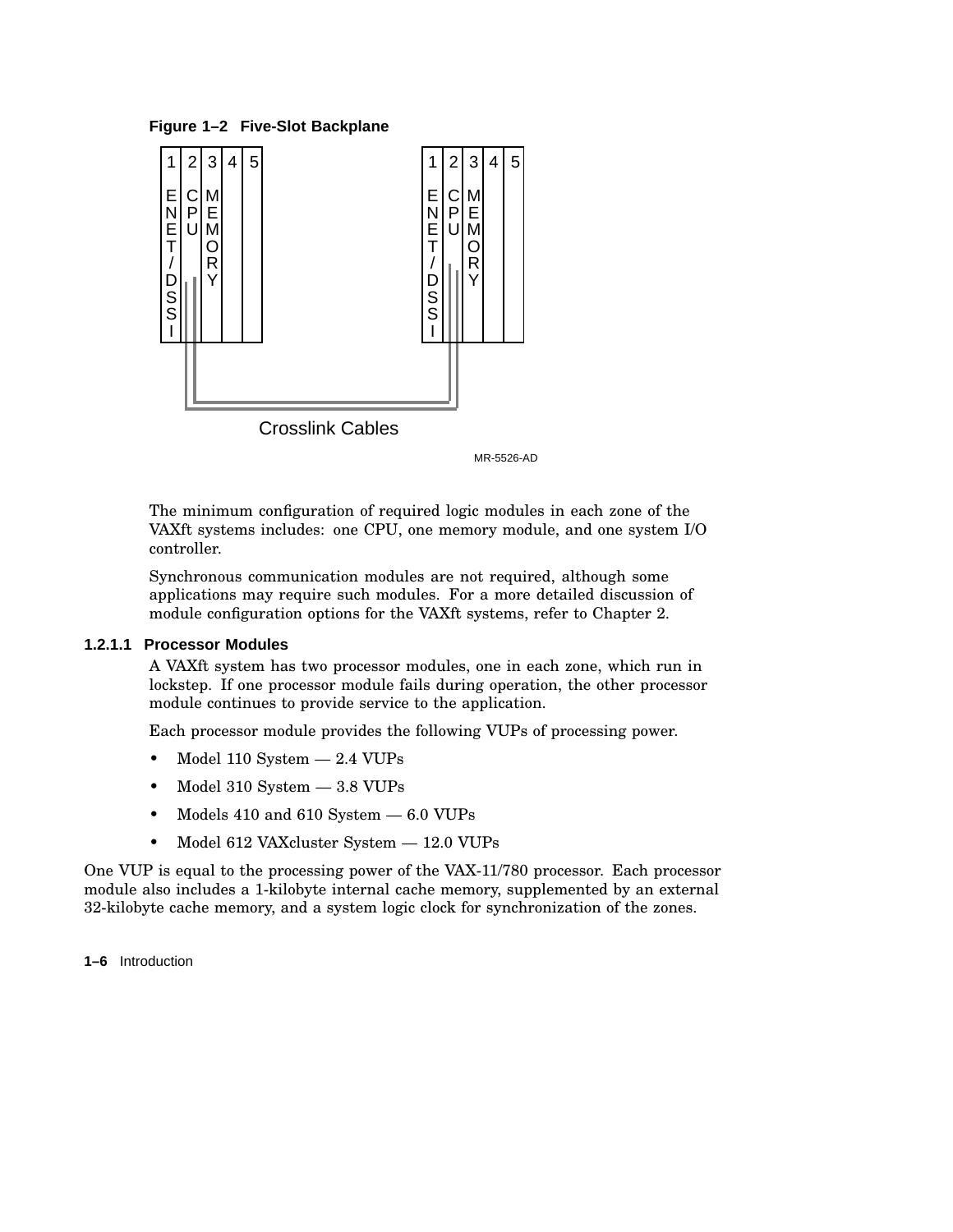**Figure 1–2 Five-Slot Backplane**

The minimum configuration of required logic modules in each zone of the VAXft systems includes: one CPU, one memory module, and one system I/O controller.

Synchronous communication modules are not required, although some applications may require such modules. For a more detailed discussion of module configuration options for the VAXft systems, refer to Chapter 2.

#### 1.2.1.1 Processor Modules

A VAXft system has two processor modules, one in each zone, which run in lockstep. If one processor module fails during operation, the other processor module continues to provide service to the application.

Each processor module provides the following VUPs of processing power.

- Model 110 System — 2.4 VUPs
- Model 310 System — 3.8 VUPs
- Models 410 and 610 System — 6.0 VUPs
- Model 612 VAXcluster System — 12.0 VUPs

One VUP is equal to the processing power of the VAX-11/780 processor. Each processor module also includes a 1-kilobyte internal cache memory, supplemented by an external 32-kilobyte cache memory, and a system logic clock for synchronization of the zones.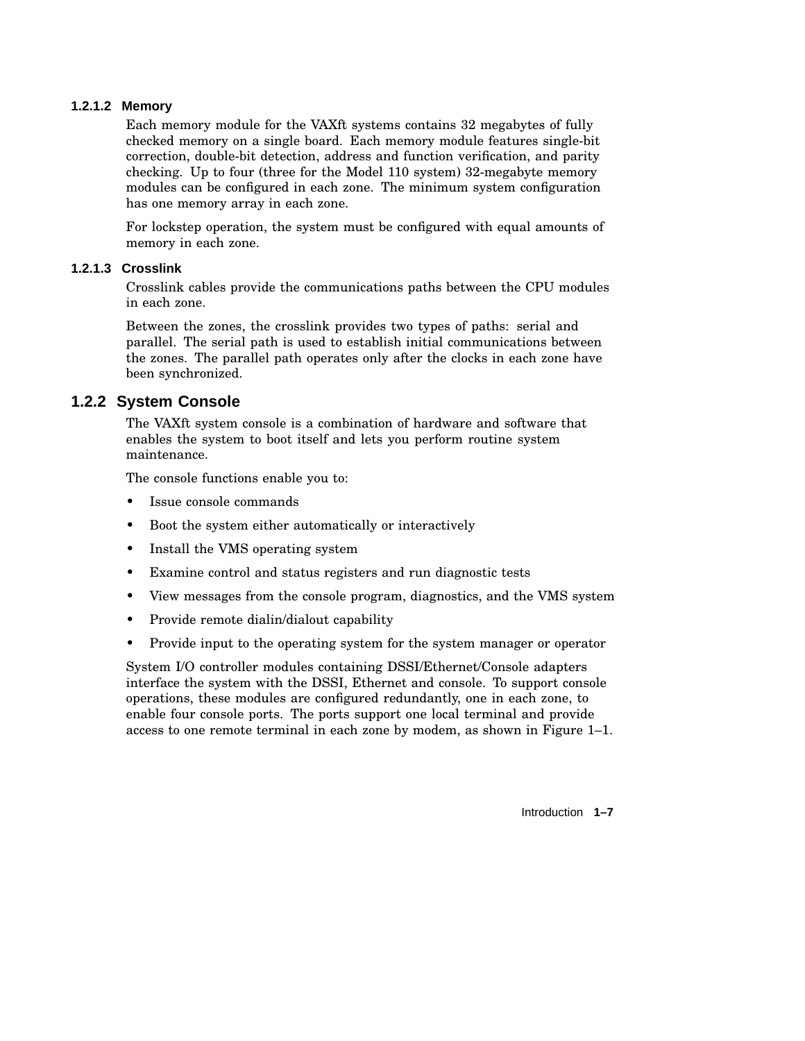#### 1.2.1.2 Memory

Each memory module for the VAXft systems contains 32 megabytes of fully checked memory on a single board. Each memory module features single-bit correction, double-bit detection, address and function verification, and parity checking. Up to four (three for the Model 110 system) 32-megabyte memory modules can be configured in each zone. The minimum system configuration has one memory array in each zone.

For lockstep operation, the system must be configured with equal amounts of memory in each zone.

#### 1.2.1.3 Crosslink

Crosslink cables provide the communications paths between the CPU modules in each zone.

Between the zones, the crosslink provides two types of paths: serial and parallel. The serial path is used to establish initial communications between the zones. The parallel path operates only after the clocks in each zone have been synchronized.

### 1.2.2 System Console

The VAXft system console is a combination of hardware and software that enables the system to boot itself and lets you perform routine system maintenance.

The console functions enable you to:

- Issue console commands
- Boot the system either automatically or interactively
- Install the VMS operating system
- Examine control and status registers and run diagnostic tests
- View messages from the console program, diagnostics, and the VMS system
- Provide remote dialin/dialout capability
- Provide input to the operating system for the system manager or operator

System I/O controller modules containing DSSI/Ethernet/Console adapters interface the system with the DSSI, Ethernet and console. To support console operations, these modules are configured redundantly, one in each zone, to enable four console ports. The ports support one local terminal and provide access to one remote terminal in each zone by modem, as shown in Figure 1–1.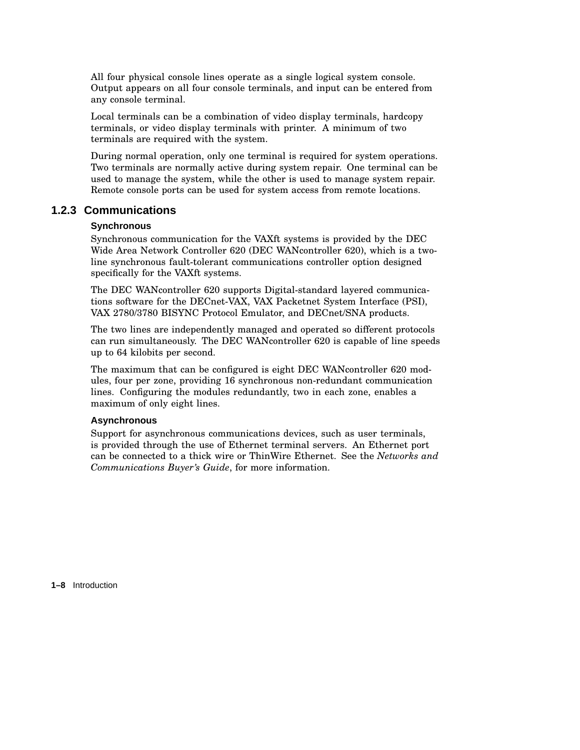All four physical console lines operate as a single logical system console. Output appears on all four console terminals, and input can be entered from any console terminal.

Local terminals can be a combination of video display terminals, hardcopy terminals, or video display terminals with printer. A minimum of two terminals are required with the system.

During normal operation, only one terminal is required for system operations. Two terminals are normally active during system repair. One terminal can be used to manage the system, while the other is used to manage system repair. Remote console ports can be used for system access from remote locations.

### 1.2.3 Communications

#### Synchronous

Synchronous communication for the VAXft systems is provided by the DEC Wide Area Network Controller 620 (DEC WANcontroller 620), which is a two-line synchronous fault-tolerant communications controller option designed specifically for the VAXft systems.

The DEC WANcontroller 620 supports Digital-standard layered communications software for the DECnet-VAX, VAX Packetnet System Interface (PSI), VAX 2780/3780 BISYNC Protocol Emulator, and DECnet/SNA products.

The two lines are independently managed and operated so different protocols can run simultaneously. The DEC WANcontroller 620 is capable of line speeds up to 64 kilobits per second.

The maximum that can be configured is eight DEC WANcontroller 620 modules, four per zone, providing 16 synchronous non-redundant communication lines. Configuring the modules redundantly, two in each zone, enables a maximum of only eight lines.

#### Asynchronous

Support for asynchronous communications devices, such as user terminals, is provided through the use of Ethernet terminal servers. An Ethernet port can be connected to a thick wire or ThinWire Ethernet. See the *Networks and Communications Buyer's Guide*, for more information.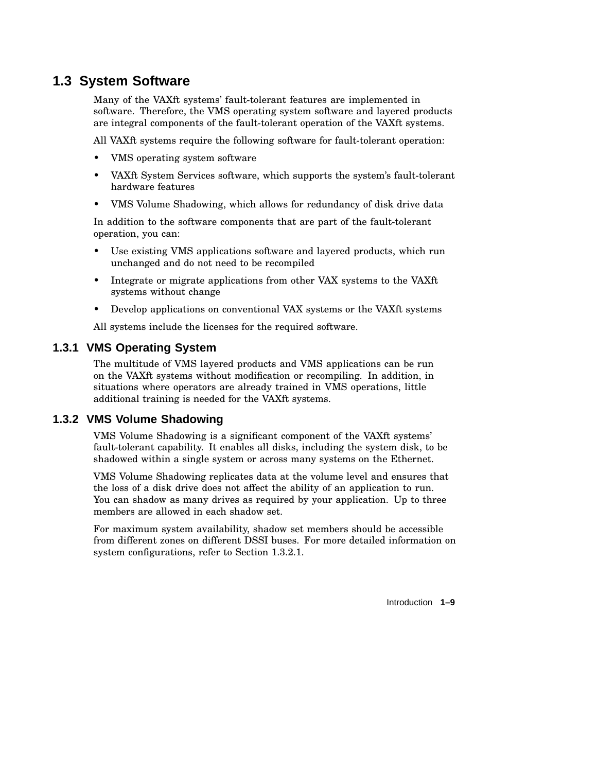## 1.3 System Software

Many of the VAXft systems' fault-tolerant features are implemented in software. Therefore, the VMS operating system software and layered products are integral components of the fault-tolerant operation of the VAXft systems.

All VAXft systems require the following software for fault-tolerant operation:

- VMS operating system software
- VAXft System Services software, which supports the system's fault-tolerant hardware features
- VMS Volume Shadowing, which allows for redundancy of disk drive data

In addition to the software components that are part of the fault-tolerant operation, you can:

- Use existing VMS applications software and layered products, which run unchanged and do not need to be recompiled
- Integrate or migrate applications from other VAX systems to the VAXft systems without change
- Develop applications on conventional VAX systems or the VAXft systems

All systems include the licenses for the required software.

### 1.3.1 VMS Operating System

The multitude of VMS layered products and VMS applications can be run on the VAXft systems without modification or recompiling. In addition, in situations where operators are already trained in VMS operations, little additional training is needed for the VAXft systems.

### 1.3.2 VMS Volume Shadowing

VMS Volume Shadowing is a significant component of the VAXft systems' fault-tolerant capability. It enables all disks, including the system disk, to be shadowed within a single system or across many systems on the Ethernet.

VMS Volume Shadowing replicates data at the volume level and ensures that the loss of a disk drive does not affect the ability of an application to run. You can shadow as many drives as required by your application. Up to three members are allowed in each shadow set.

For maximum system availability, shadow set members should be accessible from different zones on different DSSI buses. For more detailed information on system configurations, refer to Section 1.3.2.1.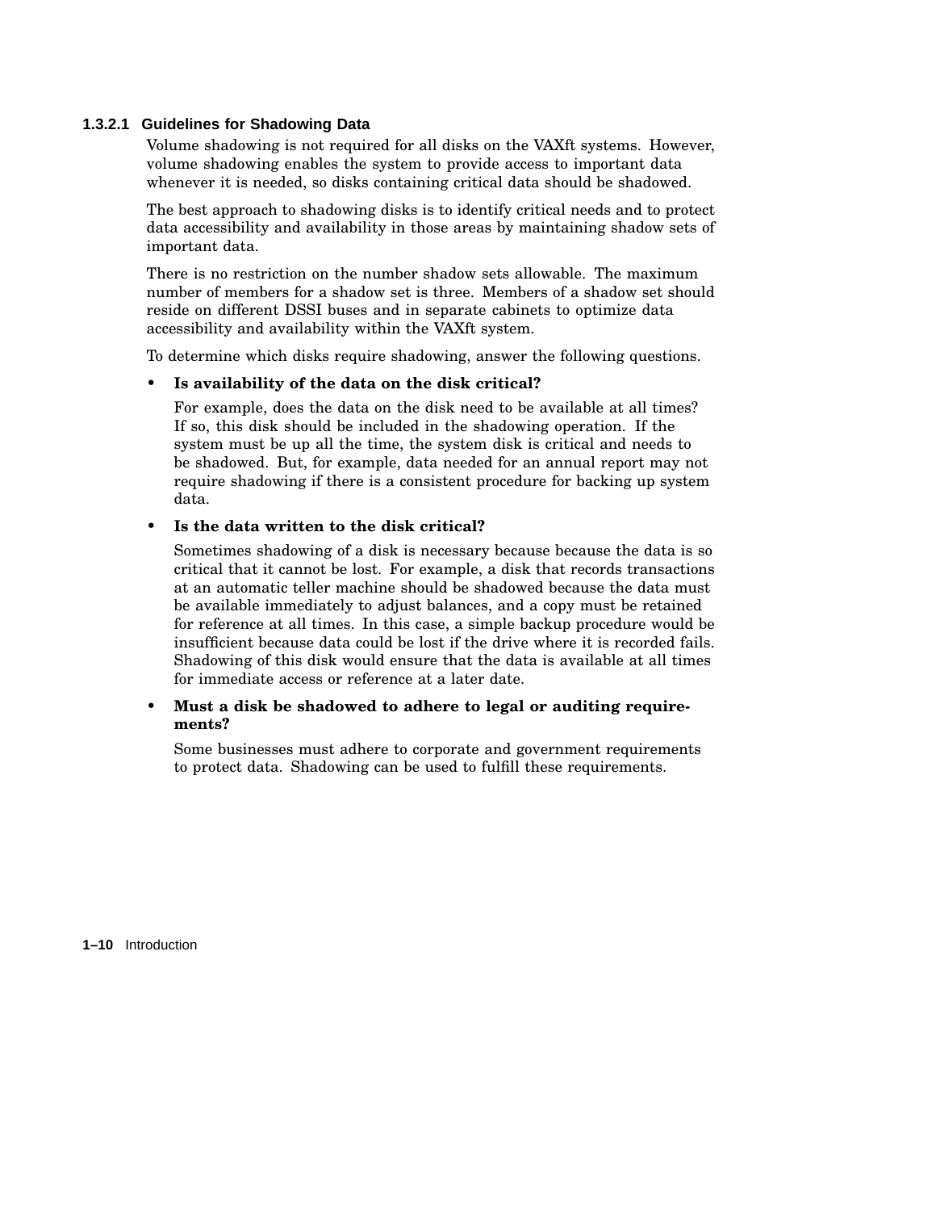#### 1.3.2.1 Guidelines for Shadowing Data

Volume shadowing is not required for all disks on the VAXft systems. However, volume shadowing enables the system to provide access to important data whenever it is needed, so disks containing critical data should be shadowed.

The best approach to shadowing disks is to identify critical needs and to protect data accessibility and availability in those areas by maintaining shadow sets of important data.

There is no restriction on the number shadow sets allowable. The maximum number of members for a shadow set is three. Members of a shadow set should reside on different DSSI buses and in separate cabinets to optimize data accessibility and availability within the VAXft system.

To determine which disks require shadowing, answer the following questions.

- **Is availability of the data on the disk critical?**

  For example, does the data on the disk need to be available at all times? If so, this disk should be included in the shadowing operation. If the system must be up all the time, the system disk is critical and needs to be shadowed. But, for example, data needed for an annual report may not require shadowing if there is a consistent procedure for backing up system data.

- **Is the data written to the disk critical?**

  Sometimes shadowing of a disk is necessary because because the data is so critical that it cannot be lost. For example, a disk that records transactions at an automatic teller machine should be shadowed because the data must be available immediately to adjust balances, and a copy must be retained for reference at all times. In this case, a simple backup procedure would be insufficient because data could be lost if the drive where it is recorded fails. Shadowing of this disk would ensure that the data is available at all times for immediate access or reference at a later date.

- **Must a disk be shadowed to adhere to legal or auditing requirements?**

  Some businesses must adhere to corporate and government requirements to protect data. Shadowing can be used to fulfill these requirements.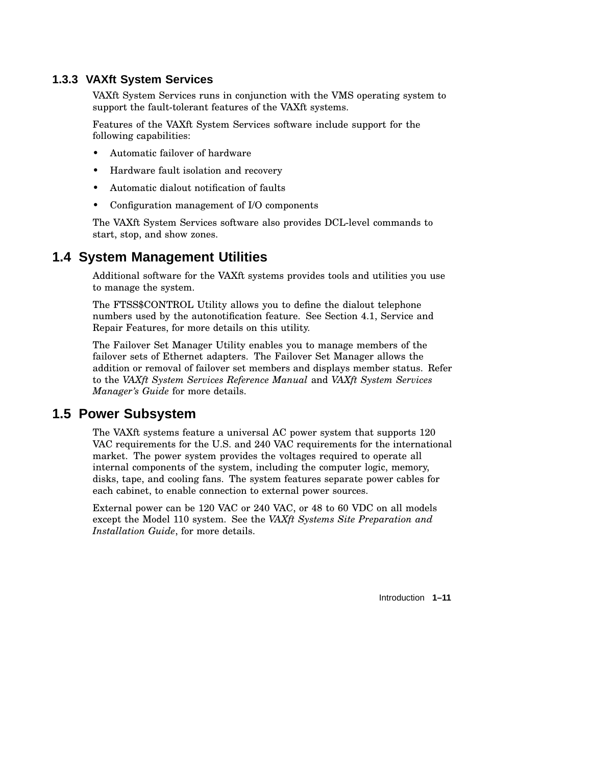### 1.3.3 VAXft System Services

VAXft System Services runs in conjunction with the VMS operating system to support the fault-tolerant features of the VAXft systems.

Features of the VAXft System Services software include support for the following capabilities:

- Automatic failover of hardware
- Hardware fault isolation and recovery
- Automatic dialout notification of faults
- Configuration management of I/O components

The VAXft System Services software also provides DCL-level commands to start, stop, and show zones.

## 1.4 System Management Utilities

Additional software for the VAXft systems provides tools and utilities you use to manage the system.

The FTSS$CONTROL Utility allows you to define the dialout telephone numbers used by the autonotification feature. See Section 4.1, Service and Repair Features, for more details on this utility.

The Failover Set Manager Utility enables you to manage members of the failover sets of Ethernet adapters. The Failover Set Manager allows the addition or removal of failover set members and displays member status. Refer to the *VAXft System Services Reference Manual* and *VAXft System Services Manager's Guide* for more details.

## 1.5 Power Subsystem

The VAXft systems feature a universal AC power system that supports 120 VAC requirements for the U.S. and 240 VAC requirements for the international market. The power system provides the voltages required to operate all internal components of the system, including the computer logic, memory, disks, tape, and cooling fans. The system features separate power cables for each cabinet, to enable connection to external power sources.

External power can be 120 VAC or 240 VAC, or 48 to 60 VDC on all models except the Model 110 system. See the *VAXft Systems Site Preparation and Installation Guide*, for more details.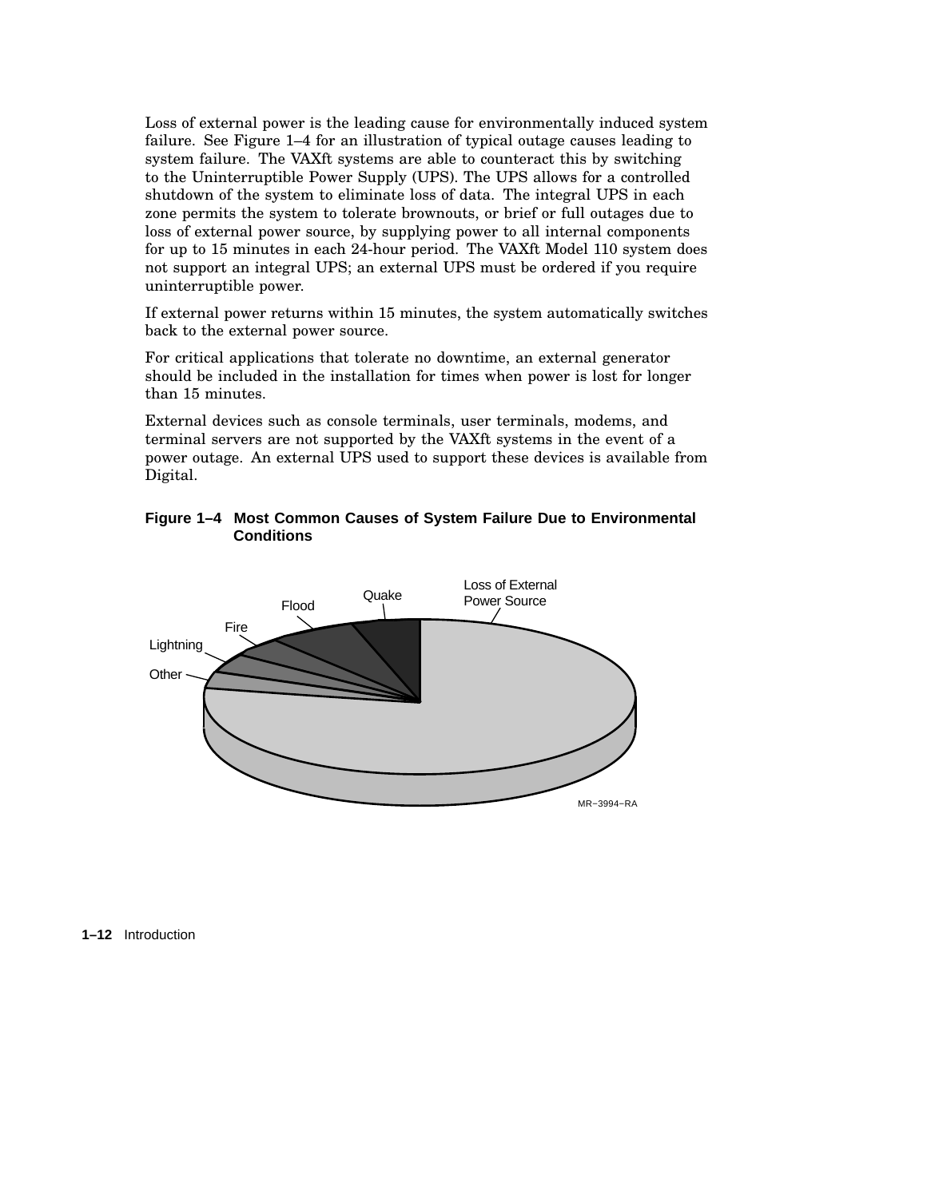Loss of external power is the leading cause for environmentally induced system failure. See Figure 1–4 for an illustration of typical outage causes leading to system failure. The VAXft systems are able to counteract this by switching to the Uninterruptible Power Supply (UPS). The UPS allows for a controlled shutdown of the system to eliminate loss of data. The integral UPS in each zone permits the system to tolerate brownouts, or brief or full outages due to loss of external power source, by supplying power to all internal components for up to 15 minutes in each 24-hour period. The VAXft Model 110 system does not support an integral UPS; an external UPS must be ordered if you require uninterruptible power.

If external power returns within 15 minutes, the system automatically switches back to the external power source.

For critical applications that tolerate no downtime, an external generator should be included in the installation for times when power is lost for longer than 15 minutes.

External devices such as console terminals, user terminals, modems, and terminal servers are not supported by the VAXft systems in the event of a power outage. An external UPS used to support these devices is available from Digital.

**Figure 1–4 Most Common Causes of System Failure Due to Environmental Conditions**

Loss of External Power Source

Quake

Flood

Fire

Lightning

Other

MR–3994–RA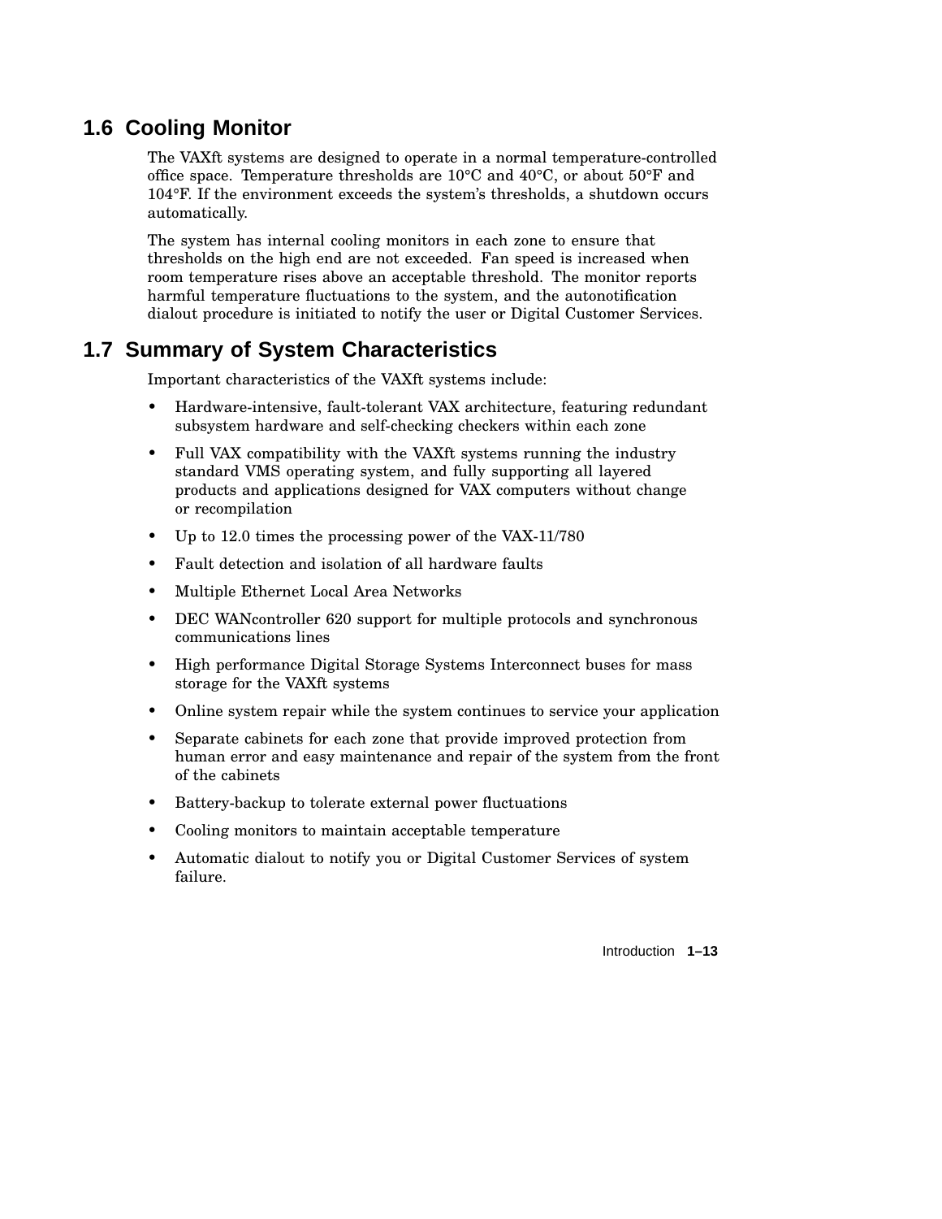## 1.6 Cooling Monitor

The VAXft systems are designed to operate in a normal temperature-controlled office space. Temperature thresholds are 10°C and 40°C, or about 50°F and 104°F. If the environment exceeds the system's thresholds, a shutdown occurs automatically.

The system has internal cooling monitors in each zone to ensure that thresholds on the high end are not exceeded. Fan speed is increased when room temperature rises above an acceptable threshold. The monitor reports harmful temperature fluctuations to the system, and the autonotification dialout procedure is initiated to notify the user or Digital Customer Services.

## 1.7 Summary of System Characteristics

Important characteristics of the VAXft systems include:

- Hardware-intensive, fault-tolerant VAX architecture, featuring redundant subsystem hardware and self-checking checkers within each zone
- Full VAX compatibility with the VAXft systems running the industry standard VMS operating system, and fully supporting all layered products and applications designed for VAX computers without change or recompilation
- Up to 12.0 times the processing power of the VAX-11/780
- Fault detection and isolation of all hardware faults
- Multiple Ethernet Local Area Networks
- DEC WANcontroller 620 support for multiple protocols and synchronous communications lines
- High performance Digital Storage Systems Interconnect buses for mass storage for the VAXft systems
- Online system repair while the system continues to service your application
- Separate cabinets for each zone that provide improved protection from human error and easy maintenance and repair of the system from the front of the cabinets
- Battery-backup to tolerate external power fluctuations
- Cooling monitors to maintain acceptable temperature
- Automatic dialout to notify you or Digital Customer Services of system failure.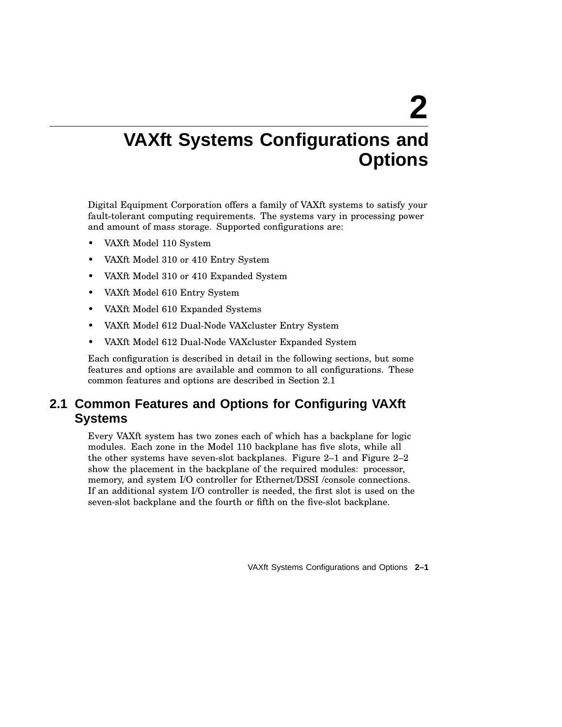# 2 VAXft Systems Configurations and Options

Digital Equipment Corporation offers a family of VAXft systems to satisfy your fault-tolerant computing requirements. The systems vary in processing power and amount of mass storage. Supported configurations are:

- VAXft Model 110 System
- VAXft Model 310 or 410 Entry System
- VAXft Model 310 or 410 Expanded System
- VAXft Model 610 Entry System
- VAXft Model 610 Expanded Systems
- VAXft Model 612 Dual-Node VAXcluster Entry System
- VAXft Model 612 Dual-Node VAXcluster Expanded System

Each configuration is described in detail in the following sections, but some features and options are available and common to all configurations. These common features and options are described in Section 2.1

## 2.1 Common Features and Options for Configuring VAXft Systems

Every VAXft system has two zones each of which has a backplane for logic modules. Each zone in the Model 110 backplane has five slots, while all the other systems have seven-slot backplanes. Figure 2–1 and Figure 2–2 show the placement in the backplane of the required modules: processor, memory, and system I/O controller for Ethernet/DSSI /console connections. If an additional system I/O controller is needed, the first slot is used on the seven-slot backplane and the fourth or fifth on the five-slot backplane.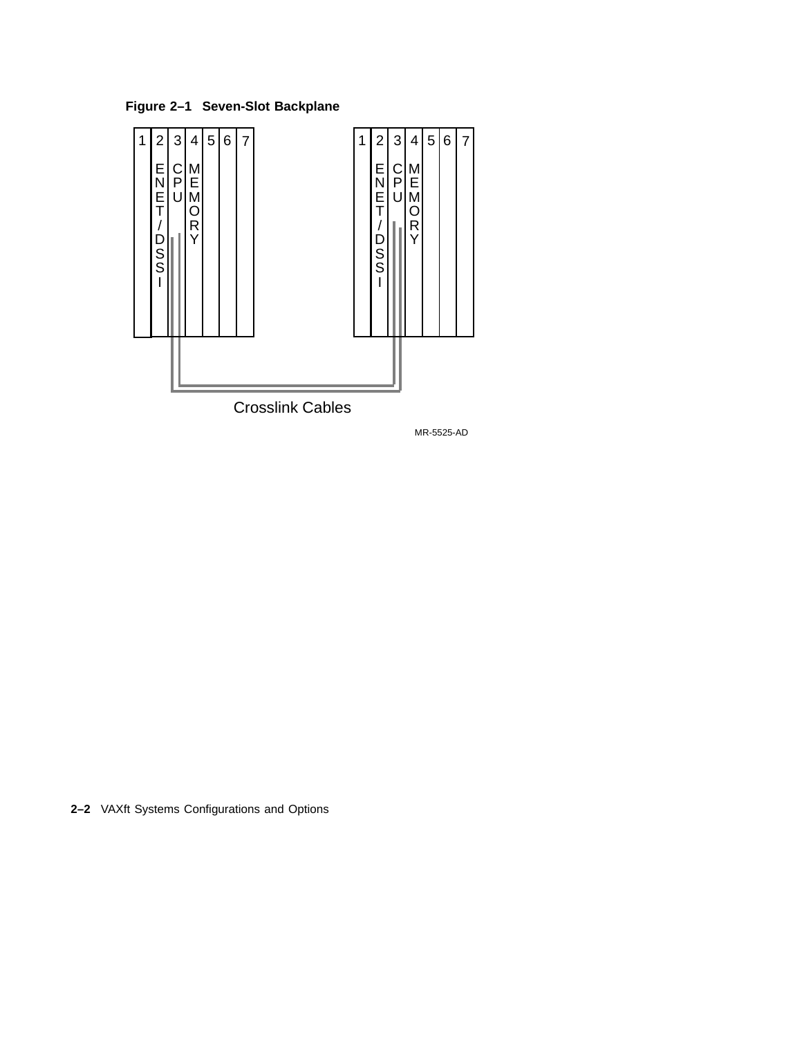**Figure 2–1 Seven-Slot Backplane**

| 1 | 2 | 3 | 4 | 5 | 6 | 7 |
|---|---|---|---|---|---|---|
| | ENET/DSSI | CPU | MEMORY | | | |

| 1 | 2 | 3 | 4 | 5 | 6 | 7 |
|---|---|---|---|---|---|---|
| | ENET/DSSI | CPU | MEMORY | | | |

Crosslink Cables

MR-5525-AD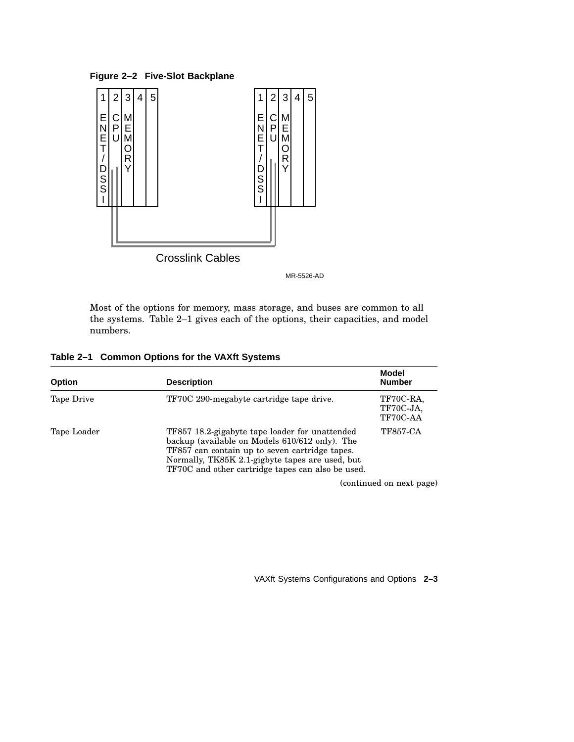**Figure 2–2 Five-Slot Backplane**

| 1 | 2 | 3 | 4 | 5 |
|---|---|---|---|---|
| ENET/DSSI | CPU | MEMORY | | |

| 1 | 2 | 3 | 4 | 5 |
|---|---|---|---|---|
| ENET/DSSI | CPU | MEMORY | | |

Crosslink Cables

MR-5526-AD

Most of the options for memory, mass storage, and buses are common to all the systems. Table 2–1 gives each of the options, their capacities, and model numbers.

**Table 2–1 Common Options for the VAXft Systems**

| Option | Description | Model Number |
|---|---|---|
| Tape Drive | TF70C 290-megabyte cartridge tape drive. | TF70C-RA, TF70C-JA, TF70C-AA |
| Tape Loader | TF857 18.2-gigabyte tape loader for unattended backup (available on Models 610/612 only). The TF857 can contain up to seven cartridge tapes. Normally, TK85K 2.1-gigbyte tapes are used, but TF70C and other cartridge tapes can also be used. | TF857-CA |

(continued on next page)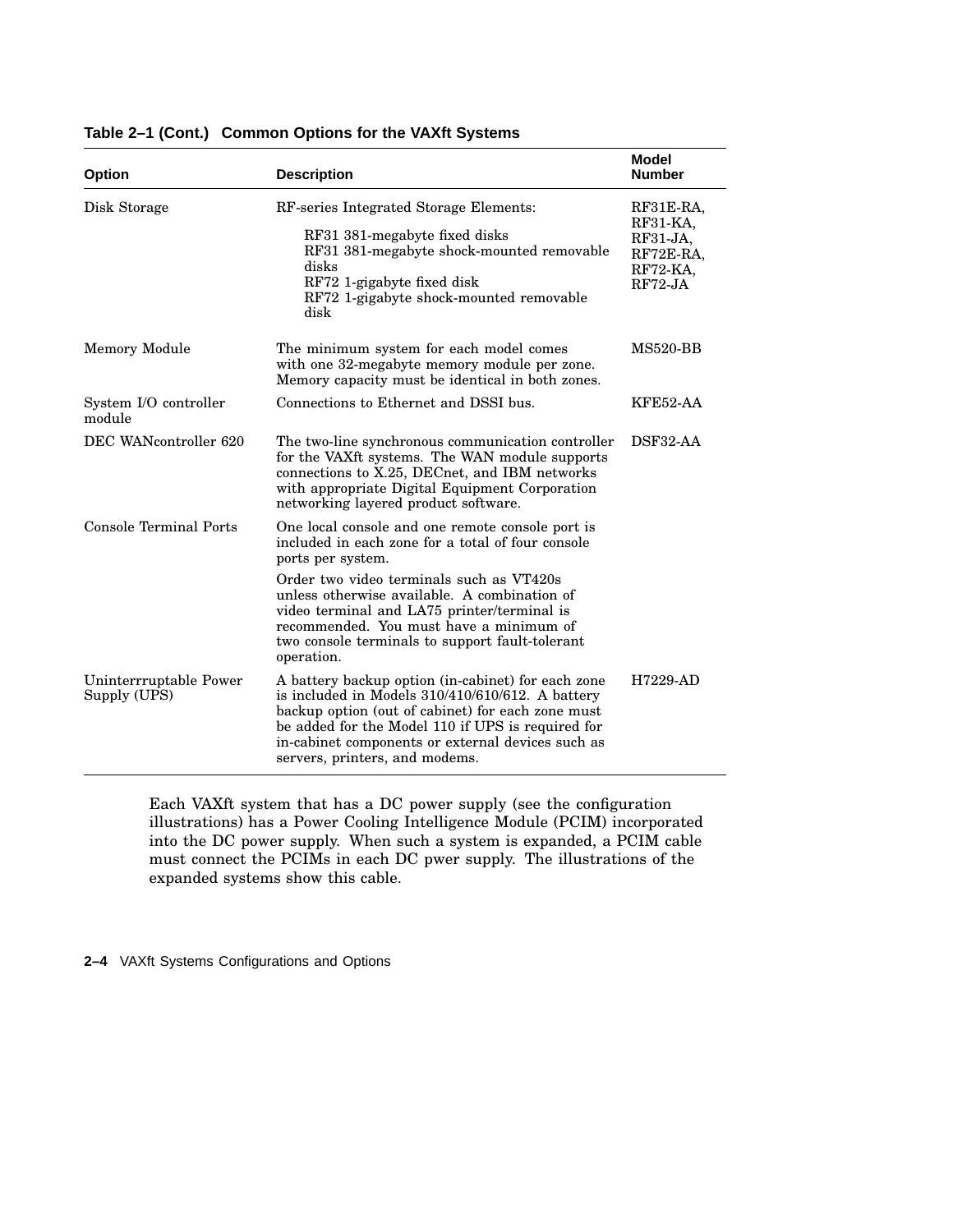**Table 2–1 (Cont.) Common Options for the VAXft Systems**

| Option | Description | Model Number |
|---|---|---|
| Disk Storage | RF-series Integrated Storage Elements:<br>RF31 381-megabyte fixed disks<br>RF31 381-megabyte shock-mounted removable disks<br>RF72 1-gigabyte fixed disk<br>RF72 1-gigabyte shock-mounted removable disk | RF31E-RA, RF31-KA, RF31-JA, RF72E-RA, RF72-KA, RF72-JA |
| Memory Module | The minimum system for each model comes with one 32-megabyte memory module per zone. Memory capacity must be identical in both zones. | MS520-BB |
| System I/O controller module | Connections to Ethernet and DSSI bus. | KFE52-AA |
| DEC WANcontroller 620 | The two-line synchronous communication controller for the VAXft systems. The WAN module supports connections to X.25, DECnet, and IBM networks with appropriate Digital Equipment Corporation networking layered product software. | DSF32-AA |
| Console Terminal Ports | One local console and one remote console port is included in each zone for a total of four console ports per system.<br>Order two video terminals such as VT420s unless otherwise available. A combination of video terminal and LA75 printer/terminal is recommended. You must have a minimum of two console terminals to support fault-tolerant operation. | |
| Uninterrruptable Power Supply (UPS) | A battery backup option (in-cabinet) for each zone is included in Models 310/410/610/612. A battery backup option (out of cabinet) for each zone must be added for the Model 110 if UPS is required for in-cabinet components or external devices such as servers, printers, and modems. | H7229-AD |

Each VAXft system that has a DC power supply (see the configuration illustrations) has a Power Cooling Intelligence Module (PCIM) incorporated into the DC power supply. When such a system is expanded, a PCIM cable must connect the PCIMs in each DC pwer supply. The illustrations of the expanded systems show this cable.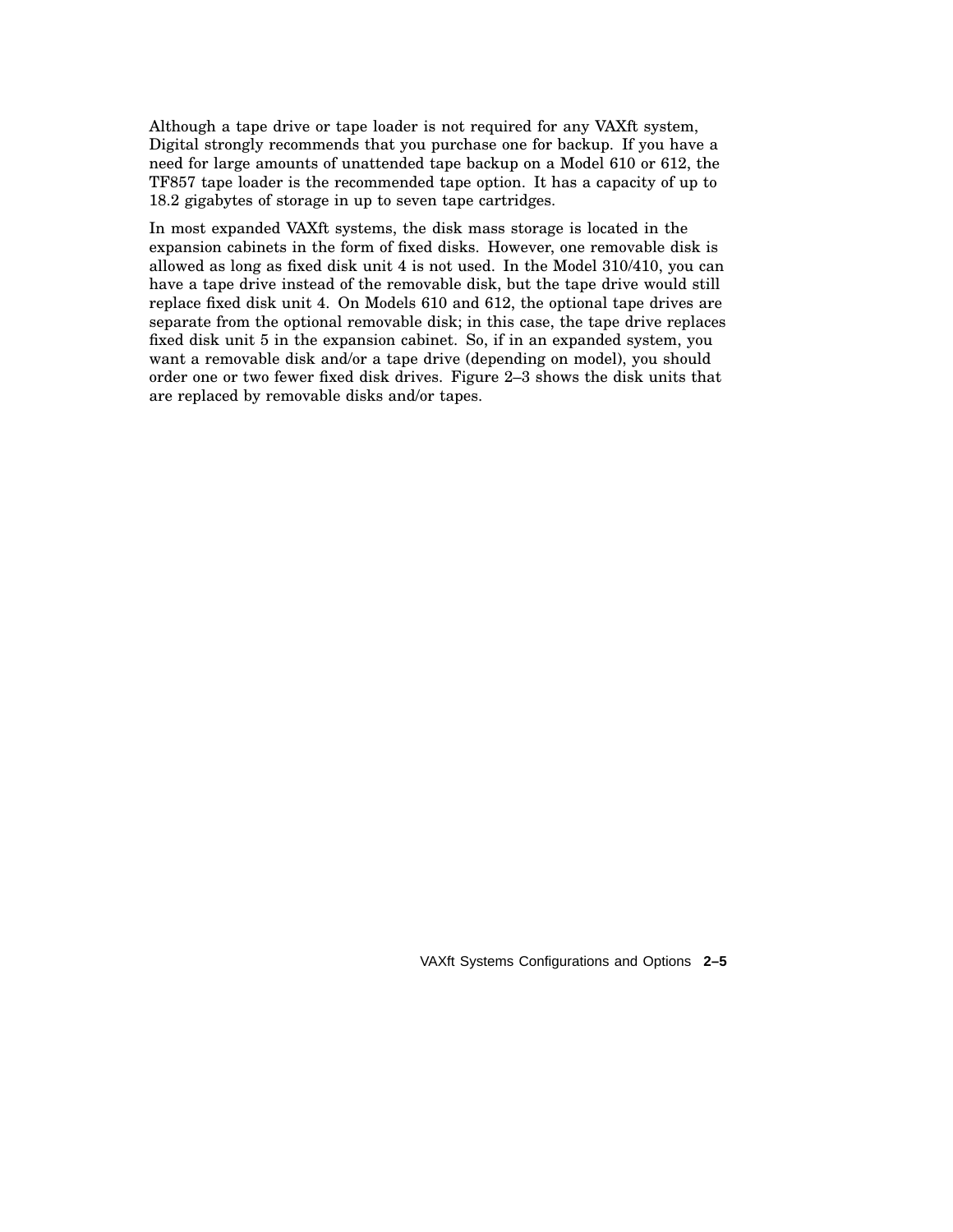Although a tape drive or tape loader is not required for any VAXft system, Digital strongly recommends that you purchase one for backup. If you have a need for large amounts of unattended tape backup on a Model 610 or 612, the TF857 tape loader is the recommended tape option. It has a capacity of up to 18.2 gigabytes of storage in up to seven tape cartridges.

In most expanded VAXft systems, the disk mass storage is located in the expansion cabinets in the form of fixed disks. However, one removable disk is allowed as long as fixed disk unit 4 is not used. In the Model 310/410, you can have a tape drive instead of the removable disk, but the tape drive would still replace fixed disk unit 4. On Models 610 and 612, the optional tape drives are separate from the optional removable disk; in this case, the tape drive replaces fixed disk unit 5 in the expansion cabinet. So, if in an expanded system, you want a removable disk and/or a tape drive (depending on model), you should order one or two fewer fixed disk drives. Figure 2–3 shows the disk units that are replaced by removable disks and/or tapes.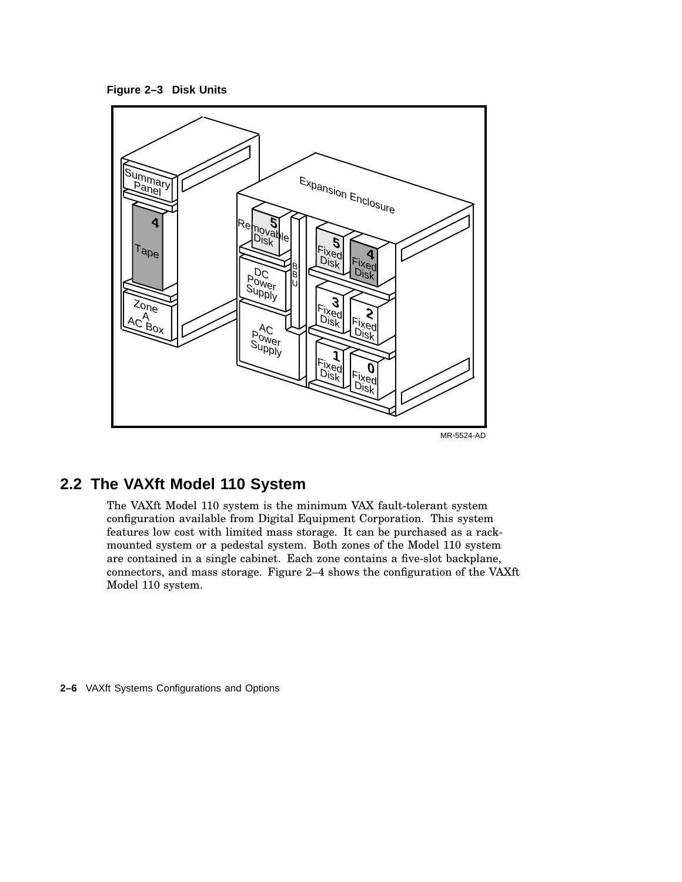**Figure 2–3 Disk Units**

## 2.2 The VAXft Model 110 System

The VAXft Model 110 system is the minimum VAX fault-tolerant system configuration available from Digital Equipment Corporation. This system features low cost with limited mass storage. It can be purchased as a rack-mounted system or a pedestal system. Both zones of the Model 110 system are contained in a single cabinet. Each zone contains a five-slot backplane, connectors, and mass storage. Figure 2–4 shows the configuration of the VAXft Model 110 system.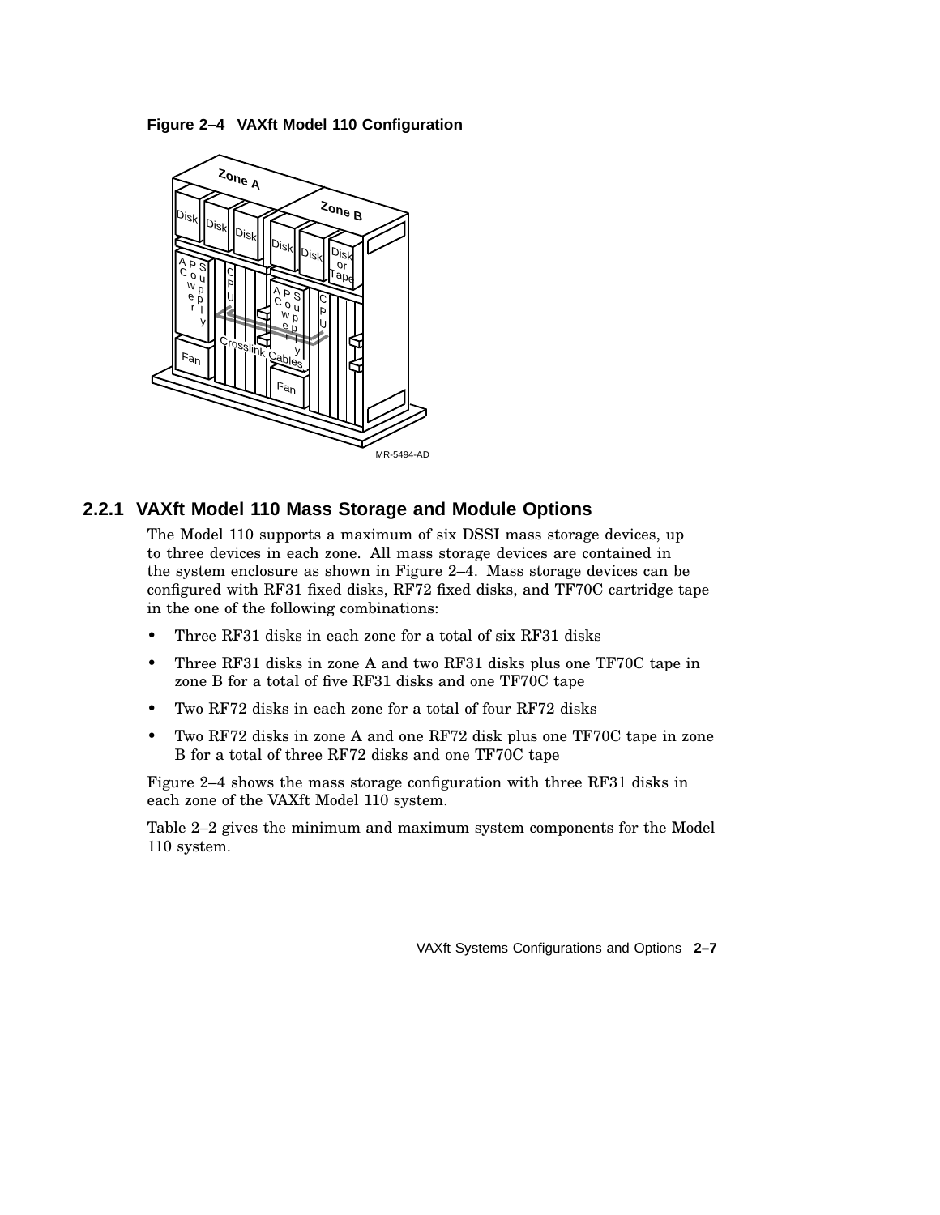**Figure 2–4 VAXft Model 110 Configuration**

## 2.2.1 VAXft Model 110 Mass Storage and Module Options

The Model 110 supports a maximum of six DSSI mass storage devices, up to three devices in each zone. All mass storage devices are contained in the system enclosure as shown in Figure 2–4. Mass storage devices can be configured with RF31 fixed disks, RF72 fixed disks, and TF70C cartridge tape in the one of the following combinations:

- Three RF31 disks in each zone for a total of six RF31 disks
- Three RF31 disks in zone A and two RF31 disks plus one TF70C tape in zone B for a total of five RF31 disks and one TF70C tape
- Two RF72 disks in each zone for a total of four RF72 disks
- Two RF72 disks in zone A and one RF72 disk plus one TF70C tape in zone B for a total of three RF72 disks and one TF70C tape

Figure 2–4 shows the mass storage configuration with three RF31 disks in each zone of the VAXft Model 110 system.

Table 2–2 gives the minimum and maximum system components for the Model 110 system.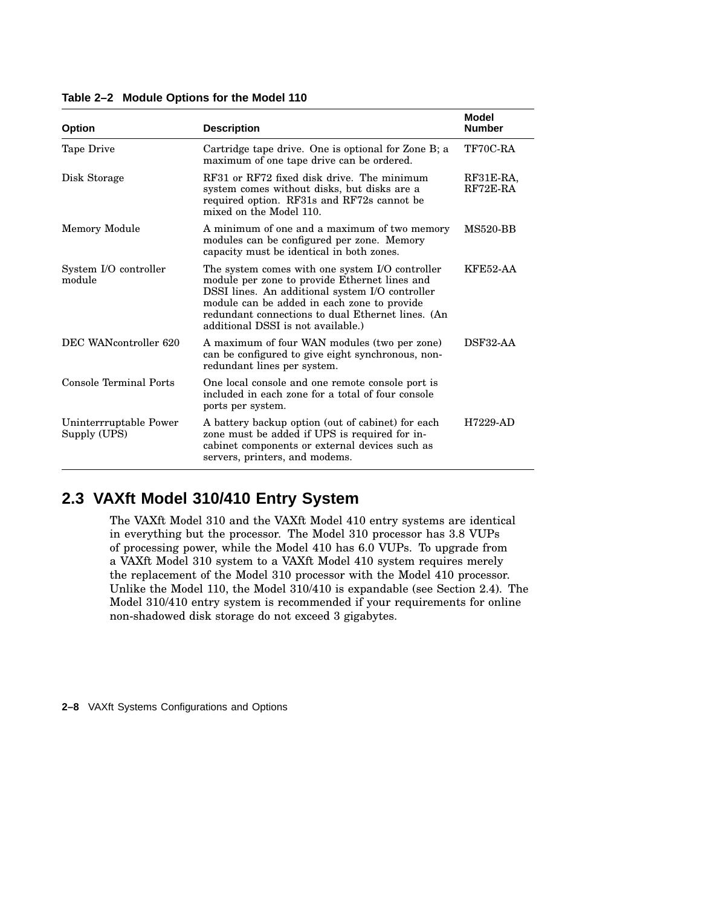**Table 2–2 Module Options for the Model 110**

| Option | Description | Model Number |
|---|---|---|
| Tape Drive | Cartridge tape drive. One is optional for Zone B; a maximum of one tape drive can be ordered. | TF70C-RA |
| Disk Storage | RF31 or RF72 fixed disk drive. The minimum system comes without disks, but disks are a required option. RF31s and RF72s cannot be mixed on the Model 110. | RF31E-RA, RF72E-RA |
| Memory Module | A minimum of one and a maximum of two memory modules can be configured per zone. Memory capacity must be identical in both zones. | MS520-BB |
| System I/O controller module | The system comes with one system I/O controller module per zone to provide Ethernet lines and DSSI lines. An additional system I/O controller module can be added in each zone to provide redundant connections to dual Ethernet lines. (An additional DSSI is not available.) | KFE52-AA |
| DEC WANcontroller 620 | A maximum of four WAN modules (two per zone) can be configured to give eight synchronous, non-redundant lines per system. | DSF32-AA |
| Console Terminal Ports | One local console and one remote console port is included in each zone for a total of four console ports per system. | |
| Uninterrruptable Power Supply (UPS) | A battery backup option (out of cabinet) for each zone must be added if UPS is required for in-cabinet components or external devices such as servers, printers, and modems. | H7229-AD |

## 2.3 VAXft Model 310/410 Entry System

The VAXft Model 310 and the VAXft Model 410 entry systems are identical in everything but the processor. The Model 310 processor has 3.8 VUPs of processing power, while the Model 410 has 6.0 VUPs. To upgrade from a VAXft Model 310 system to a VAXft Model 410 system requires merely the replacement of the Model 310 processor with the Model 410 processor. Unlike the Model 110, the Model 310/410 is expandable (see Section 2.4). The Model 310/410 entry system is recommended if your requirements for online non-shadowed disk storage do not exceed 3 gigabytes.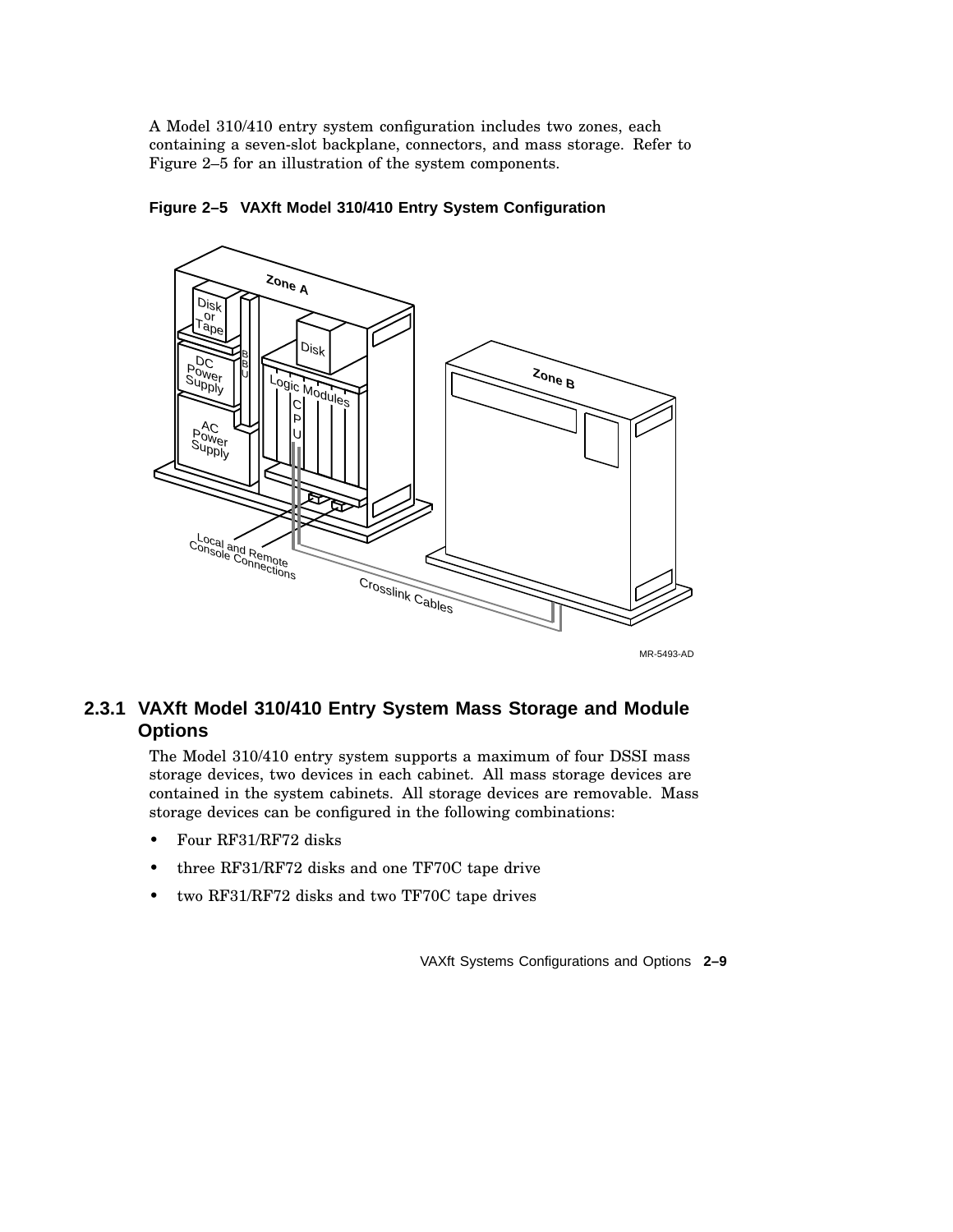A Model 310/410 entry system configuration includes two zones, each containing a seven-slot backplane, connectors, and mass storage. Refer to Figure 2–5 for an illustration of the system components.

**Figure 2–5 VAXft Model 310/410 Entry System Configuration**

MR-5493-AD

### 2.3.1 VAXft Model 310/410 Entry System Mass Storage and Module Options

The Model 310/410 entry system supports a maximum of four DSSI mass storage devices, two devices in each cabinet. All mass storage devices are contained in the system cabinets. All storage devices are removable. Mass storage devices can be configured in the following combinations:

- Four RF31/RF72 disks
- three RF31/RF72 disks and one TF70C tape drive
- two RF31/RF72 disks and two TF70C tape drives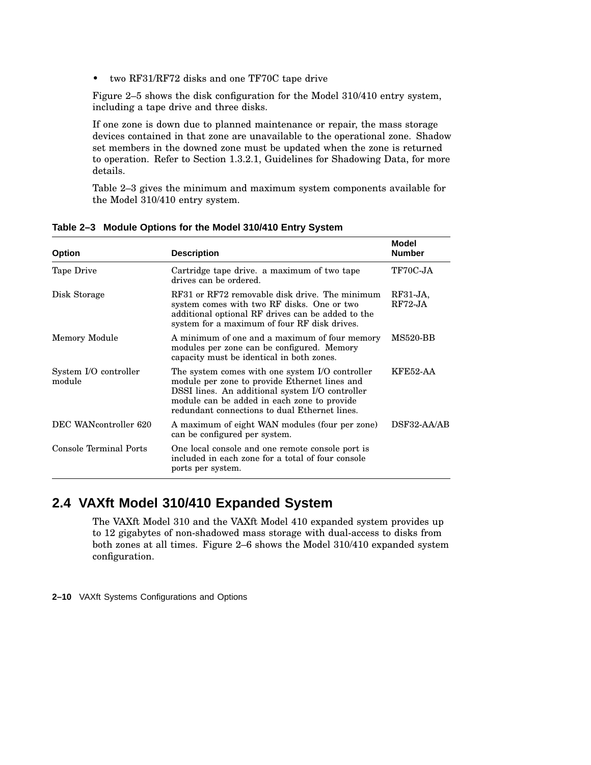- two RF31/RF72 disks and one TF70C tape drive

Figure 2–5 shows the disk configuration for the Model 310/410 entry system, including a tape drive and three disks.

If one zone is down due to planned maintenance or repair, the mass storage devices contained in that zone are unavailable to the operational zone. Shadow set members in the downed zone must be updated when the zone is returned to operation. Refer to Section 1.3.2.1, Guidelines for Shadowing Data, for more details.

Table 2–3 gives the minimum and maximum system components available for the Model 310/410 entry system.

**Table 2–3 Module Options for the Model 310/410 Entry System**

| Option | Description | Model Number |
|---|---|---|
| Tape Drive | Cartridge tape drive. a maximum of two tape drives can be ordered. | TF70C-JA |
| Disk Storage | RF31 or RF72 removable disk drive. The minimum system comes with two RF disks. One or two additional optional RF drives can be added to the system for a maximum of four RF disk drives. | RF31-JA, RF72-JA |
| Memory Module | A minimum of one and a maximum of four memory modules per zone can be configured. Memory capacity must be identical in both zones. | MS520-BB |
| System I/O controller module | The system comes with one system I/O controller module per zone to provide Ethernet lines and DSSI lines. An additional system I/O controller module can be added in each zone to provide redundant connections to dual Ethernet lines. | KFE52-AA |
| DEC WANcontroller 620 | A maximum of eight WAN modules (four per zone) can be configured per system. | DSF32-AA/AB |
| Console Terminal Ports | One local console and one remote console port is included in each zone for a total of four console ports per system. | |

## 2.4 VAXft Model 310/410 Expanded System

The VAXft Model 310 and the VAXft Model 410 expanded system provides up to 12 gigabytes of non-shadowed mass storage with dual-access to disks from both zones at all times. Figure 2–6 shows the Model 310/410 expanded system configuration.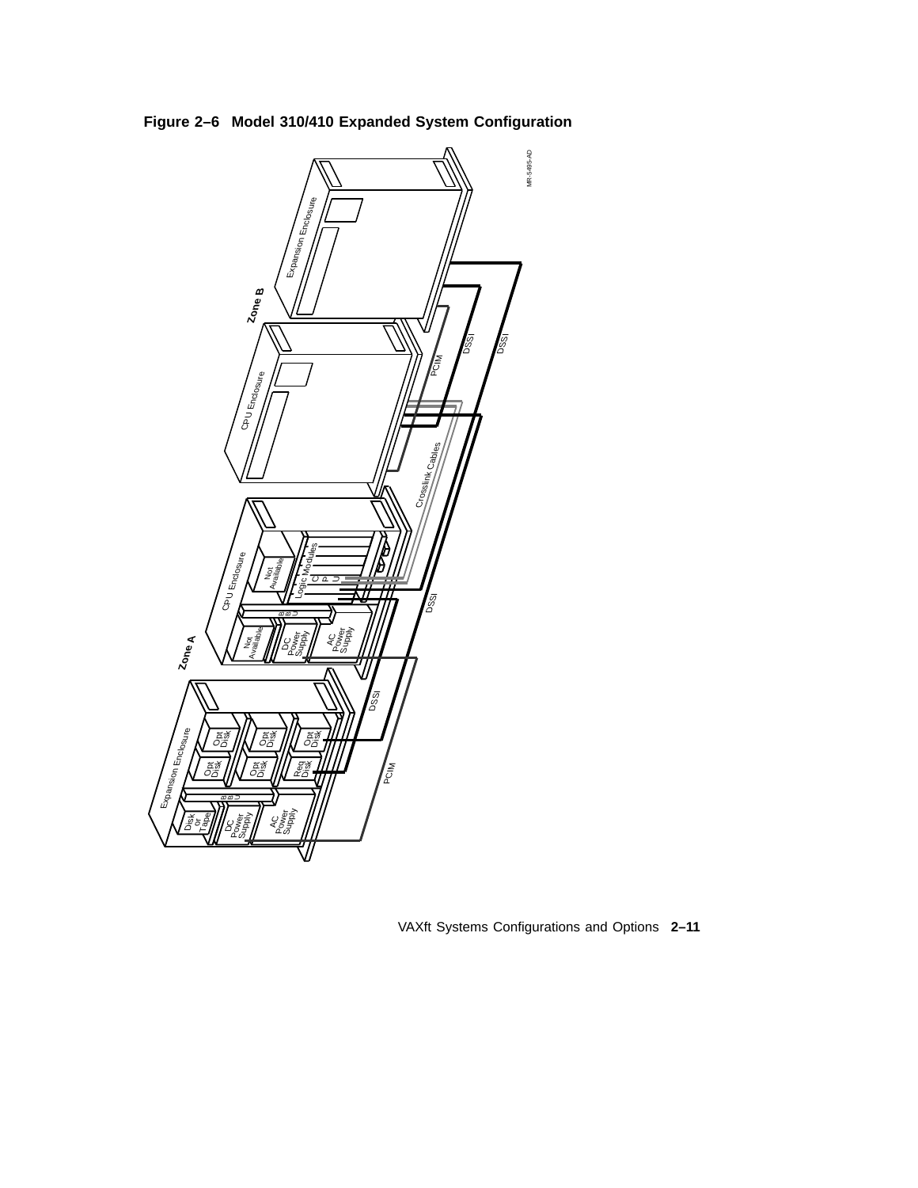**Figure 2–6 Model 310/410 Expanded System Configuration**

Zone B

Expansion Enclosure

CPU Enclosure

PCIM

DSSI

DSSI

Crosslink Cables

Zone A

CPU Enclosure

Not Available

Logic Modules

C P U

B B U

Not Available

DC Power Supply

AC Power Supply

DSSI

Expansion Enclosure

Opt Disk

Opt Disk

Opt Disk

Opt Disk

Opt Disk

Req Disk

B B U

Disk or Tape

DC Power Supply

AC Power Supply

DSSI

PCIM

MR-5495-AD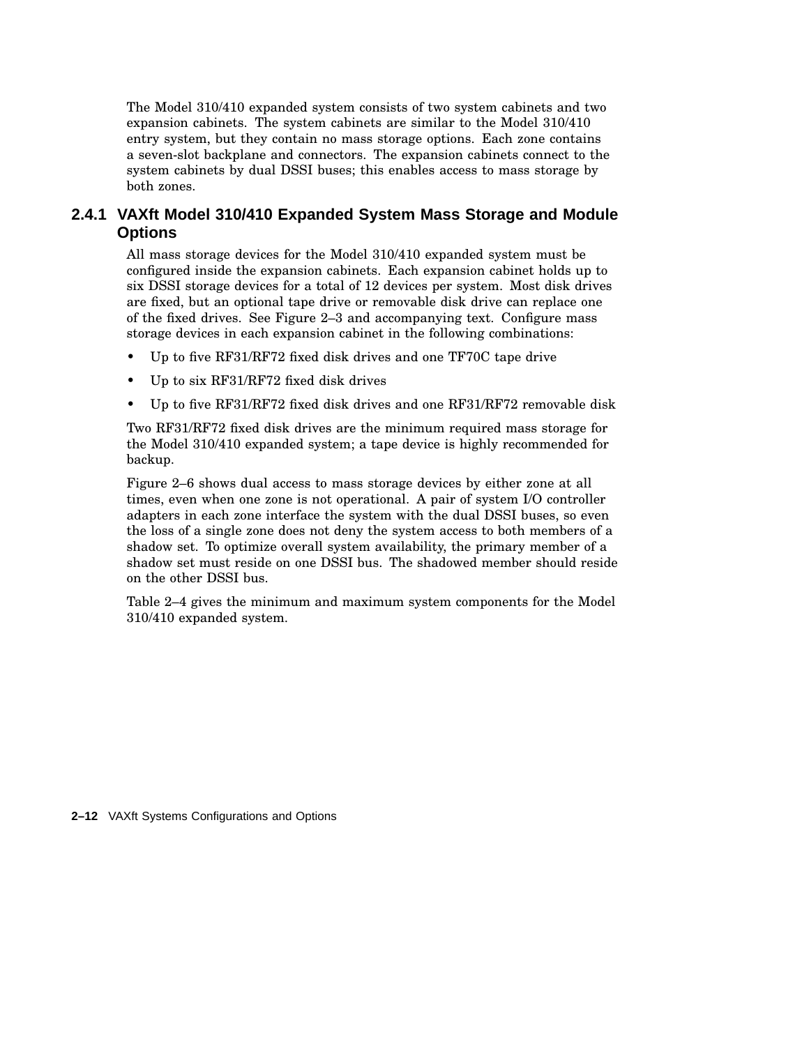The Model 310/410 expanded system consists of two system cabinets and two expansion cabinets. The system cabinets are similar to the Model 310/410 entry system, but they contain no mass storage options. Each zone contains a seven-slot backplane and connectors. The expansion cabinets connect to the system cabinets by dual DSSI buses; this enables access to mass storage by both zones.

### 2.4.1 VAXft Model 310/410 Expanded System Mass Storage and Module Options

All mass storage devices for the Model 310/410 expanded system must be configured inside the expansion cabinets. Each expansion cabinet holds up to six DSSI storage devices for a total of 12 devices per system. Most disk drives are fixed, but an optional tape drive or removable disk drive can replace one of the fixed drives. See Figure 2–3 and accompanying text. Configure mass storage devices in each expansion cabinet in the following combinations:

- Up to five RF31/RF72 fixed disk drives and one TF70C tape drive
- Up to six RF31/RF72 fixed disk drives
- Up to five RF31/RF72 fixed disk drives and one RF31/RF72 removable disk

Two RF31/RF72 fixed disk drives are the minimum required mass storage for the Model 310/410 expanded system; a tape device is highly recommended for backup.

Figure 2–6 shows dual access to mass storage devices by either zone at all times, even when one zone is not operational. A pair of system I/O controller adapters in each zone interface the system with the dual DSSI buses, so even the loss of a single zone does not deny the system access to both members of a shadow set. To optimize overall system availability, the primary member of a shadow set must reside on one DSSI bus. The shadowed member should reside on the other DSSI bus.

Table 2–4 gives the minimum and maximum system components for the Model 310/410 expanded system.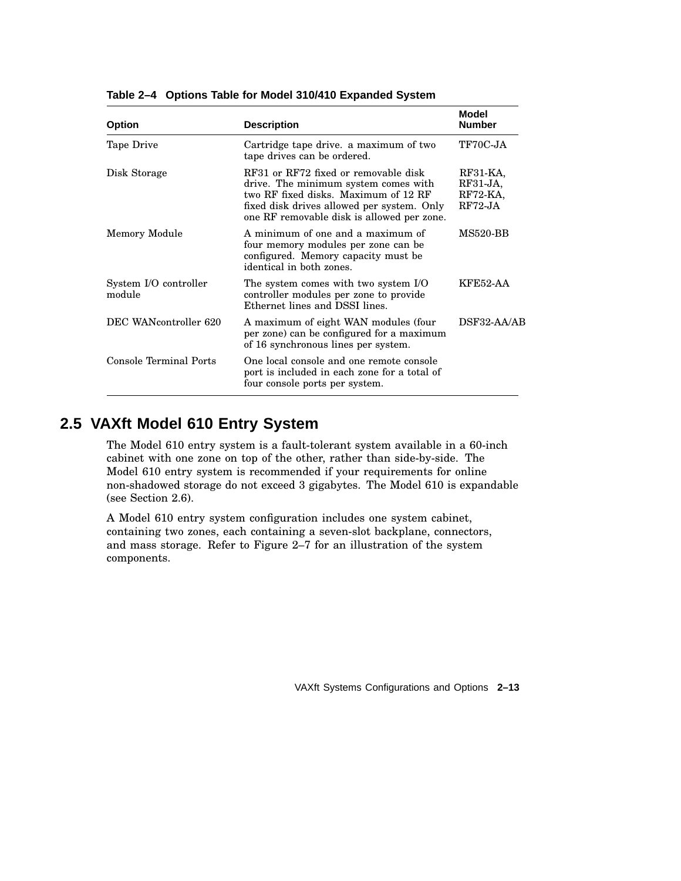**Table 2–4 Options Table for Model 310/410 Expanded System**

| Option | Description | Model Number |
|---|---|---|
| Tape Drive | Cartridge tape drive. a maximum of two tape drives can be ordered. | TF70C-JA |
| Disk Storage | RF31 or RF72 fixed or removable disk drive. The minimum system comes with two RF fixed disks. Maximum of 12 RF fixed disk drives allowed per system. Only one RF removable disk is allowed per zone. | RF31-KA, RF31-JA, RF72-KA, RF72-JA |
| Memory Module | A minimum of one and a maximum of four memory modules per zone can be configured. Memory capacity must be identical in both zones. | MS520-BB |
| System I/O controller module | The system comes with two system I/O controller modules per zone to provide Ethernet lines and DSSI lines. | KFE52-AA |
| DEC WANcontroller 620 | A maximum of eight WAN modules (four per zone) can be configured for a maximum of 16 synchronous lines per system. | DSF32-AA/AB |
| Console Terminal Ports | One local console and one remote console port is included in each zone for a total of four console ports per system. | |

## 2.5 VAXft Model 610 Entry System

The Model 610 entry system is a fault-tolerant system available in a 60-inch cabinet with one zone on top of the other, rather than side-by-side. The Model 610 entry system is recommended if your requirements for online non-shadowed storage do not exceed 3 gigabytes. The Model 610 is expandable (see Section 2.6).

A Model 610 entry system configuration includes one system cabinet, containing two zones, each containing a seven-slot backplane, connectors, and mass storage. Refer to Figure 2–7 for an illustration of the system components.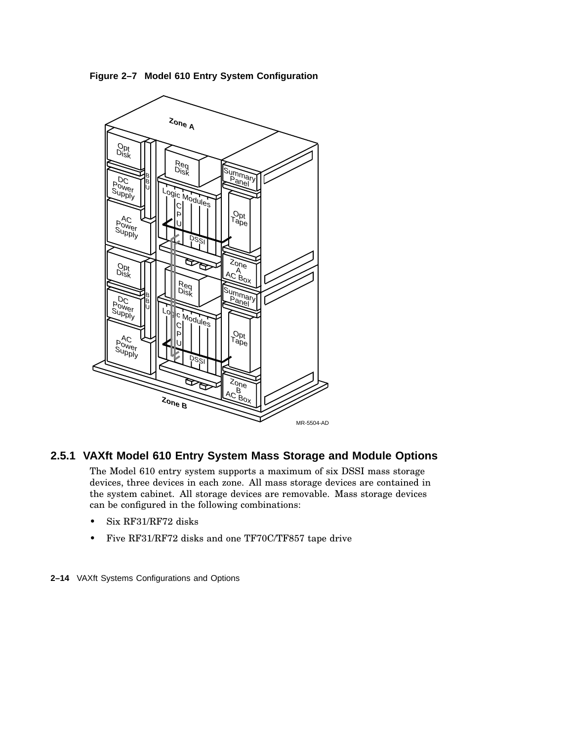**Figure 2–7 Model 610 Entry System Configuration**

## 2.5.1 VAXft Model 610 Entry System Mass Storage and Module Options

The Model 610 entry system supports a maximum of six DSSI mass storage devices, three devices in each zone. All mass storage devices are contained in the system cabinet. All storage devices are removable. Mass storage devices can be configured in the following combinations:

- Six RF31/RF72 disks
- Five RF31/RF72 disks and one TF70C/TF857 tape drive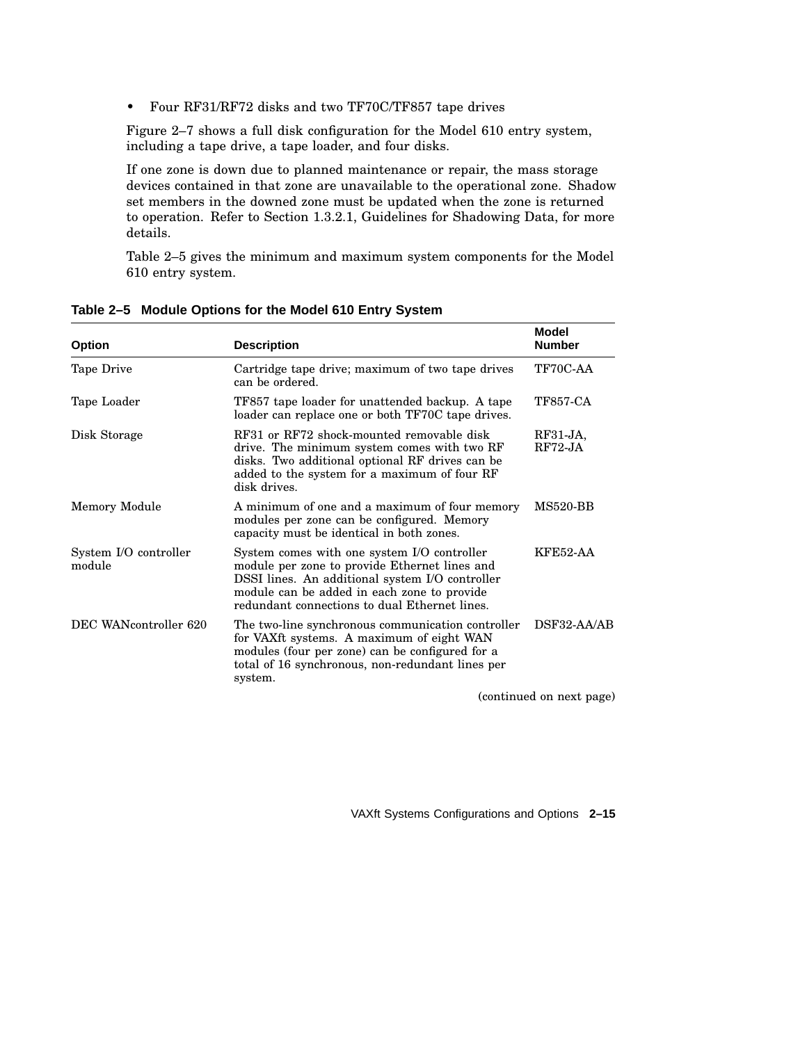- Four RF31/RF72 disks and two TF70C/TF857 tape drives

Figure 2–7 shows a full disk configuration for the Model 610 entry system, including a tape drive, a tape loader, and four disks.

If one zone is down due to planned maintenance or repair, the mass storage devices contained in that zone are unavailable to the operational zone. Shadow set members in the downed zone must be updated when the zone is returned to operation. Refer to Section 1.3.2.1, Guidelines for Shadowing Data, for more details.

Table 2–5 gives the minimum and maximum system components for the Model 610 entry system.

**Table 2–5 Module Options for the Model 610 Entry System**

| Option | Description | Model Number |
|---|---|---|
| Tape Drive | Cartridge tape drive; maximum of two tape drives can be ordered. | TF70C-AA |
| Tape Loader | TF857 tape loader for unattended backup. A tape loader can replace one or both TF70C tape drives. | TF857-CA |
| Disk Storage | RF31 or RF72 shock-mounted removable disk drive. The minimum system comes with two RF disks. Two additional optional RF drives can be added to the system for a maximum of four RF disk drives. | RF31-JA, RF72-JA |
| Memory Module | A minimum of one and a maximum of four memory modules per zone can be configured. Memory capacity must be identical in both zones. | MS520-BB |
| System I/O controller module | System comes with one system I/O controller module per zone to provide Ethernet lines and DSSI lines. An additional system I/O controller module can be added in each zone to provide redundant connections to dual Ethernet lines. | KFE52-AA |
| DEC WANcontroller 620 | The two-line synchronous communication controller for VAXft systems. A maximum of eight WAN modules (four per zone) can be configured for a total of 16 synchronous, non-redundant lines per system. | DSF32-AA/AB |

(continued on next page)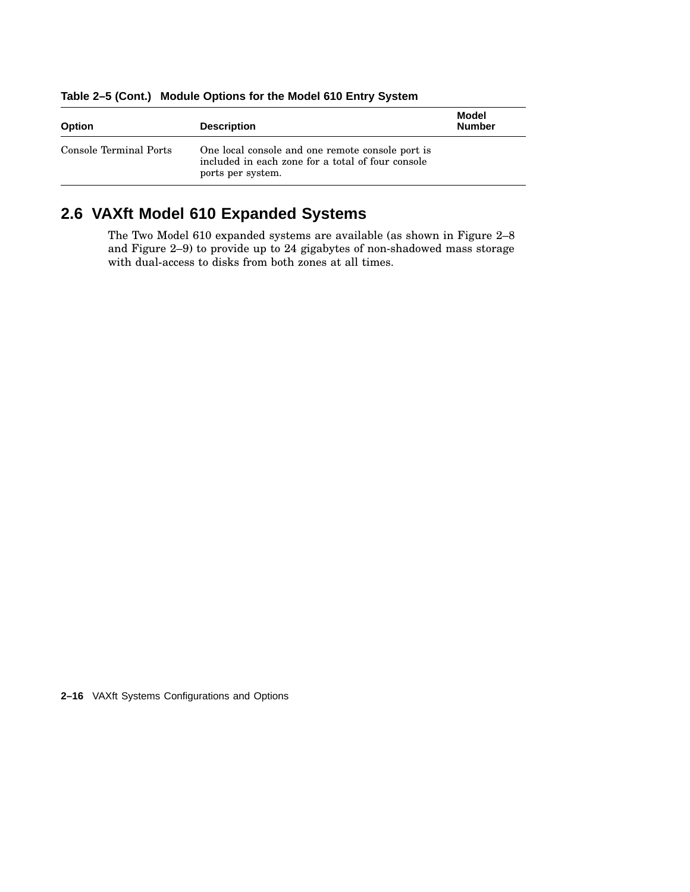**Table 2–5 (Cont.) Module Options for the Model 610 Entry System**

| Option | Description | Model Number |
|---|---|---|
| Console Terminal Ports | One local console and one remote console port is included in each zone for a total of four console ports per system. | |

## 2.6 VAXft Model 610 Expanded Systems

The Two Model 610 expanded systems are available (as shown in Figure 2–8 and Figure 2–9) to provide up to 24 gigabytes of non-shadowed mass storage with dual-access to disks from both zones at all times.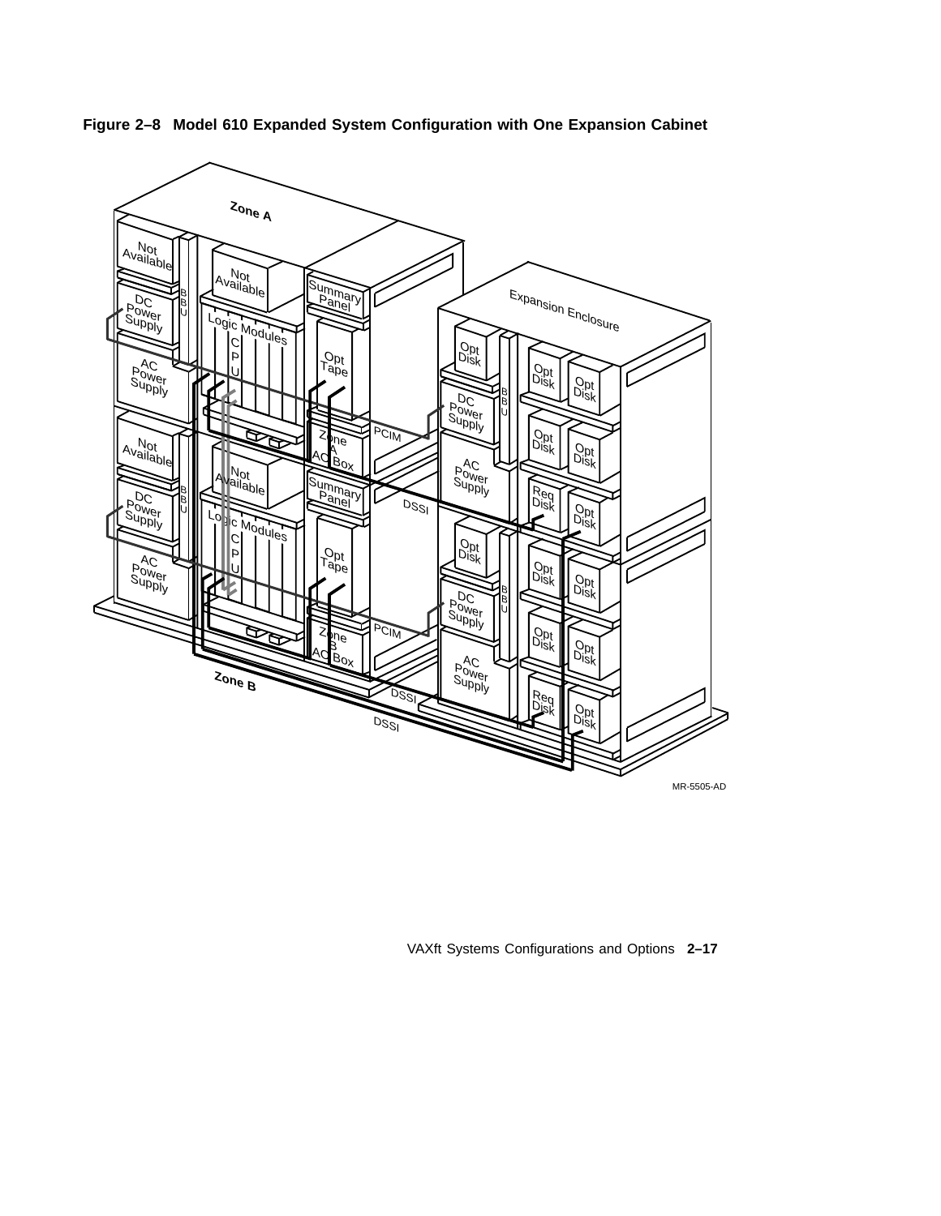**Figure 2–8 Model 610 Expanded System Configuration with One Expansion Cabinet**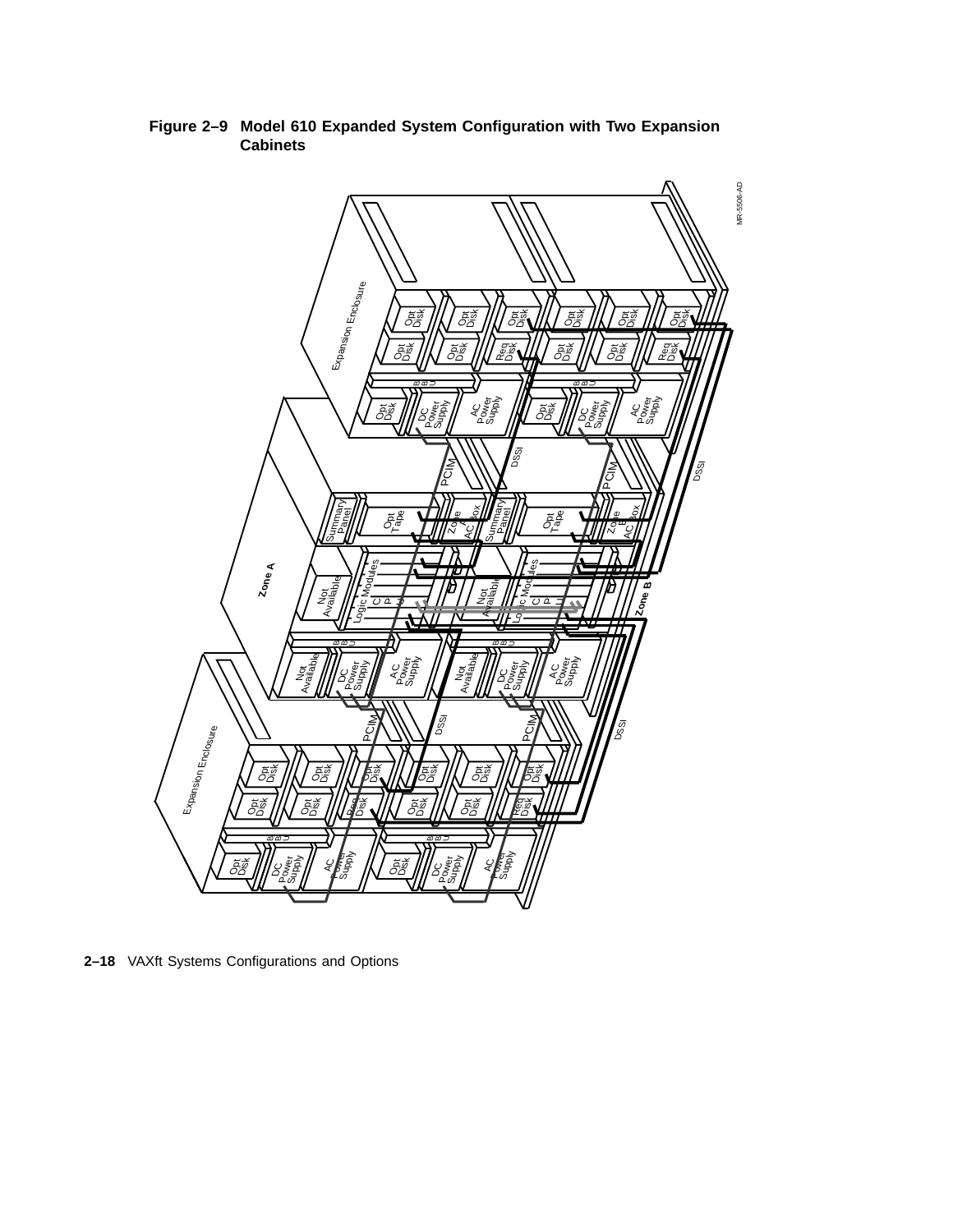**Figure 2–9 Model 610 Expanded System Configuration with Two Expansion Cabinets**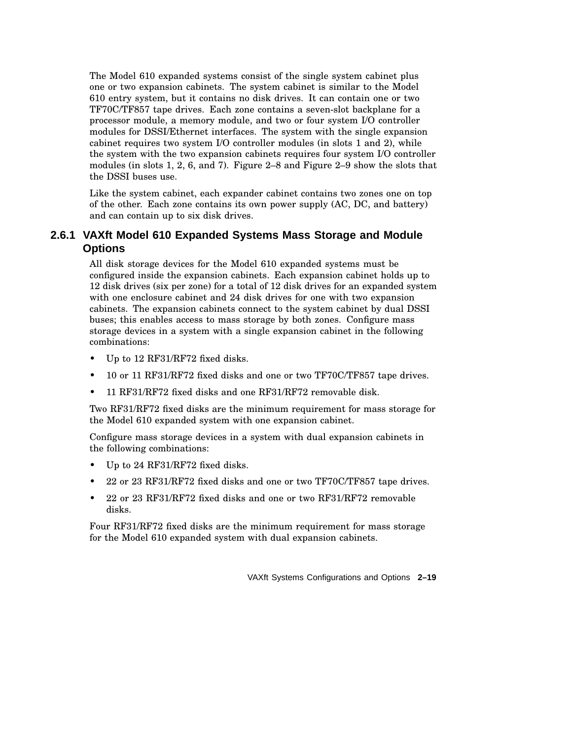The Model 610 expanded systems consist of the single system cabinet plus one or two expansion cabinets. The system cabinet is similar to the Model 610 entry system, but it contains no disk drives. It can contain one or two TF70C/TF857 tape drives. Each zone contains a seven-slot backplane for a processor module, a memory module, and two or four system I/O controller modules for DSSI/Ethernet interfaces. The system with the single expansion cabinet requires two system I/O controller modules (in slots 1 and 2), while the system with the two expansion cabinets requires four system I/O controller modules (in slots 1, 2, 6, and 7). Figure 2–8 and Figure 2–9 show the slots that the DSSI buses use.

Like the system cabinet, each expander cabinet contains two zones one on top of the other. Each zone contains its own power supply (AC, DC, and battery) and can contain up to six disk drives.

### 2.6.1 VAXft Model 610 Expanded Systems Mass Storage and Module Options

All disk storage devices for the Model 610 expanded systems must be configured inside the expansion cabinets. Each expansion cabinet holds up to 12 disk drives (six per zone) for a total of 12 disk drives for an expanded system with one enclosure cabinet and 24 disk drives for one with two expansion cabinets. The expansion cabinets connect to the system cabinet by dual DSSI buses; this enables access to mass storage by both zones. Configure mass storage devices in a system with a single expansion cabinet in the following combinations:

- Up to 12 RF31/RF72 fixed disks.
- 10 or 11 RF31/RF72 fixed disks and one or two TF70C/TF857 tape drives.
- 11 RF31/RF72 fixed disks and one RF31/RF72 removable disk.

Two RF31/RF72 fixed disks are the minimum requirement for mass storage for the Model 610 expanded system with one expansion cabinet.

Configure mass storage devices in a system with dual expansion cabinets in the following combinations:

- Up to 24 RF31/RF72 fixed disks.
- 22 or 23 RF31/RF72 fixed disks and one or two TF70C/TF857 tape drives.
- 22 or 23 RF31/RF72 fixed disks and one or two RF31/RF72 removable disks.

Four RF31/RF72 fixed disks are the minimum requirement for mass storage for the Model 610 expanded system with dual expansion cabinets.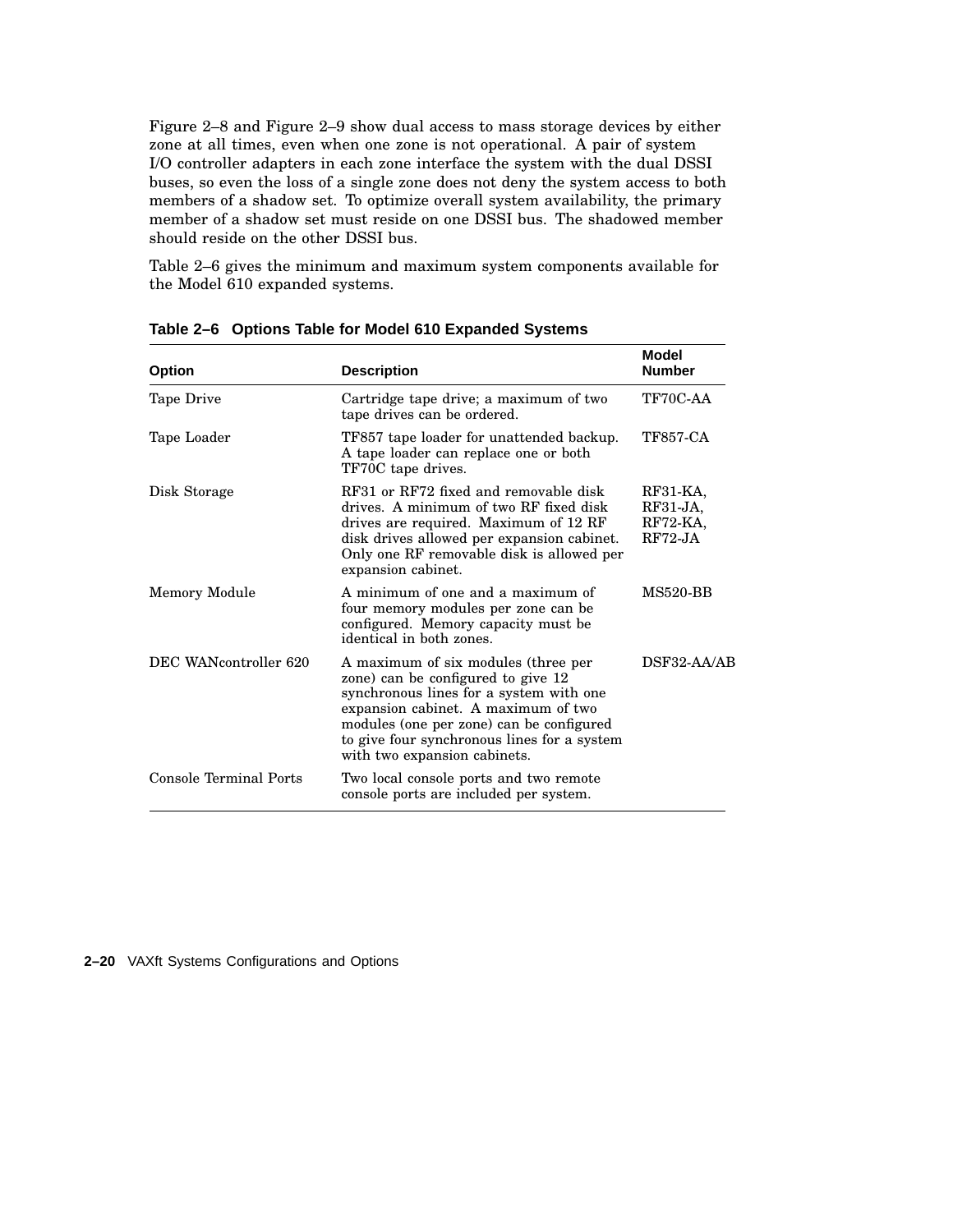Figure 2–8 and Figure 2–9 show dual access to mass storage devices by either zone at all times, even when one zone is not operational. A pair of system I/O controller adapters in each zone interface the system with the dual DSSI buses, so even the loss of a single zone does not deny the system access to both members of a shadow set. To optimize overall system availability, the primary member of a shadow set must reside on one DSSI bus. The shadowed member should reside on the other DSSI bus.

Table 2–6 gives the minimum and maximum system components available for the Model 610 expanded systems.

**Table 2–6 Options Table for Model 610 Expanded Systems**

| Option | Description | Model Number |
|---|---|---|
| Tape Drive | Cartridge tape drive; a maximum of two tape drives can be ordered. | TF70C-AA |
| Tape Loader | TF857 tape loader for unattended backup. A tape loader can replace one or both TF70C tape drives. | TF857-CA |
| Disk Storage | RF31 or RF72 fixed and removable disk drives. A minimum of two RF fixed disk drives are required. Maximum of 12 RF disk drives allowed per expansion cabinet. Only one RF removable disk is allowed per expansion cabinet. | RF31-KA, RF31-JA, RF72-KA, RF72-JA |
| Memory Module | A minimum of one and a maximum of four memory modules per zone can be configured. Memory capacity must be identical in both zones. | MS520-BB |
| DEC WANcontroller 620 | A maximum of six modules (three per zone) can be configured to give 12 synchronous lines for a system with one expansion cabinet. A maximum of two modules (one per zone) can be configured to give four synchronous lines for a system with two expansion cabinets. | DSF32-AA/AB |
| Console Terminal Ports | Two local console ports and two remote console ports are included per system. | |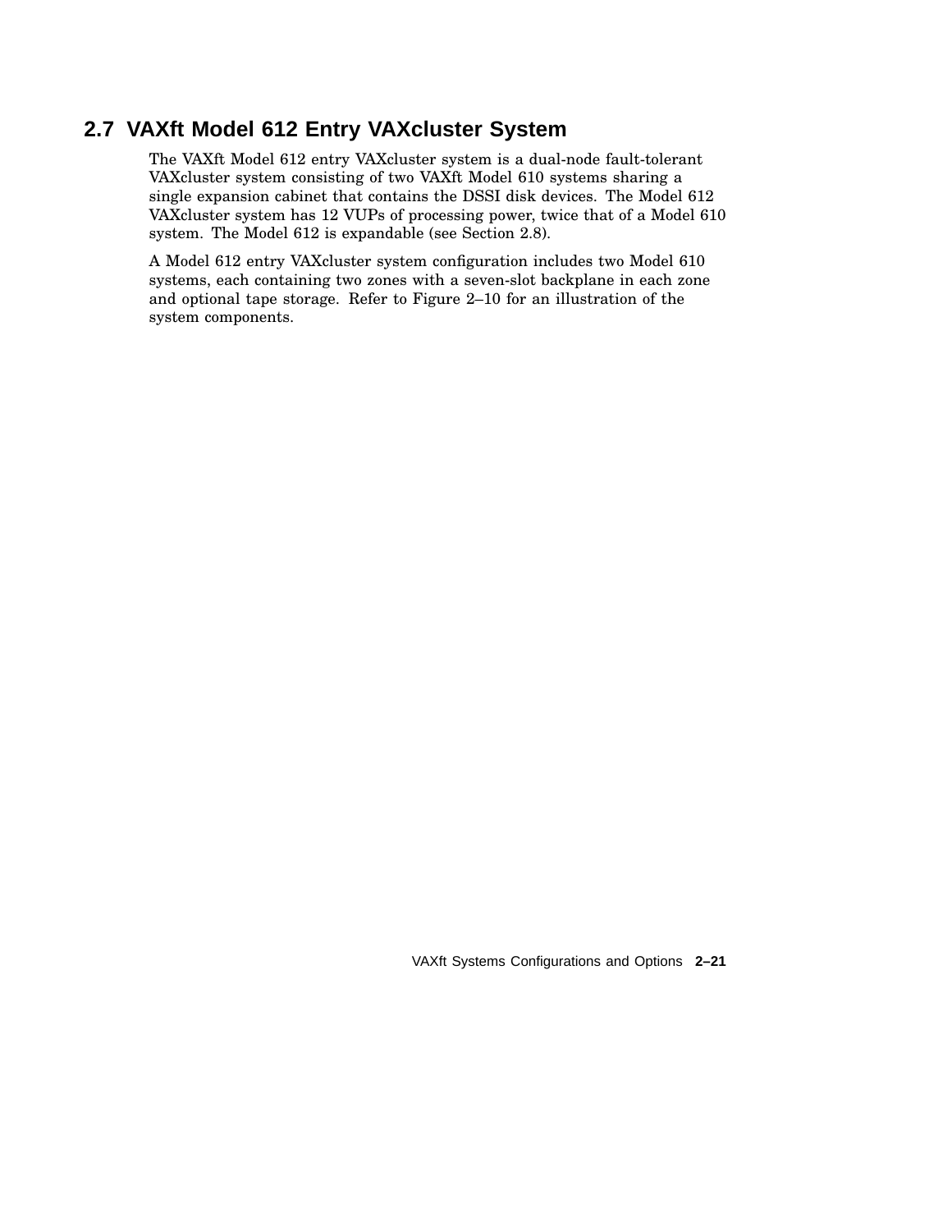## 2.7 VAXft Model 612 Entry VAXcluster System

The VAXft Model 612 entry VAXcluster system is a dual-node fault-tolerant VAXcluster system consisting of two VAXft Model 610 systems sharing a single expansion cabinet that contains the DSSI disk devices. The Model 612 VAXcluster system has 12 VUPs of processing power, twice that of a Model 610 system. The Model 612 is expandable (see Section 2.8).

A Model 612 entry VAXcluster system configuration includes two Model 610 systems, each containing two zones with a seven-slot backplane in each zone and optional tape storage. Refer to Figure 2–10 for an illustration of the system components.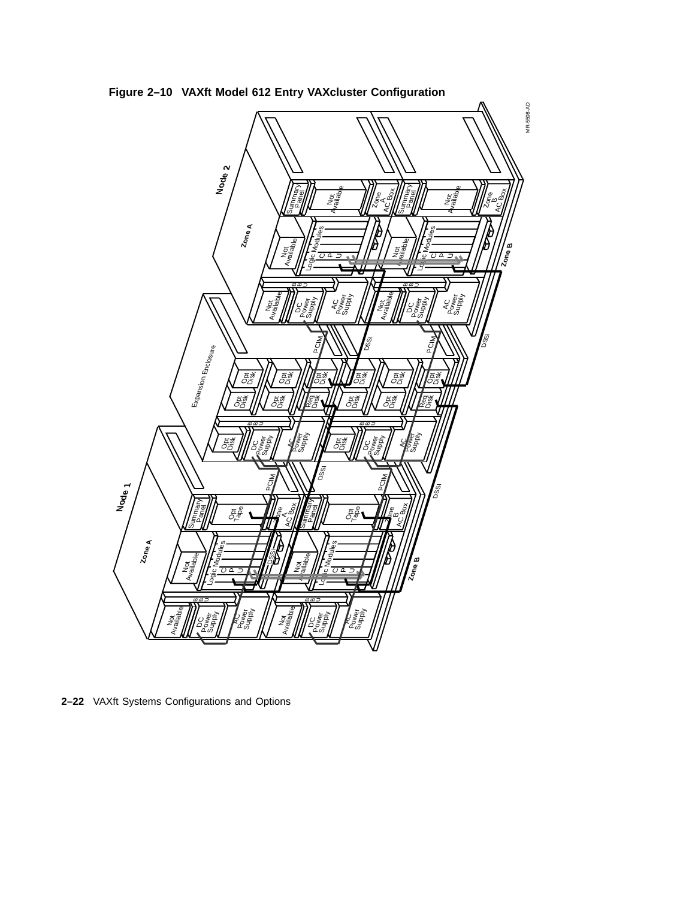**Figure 2–10 VAXft Model 612 Entry VAXcluster Configuration**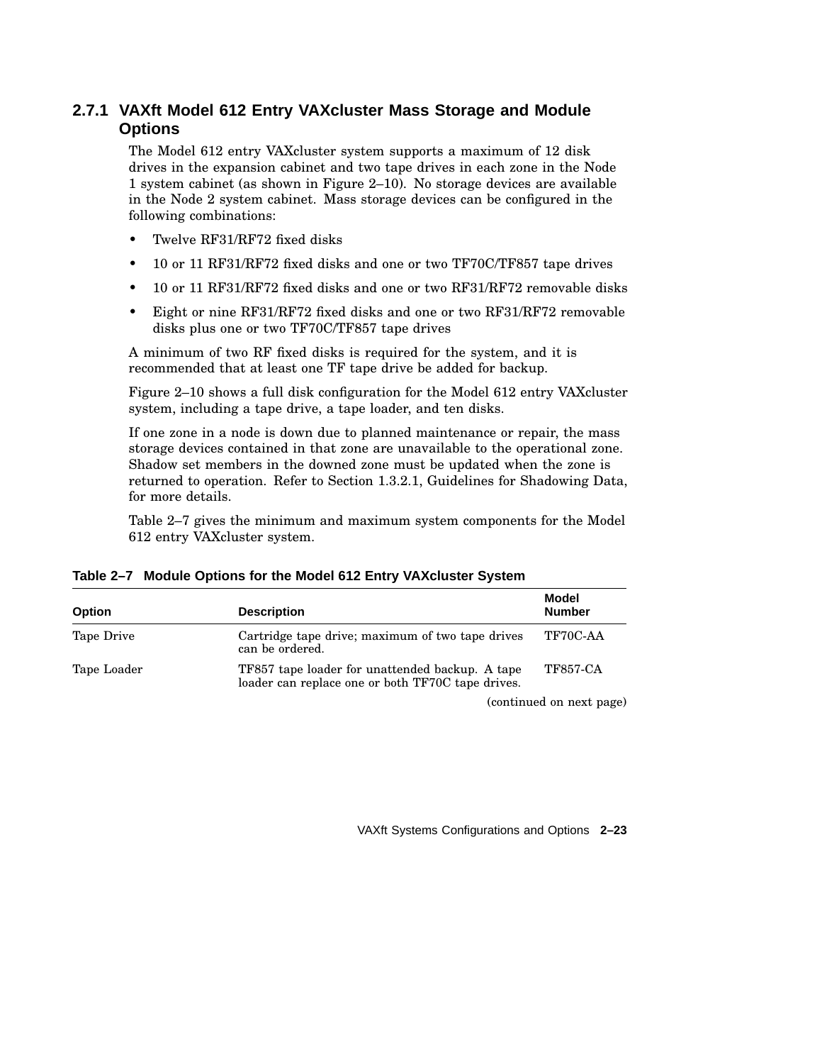### 2.7.1 VAXft Model 612 Entry VAXcluster Mass Storage and Module Options

The Model 612 entry VAXcluster system supports a maximum of 12 disk drives in the expansion cabinet and two tape drives in each zone in the Node 1 system cabinet (as shown in Figure 2–10). No storage devices are available in the Node 2 system cabinet. Mass storage devices can be configured in the following combinations:

- Twelve RF31/RF72 fixed disks
- 10 or 11 RF31/RF72 fixed disks and one or two TF70C/TF857 tape drives
- 10 or 11 RF31/RF72 fixed disks and one or two RF31/RF72 removable disks
- Eight or nine RF31/RF72 fixed disks and one or two RF31/RF72 removable disks plus one or two TF70C/TF857 tape drives

A minimum of two RF fixed disks is required for the system, and it is recommended that at least one TF tape drive be added for backup.

Figure 2–10 shows a full disk configuration for the Model 612 entry VAXcluster system, including a tape drive, a tape loader, and ten disks.

If one zone in a node is down due to planned maintenance or repair, the mass storage devices contained in that zone are unavailable to the operational zone. Shadow set members in the downed zone must be updated when the zone is returned to operation. Refer to Section 1.3.2.1, Guidelines for Shadowing Data, for more details.

Table 2–7 gives the minimum and maximum system components for the Model 612 entry VAXcluster system.

**Table 2–7 Module Options for the Model 612 Entry VAXcluster System**

| Option | Description | Model Number |
|---|---|---|
| Tape Drive | Cartridge tape drive; maximum of two tape drives can be ordered. | TF70C-AA |
| Tape Loader | TF857 tape loader for unattended backup. A tape loader can replace one or both TF70C tape drives. | TF857-CA |

(continued on next page)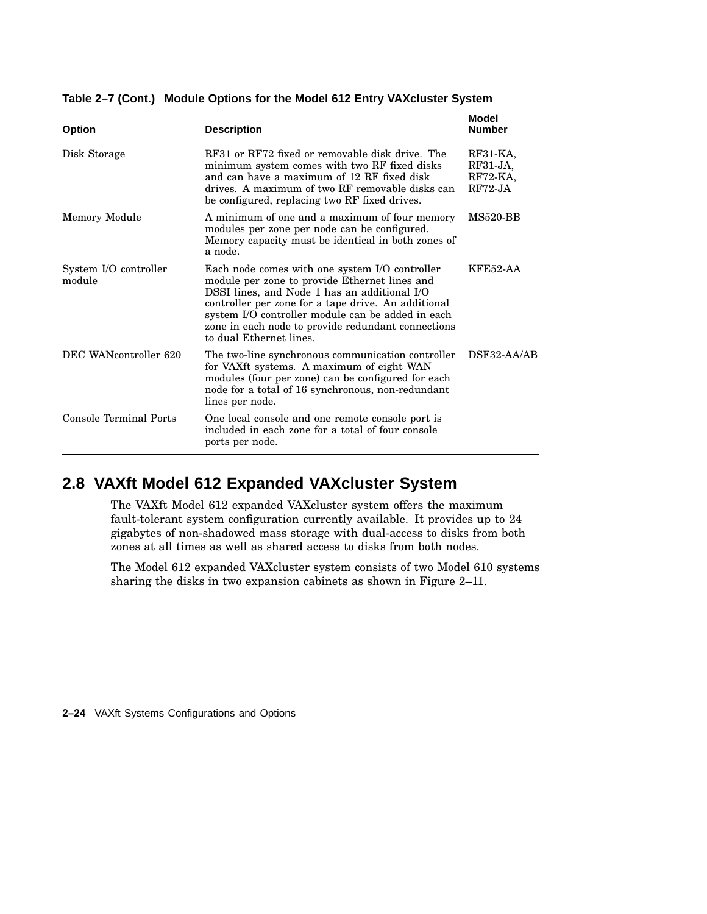**Table 2–7 (Cont.) Module Options for the Model 612 Entry VAXcluster System**

| Option | Description | Model Number |
|---|---|---|
| Disk Storage | RF31 or RF72 fixed or removable disk drive. The minimum system comes with two RF fixed disks and can have a maximum of 12 RF fixed disk drives. A maximum of two RF removable disks can be configured, replacing two RF fixed drives. | RF31-KA, RF31-JA, RF72-KA, RF72-JA |
| Memory Module | A minimum of one and a maximum of four memory modules per zone per node can be configured. Memory capacity must be identical in both zones of a node. | MS520-BB |
| System I/O controller module | Each node comes with one system I/O controller module per zone to provide Ethernet lines and DSSI lines, and Node 1 has an additional I/O controller per zone for a tape drive. An additional system I/O controller module can be added in each zone in each node to provide redundant connections to dual Ethernet lines. | KFE52-AA |
| DEC WANcontroller 620 | The two-line synchronous communication controller for VAXft systems. A maximum of eight WAN modules (four per zone) can be configured for each node for a total of 16 synchronous, non-redundant lines per node. | DSF32-AA/AB |
| Console Terminal Ports | One local console and one remote console port is included in each zone for a total of four console ports per node. | |

## 2.8 VAXft Model 612 Expanded VAXcluster System

The VAXft Model 612 expanded VAXcluster system offers the maximum fault-tolerant system configuration currently available. It provides up to 24 gigabytes of non-shadowed mass storage with dual-access to disks from both zones at all times as well as shared access to disks from both nodes.

The Model 612 expanded VAXcluster system consists of two Model 610 systems sharing the disks in two expansion cabinets as shown in Figure 2–11.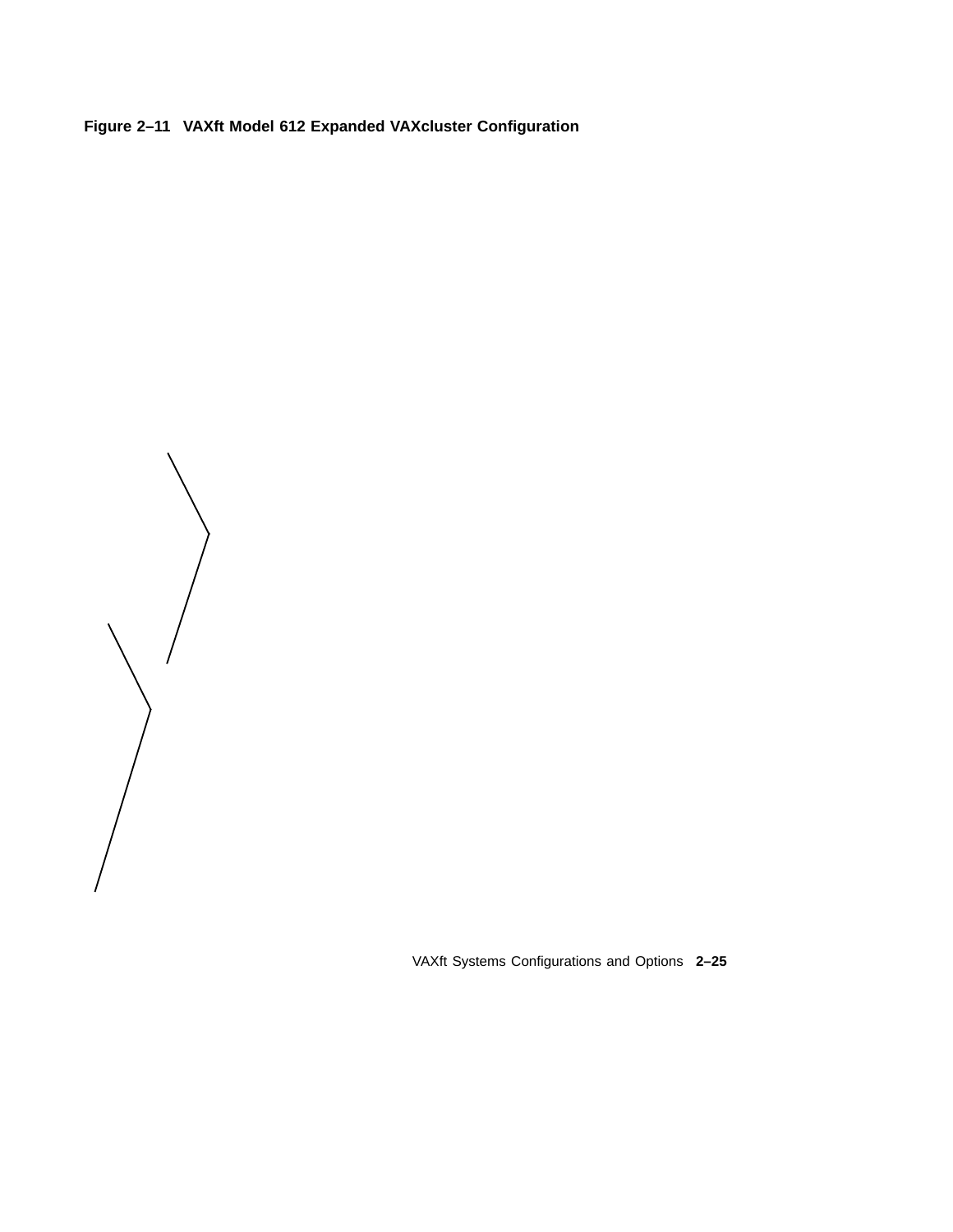**Figure 2–11 VAXft Model 612 Expanded VAXcluster Configuration**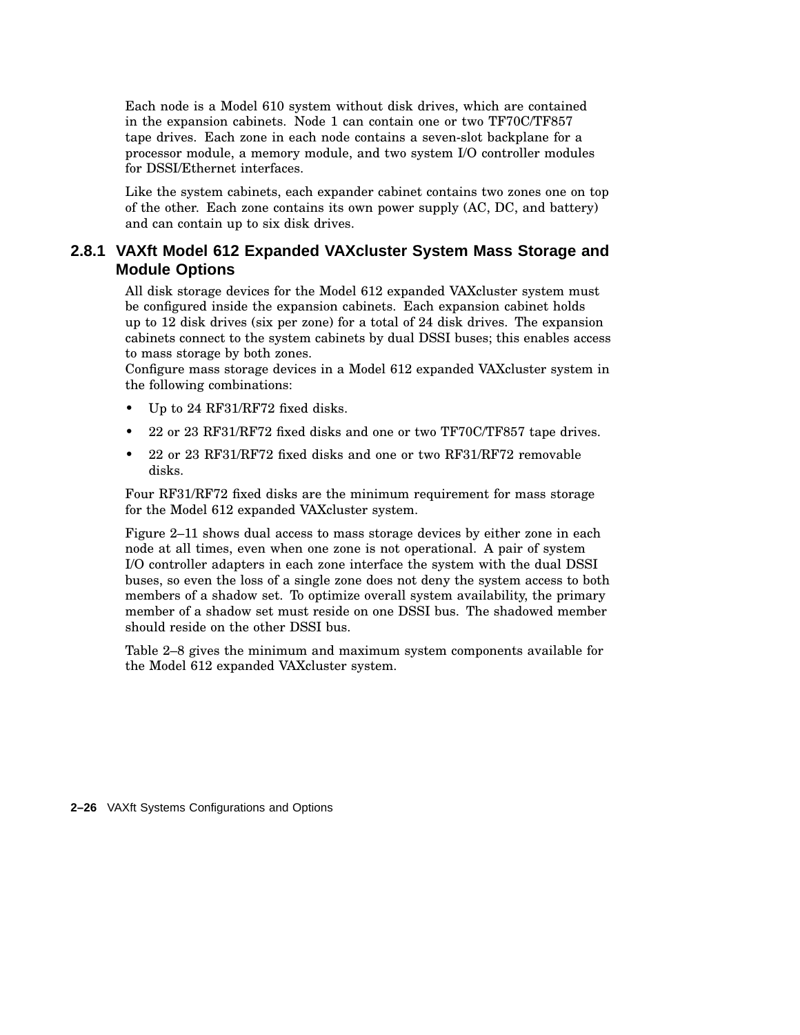Each node is a Model 610 system without disk drives, which are contained in the expansion cabinets. Node 1 can contain one or two TF70C/TF857 tape drives. Each zone in each node contains a seven-slot backplane for a processor module, a memory module, and two system I/O controller modules for DSSI/Ethernet interfaces.

Like the system cabinets, each expander cabinet contains two zones one on top of the other. Each zone contains its own power supply (AC, DC, and battery) and can contain up to six disk drives.

### 2.8.1 VAXft Model 612 Expanded VAXcluster System Mass Storage and Module Options

All disk storage devices for the Model 612 expanded VAXcluster system must be configured inside the expansion cabinets. Each expansion cabinet holds up to 12 disk drives (six per zone) for a total of 24 disk drives. The expansion cabinets connect to the system cabinets by dual DSSI buses; this enables access to mass storage by both zones.
Configure mass storage devices in a Model 612 expanded VAXcluster system in the following combinations:

- Up to 24 RF31/RF72 fixed disks.
- 22 or 23 RF31/RF72 fixed disks and one or two TF70C/TF857 tape drives.
- 22 or 23 RF31/RF72 fixed disks and one or two RF31/RF72 removable disks.

Four RF31/RF72 fixed disks are the minimum requirement for mass storage for the Model 612 expanded VAXcluster system.

Figure 2–11 shows dual access to mass storage devices by either zone in each node at all times, even when one zone is not operational. A pair of system I/O controller adapters in each zone interface the system with the dual DSSI buses, so even the loss of a single zone does not deny the system access to both members of a shadow set. To optimize overall system availability, the primary member of a shadow set must reside on one DSSI bus. The shadowed member should reside on the other DSSI bus.

Table 2–8 gives the minimum and maximum system components available for the Model 612 expanded VAXcluster system.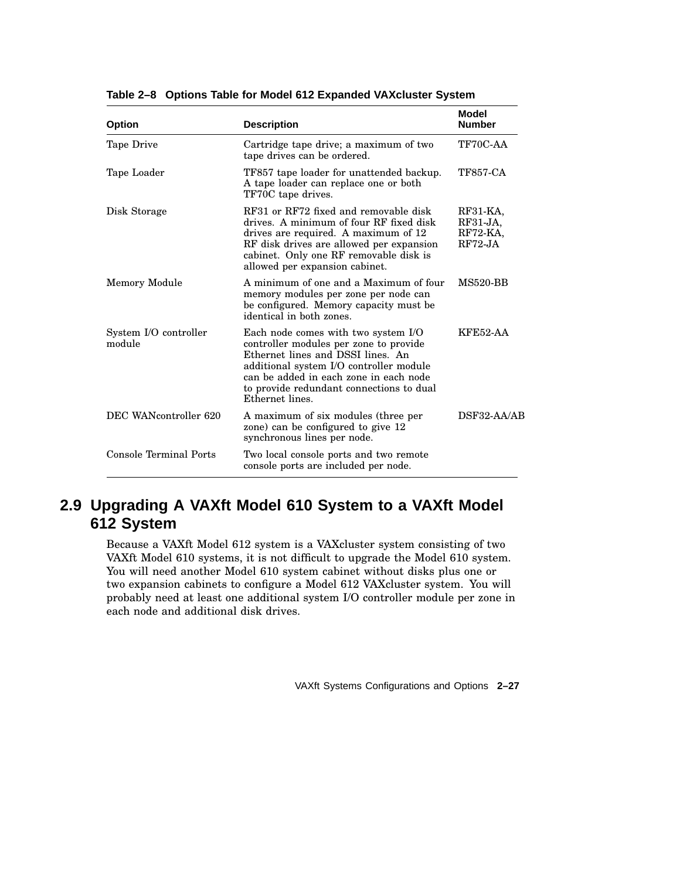**Table 2–8 Options Table for Model 612 Expanded VAXcluster System**

| Option | Description | Model Number |
|---|---|---|
| Tape Drive | Cartridge tape drive; a maximum of two tape drives can be ordered. | TF70C-AA |
| Tape Loader | TF857 tape loader for unattended backup. A tape loader can replace one or both TF70C tape drives. | TF857-CA |
| Disk Storage | RF31 or RF72 fixed and removable disk drives. A minimum of four RF fixed disk drives are required. A maximum of 12 RF disk drives are allowed per expansion cabinet. Only one RF removable disk is allowed per expansion cabinet. | RF31-KA, RF31-JA, RF72-KA, RF72-JA |
| Memory Module | A minimum of one and a Maximum of four memory modules per zone per node can be configured. Memory capacity must be identical in both zones. | MS520-BB |
| System I/O controller module | Each node comes with two system I/O controller modules per zone to provide Ethernet lines and DSSI lines. An additional system I/O controller module can be added in each zone in each node to provide redundant connections to dual Ethernet lines. | KFE52-AA |
| DEC WANcontroller 620 | A maximum of six modules (three per zone) can be configured to give 12 synchronous lines per node. | DSF32-AA/AB |
| Console Terminal Ports | Two local console ports and two remote console ports are included per node. | |

## 2.9 Upgrading A VAXft Model 610 System to a VAXft Model 612 System

Because a VAXft Model 612 system is a VAXcluster system consisting of two VAXft Model 610 systems, it is not difficult to upgrade the Model 610 system. You will need another Model 610 system cabinet without disks plus one or two expansion cabinets to configure a Model 612 VAXcluster system. You will probably need at least one additional system I/O controller module per zone in each node and additional disk drives.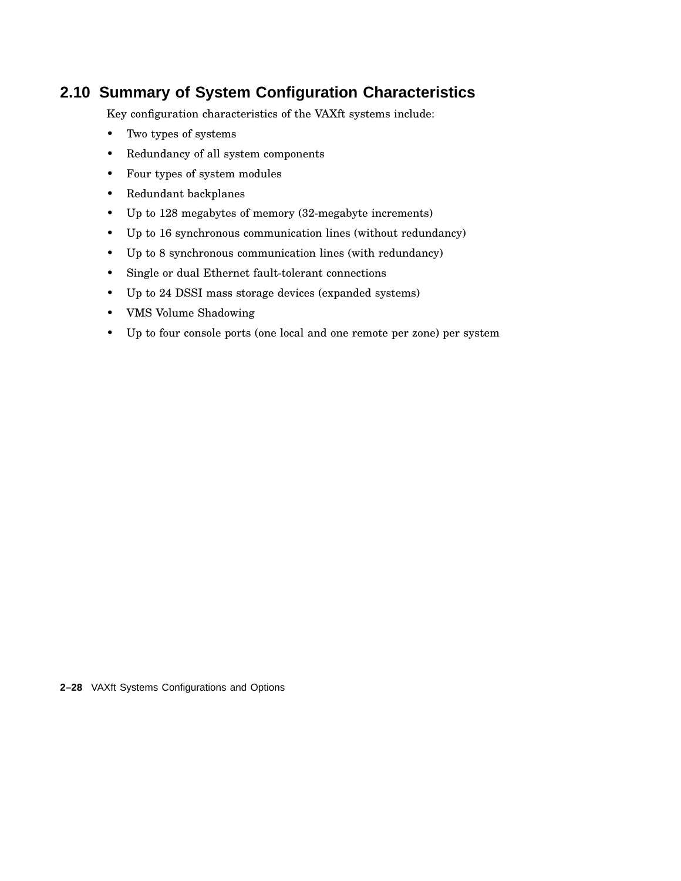## 2.10 Summary of System Configuration Characteristics

Key configuration characteristics of the VAXft systems include:

- Two types of systems
- Redundancy of all system components
- Four types of system modules
- Redundant backplanes
- Up to 128 megabytes of memory (32-megabyte increments)
- Up to 16 synchronous communication lines (without redundancy)
- Up to 8 synchronous communication lines (with redundancy)
- Single or dual Ethernet fault-tolerant connections
- Up to 24 DSSI mass storage devices (expanded systems)
- VMS Volume Shadowing
- Up to four console ports (one local and one remote per zone) per system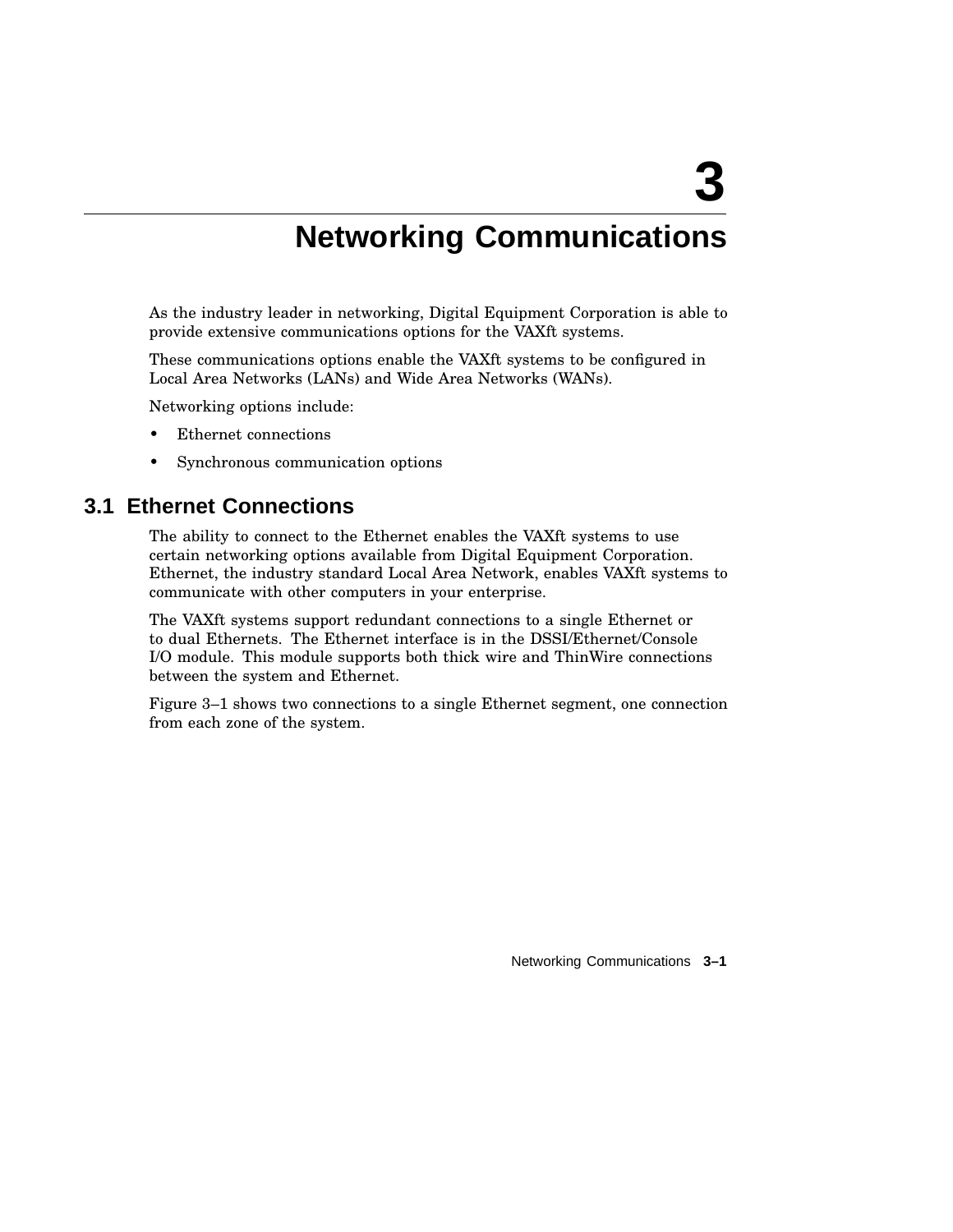# 3 Networking Communications

As the industry leader in networking, Digital Equipment Corporation is able to provide extensive communications options for the VAXft systems.

These communications options enable the VAXft systems to be configured in Local Area Networks (LANs) and Wide Area Networks (WANs).

Networking options include:

- Ethernet connections
- Synchronous communication options

## 3.1 Ethernet Connections

The ability to connect to the Ethernet enables the VAXft systems to use certain networking options available from Digital Equipment Corporation. Ethernet, the industry standard Local Area Network, enables VAXft systems to communicate with other computers in your enterprise.

The VAXft systems support redundant connections to a single Ethernet or to dual Ethernets. The Ethernet interface is in the DSSI/Ethernet/Console I/O module. This module supports both thick wire and ThinWire connections between the system and Ethernet.

Figure 3–1 shows two connections to a single Ethernet segment, one connection from each zone of the system.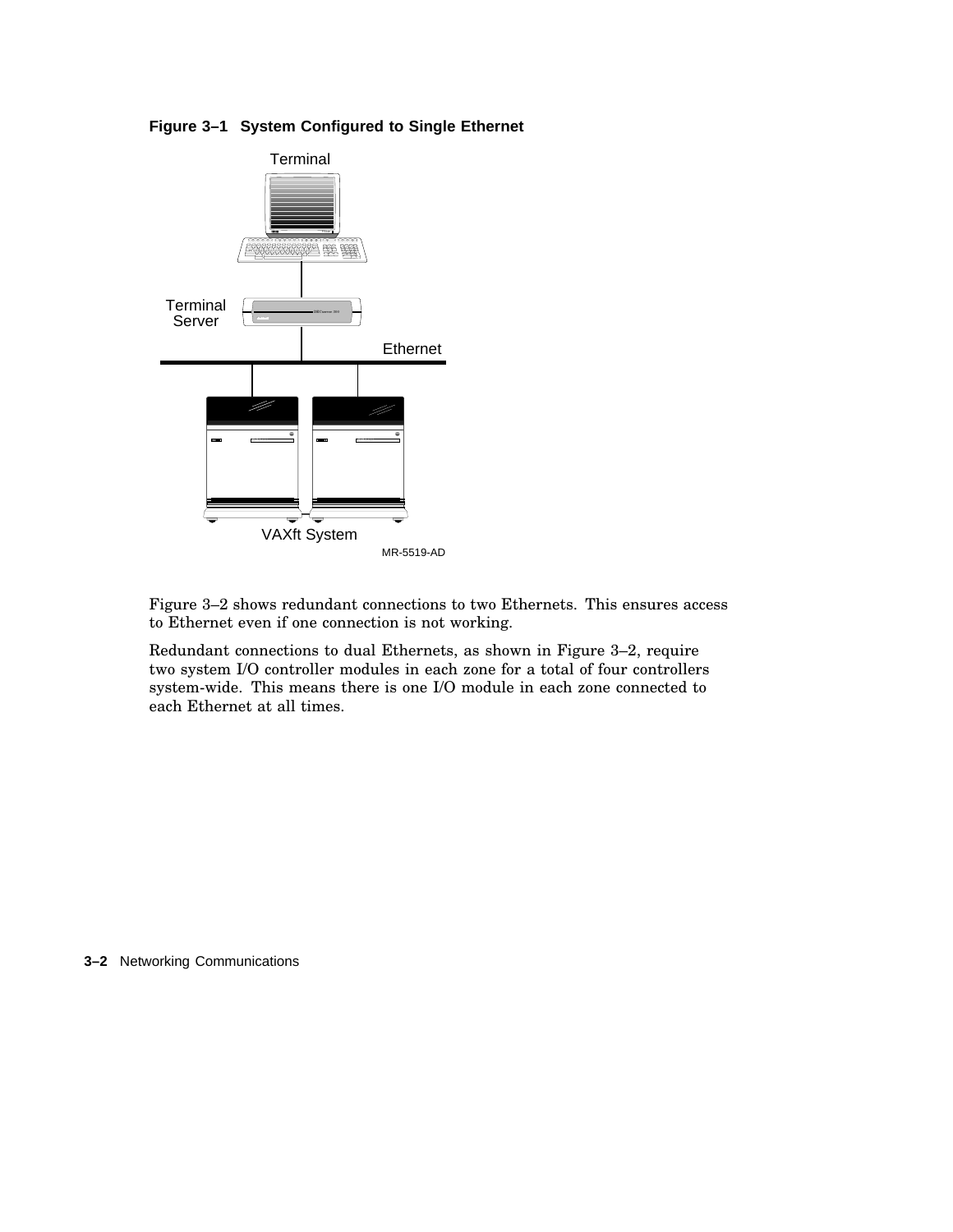**Figure 3–1 System Configured to Single Ethernet**

Figure 3–2 shows redundant connections to two Ethernets. This ensures access to Ethernet even if one connection is not working.

Redundant connections to dual Ethernets, as shown in Figure 3–2, require two system I/O controller modules in each zone for a total of four controllers system-wide. This means there is one I/O module in each zone connected to each Ethernet at all times.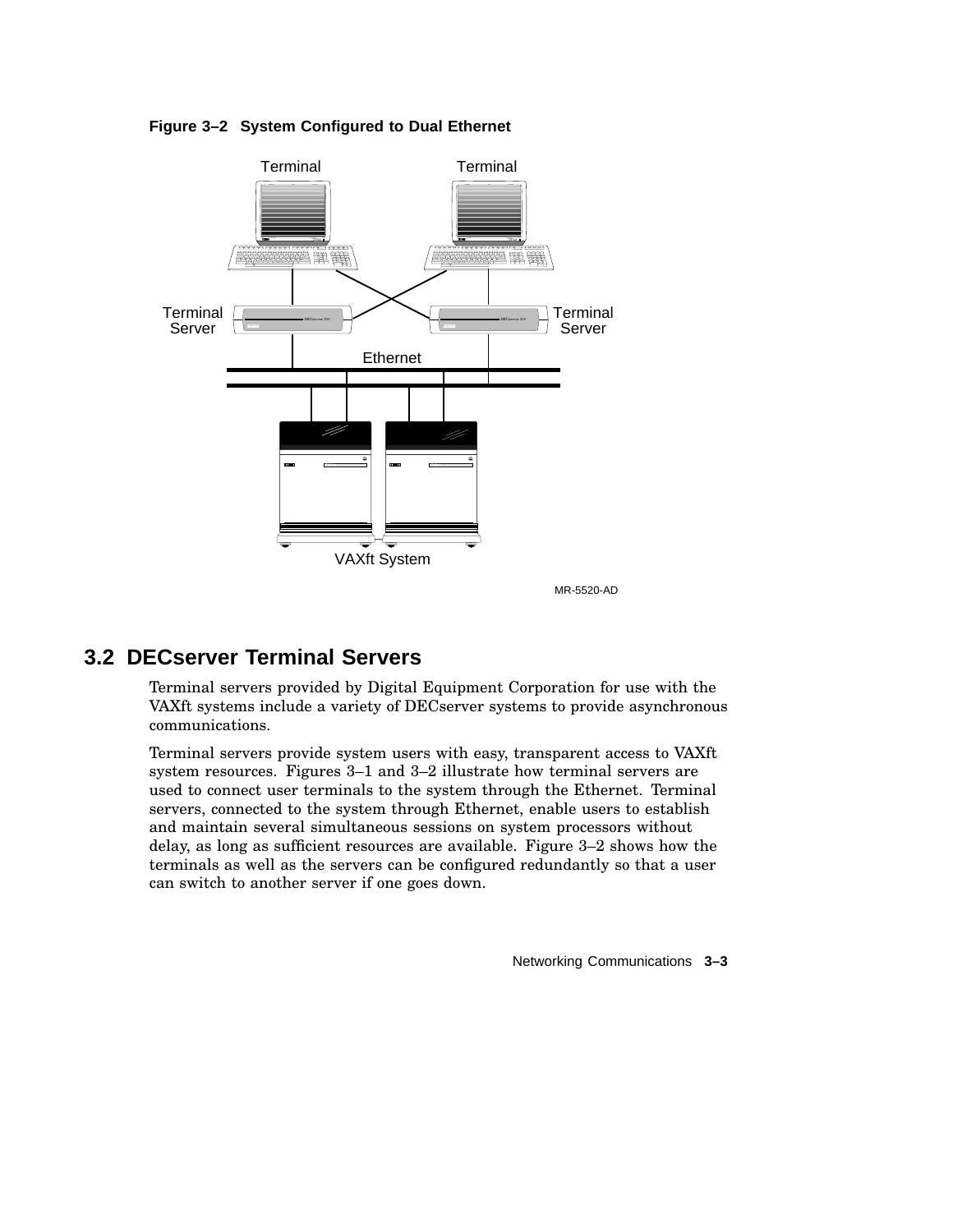**Figure 3–2 System Configured to Dual Ethernet**

## 3.2 DECserver Terminal Servers

Terminal servers provided by Digital Equipment Corporation for use with the VAXft systems include a variety of DECserver systems to provide asynchronous communications.

Terminal servers provide system users with easy, transparent access to VAXft system resources. Figures 3–1 and 3–2 illustrate how terminal servers are used to connect user terminals to the system through the Ethernet. Terminal servers, connected to the system through Ethernet, enable users to establish and maintain several simultaneous sessions on system processors without delay, as long as sufficient resources are available. Figure 3–2 shows how the terminals as well as the servers can be configured redundantly so that a user can switch to another server if one goes down.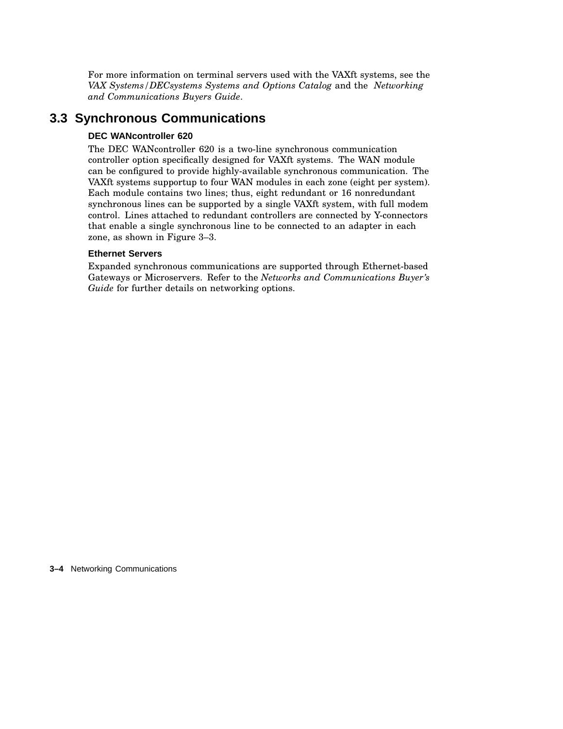For more information on terminal servers used with the VAXft systems, see the *VAX Systems/DECsystems Systems and Options Catalog* and the *Networking and Communications Buyers Guide*.

## 3.3 Synchronous Communications

### DEC WANcontroller 620

The DEC WANcontroller 620 is a two-line synchronous communication controller option specifically designed for VAXft systems. The WAN module can be configured to provide highly-available synchronous communication. The VAXft systems supportup to four WAN modules in each zone (eight per system). Each module contains two lines; thus, eight redundant or 16 nonredundant synchronous lines can be supported by a single VAXft system, with full modem control. Lines attached to redundant controllers are connected by Y-connectors that enable a single synchronous line to be connected to an adapter in each zone, as shown in Figure 3–3.

### Ethernet Servers

Expanded synchronous communications are supported through Ethernet-based Gateways or Microservers. Refer to the *Networks and Communications Buyer's Guide* for further details on networking options.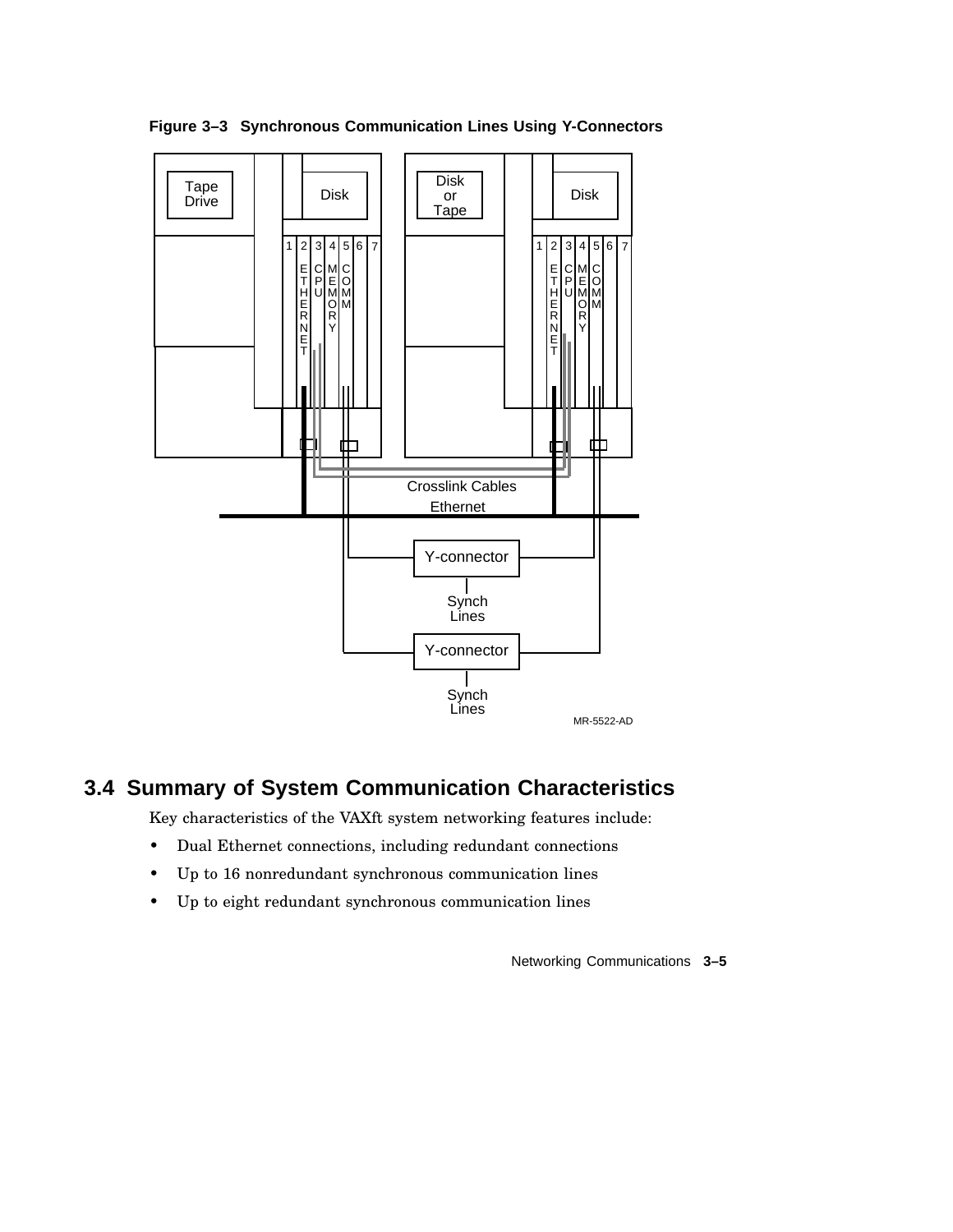**Figure 3–3 Synchronous Communication Lines Using Y-Connectors**

## 3.4 Summary of System Communication Characteristics

Key characteristics of the VAXft system networking features include:

- Dual Ethernet connections, including redundant connections
- Up to 16 nonredundant synchronous communication lines
- Up to eight redundant synchronous communication lines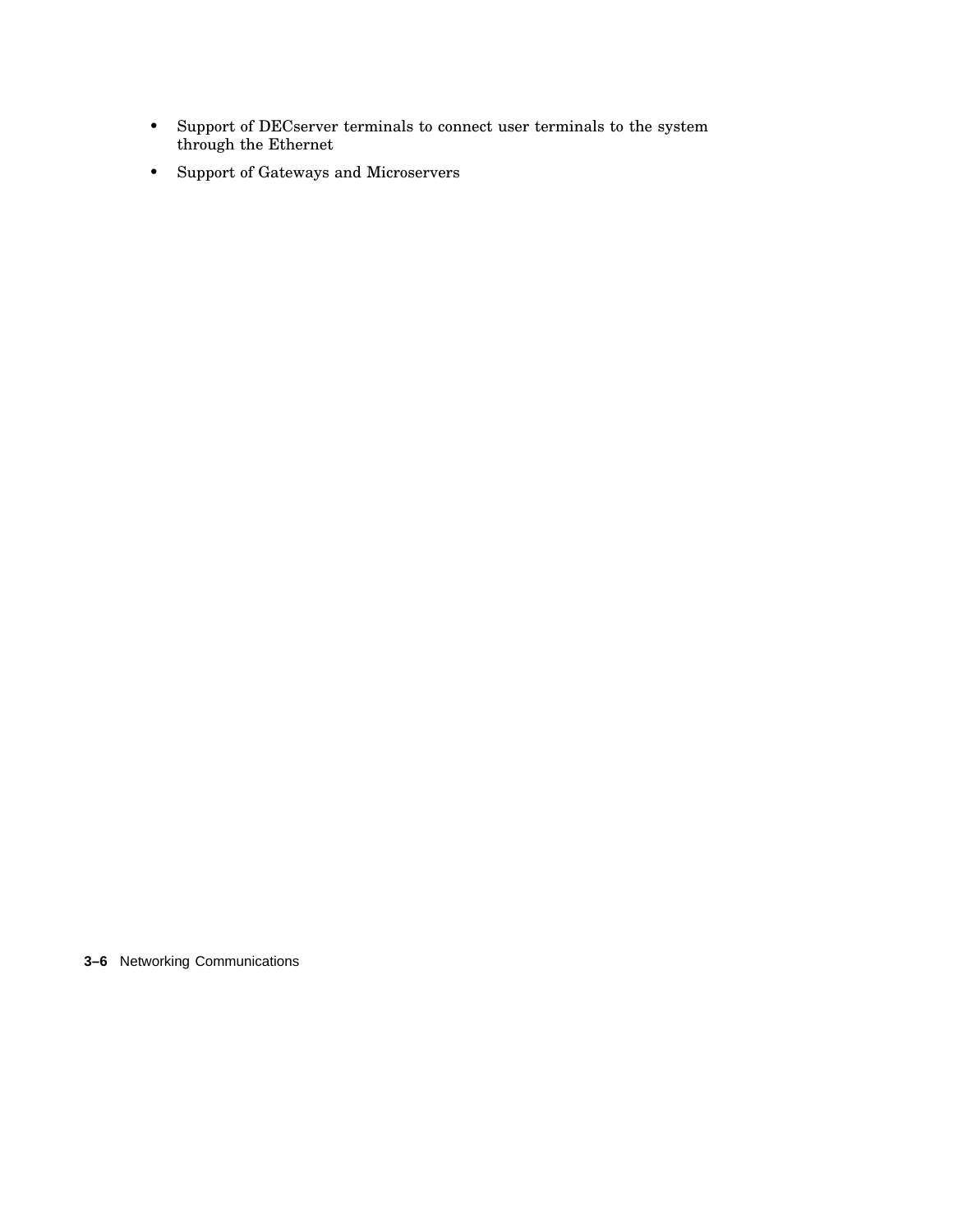- Support of DECserver terminals to connect user terminals to the system through the Ethernet
- Support of Gateways and Microservers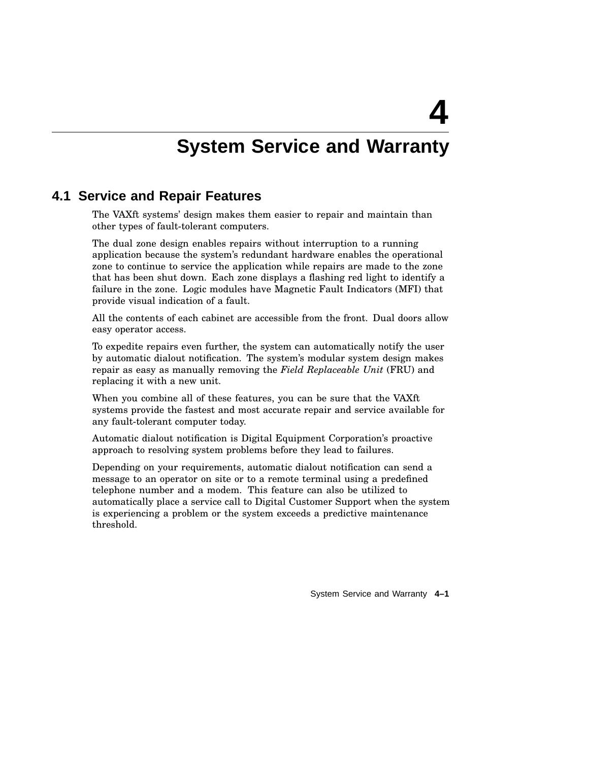# 4 System Service and Warranty

## 4.1 Service and Repair Features

The VAXft systems' design makes them easier to repair and maintain than other types of fault-tolerant computers.

The dual zone design enables repairs without interruption to a running application because the system's redundant hardware enables the operational zone to continue to service the application while repairs are made to the zone that has been shut down. Each zone displays a flashing red light to identify a failure in the zone. Logic modules have Magnetic Fault Indicators (MFI) that provide visual indication of a fault.

All the contents of each cabinet are accessible from the front. Dual doors allow easy operator access.

To expedite repairs even further, the system can automatically notify the user by automatic dialout notification. The system's modular system design makes repair as easy as manually removing the *Field Replaceable Unit* (FRU) and replacing it with a new unit.

When you combine all of these features, you can be sure that the VAXft systems provide the fastest and most accurate repair and service available for any fault-tolerant computer today.

Automatic dialout notification is Digital Equipment Corporation's proactive approach to resolving system problems before they lead to failures.

Depending on your requirements, automatic dialout notification can send a message to an operator on site or to a remote terminal using a predefined telephone number and a modem. This feature can also be utilized to automatically place a service call to Digital Customer Support when the system is experiencing a problem or the system exceeds a predictive maintenance threshold.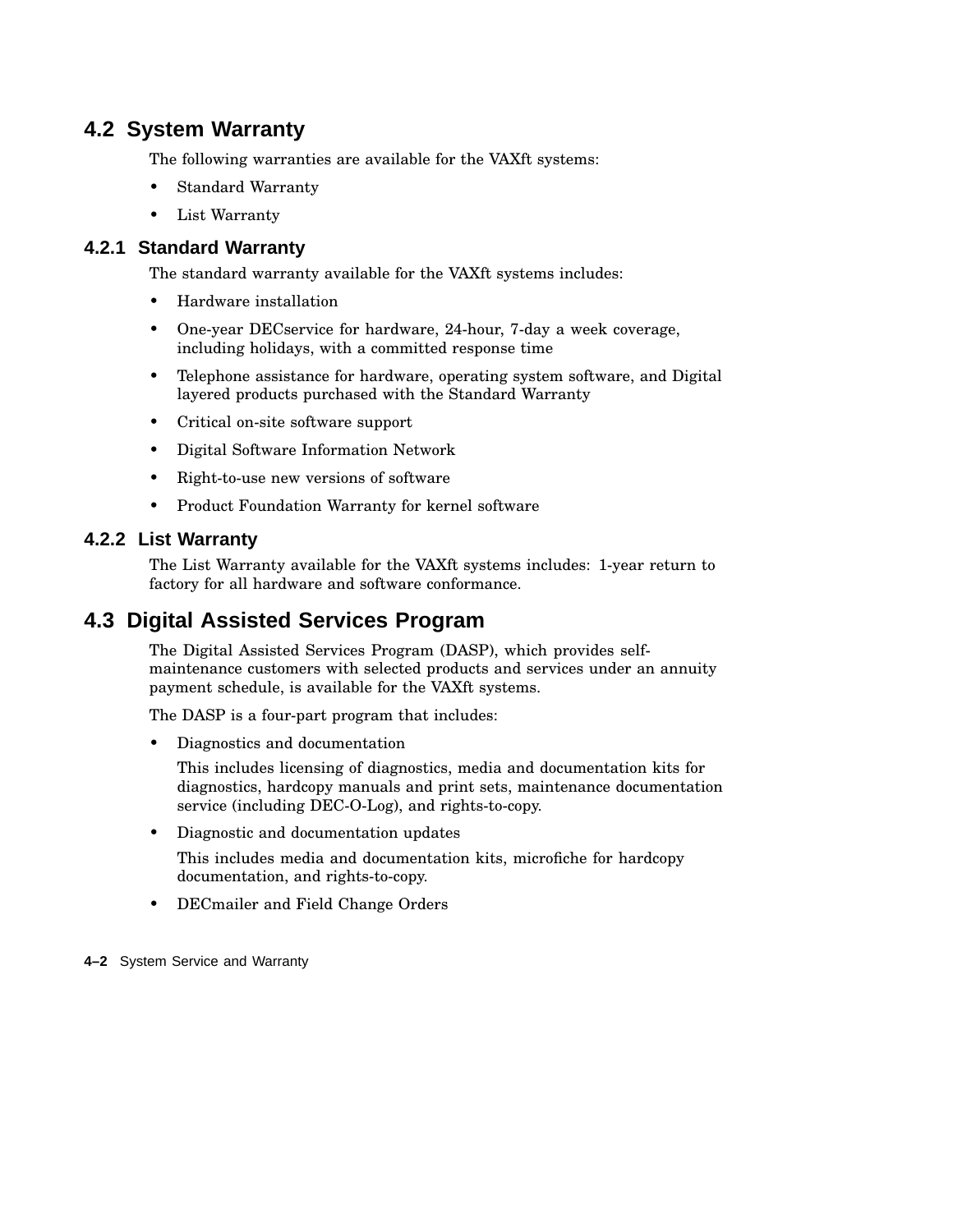## 4.2 System Warranty

The following warranties are available for the VAXft systems:

- Standard Warranty
- List Warranty

### 4.2.1 Standard Warranty

The standard warranty available for the VAXft systems includes:

- Hardware installation
- One-year DECservice for hardware, 24-hour, 7-day a week coverage, including holidays, with a committed response time
- Telephone assistance for hardware, operating system software, and Digital layered products purchased with the Standard Warranty
- Critical on-site software support
- Digital Software Information Network
- Right-to-use new versions of software
- Product Foundation Warranty for kernel software

### 4.2.2 List Warranty

The List Warranty available for the VAXft systems includes: 1-year return to factory for all hardware and software conformance.

## 4.3 Digital Assisted Services Program

The Digital Assisted Services Program (DASP), which provides self-maintenance customers with selected products and services under an annuity payment schedule, is available for the VAXft systems.

The DASP is a four-part program that includes:

- Diagnostics and documentation

  This includes licensing of diagnostics, media and documentation kits for diagnostics, hardcopy manuals and print sets, maintenance documentation service (including DEC-O-Log), and rights-to-copy.

- Diagnostic and documentation updates

  This includes media and documentation kits, microfiche for hardcopy documentation, and rights-to-copy.

- DECmailer and Field Change Orders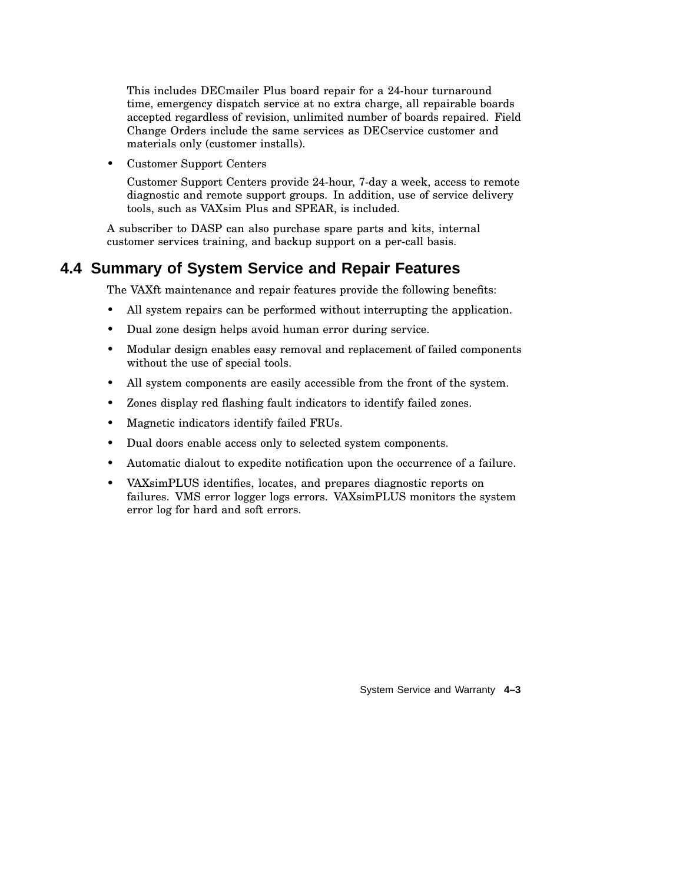This includes DECmailer Plus board repair for a 24-hour turnaround time, emergency dispatch service at no extra charge, all repairable boards accepted regardless of revision, unlimited number of boards repaired. Field Change Orders include the same services as DECservice customer and materials only (customer installs).

- Customer Support Centers

  Customer Support Centers provide 24-hour, 7-day a week, access to remote diagnostic and remote support groups. In addition, use of service delivery tools, such as VAXsim Plus and SPEAR, is included.

A subscriber to DASP can also purchase spare parts and kits, internal customer services training, and backup support on a per-call basis.

## 4.4 Summary of System Service and Repair Features

The VAXft maintenance and repair features provide the following benefits:

- All system repairs can be performed without interrupting the application.
- Dual zone design helps avoid human error during service.
- Modular design enables easy removal and replacement of failed components without the use of special tools.
- All system components are easily accessible from the front of the system.
- Zones display red flashing fault indicators to identify failed zones.
- Magnetic indicators identify failed FRUs.
- Dual doors enable access only to selected system components.
- Automatic dialout to expedite notification upon the occurrence of a failure.
- VAXsimPLUS identifies, locates, and prepares diagnostic reports on failures. VMS error logger logs errors. VAXsimPLUS monitors the system error log for hard and soft errors.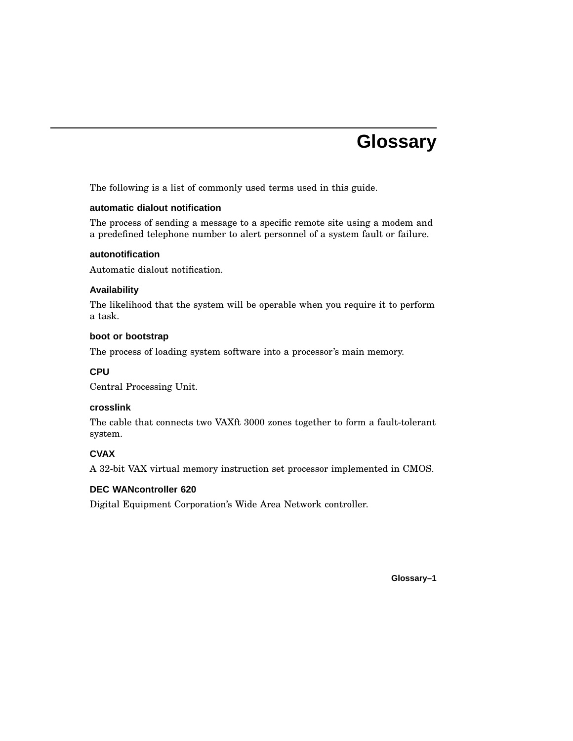# Glossary

The following is a list of commonly used terms used in this guide.

**automatic dialout notification**

The process of sending a message to a specific remote site using a modem and a predefined telephone number to alert personnel of a system fault or failure.

**autonotification**

Automatic dialout notification.

**Availability**

The likelihood that the system will be operable when you require it to perform a task.

**boot or bootstrap**

The process of loading system software into a processor's main memory.

**CPU**

Central Processing Unit.

**crosslink**

The cable that connects two VAXft 3000 zones together to form a fault-tolerant system.

**CVAX**

A 32-bit VAX virtual memory instruction set processor implemented in CMOS.

**DEC WANcontroller 620**

Digital Equipment Corporation's Wide Area Network controller.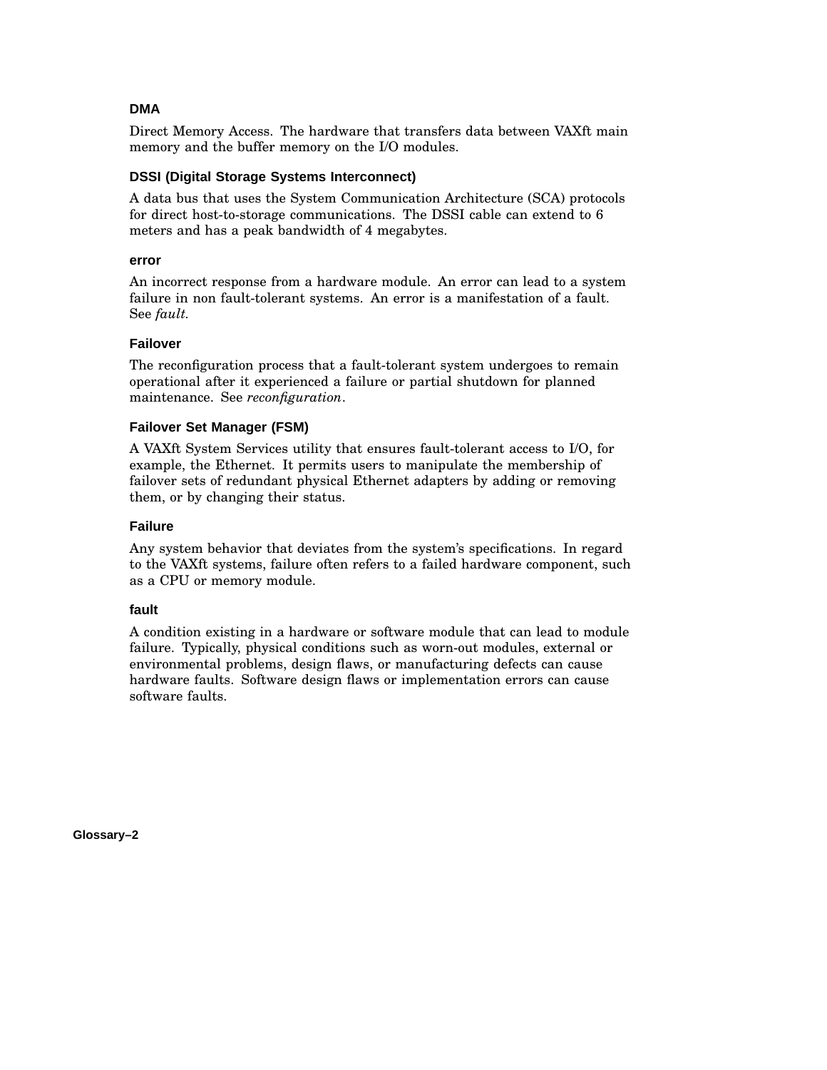### DMA

Direct Memory Access. The hardware that transfers data between VAXft main memory and the buffer memory on the I/O modules.

### DSSI (Digital Storage Systems Interconnect)

A data bus that uses the System Communication Architecture (SCA) protocols for direct host-to-storage communications. The DSSI cable can extend to 6 meters and has a peak bandwidth of 4 megabytes.

### error

An incorrect response from a hardware module. An error can lead to a system failure in non fault-tolerant systems. An error is a manifestation of a fault. See *fault*.

### Failover

The reconfiguration process that a fault-tolerant system undergoes to remain operational after it experienced a failure or partial shutdown for planned maintenance. See *reconfiguration*.

### Failover Set Manager (FSM)

A VAXft System Services utility that ensures fault-tolerant access to I/O, for example, the Ethernet. It permits users to manipulate the membership of failover sets of redundant physical Ethernet adapters by adding or removing them, or by changing their status.

### Failure

Any system behavior that deviates from the system's specifications. In regard to the VAXft systems, failure often refers to a failed hardware component, such as a CPU or memory module.

### fault

A condition existing in a hardware or software module that can lead to module failure. Typically, physical conditions such as worn-out modules, external or environmental problems, design flaws, or manufacturing defects can cause hardware faults. Software design flaws or implementation errors can cause software faults.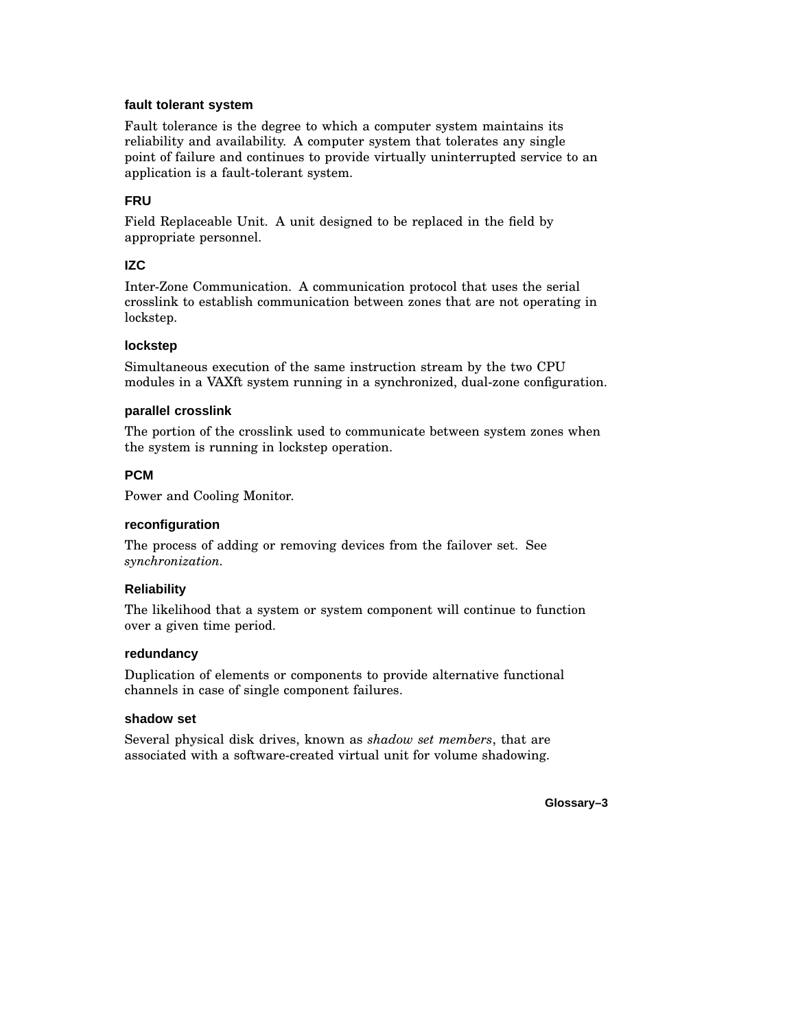### fault tolerant system

Fault tolerance is the degree to which a computer system maintains its reliability and availability. A computer system that tolerates any single point of failure and continues to provide virtually uninterrupted service to an application is a fault-tolerant system.

### FRU

Field Replaceable Unit. A unit designed to be replaced in the field by appropriate personnel.

### IZC

Inter-Zone Communication. A communication protocol that uses the serial crosslink to establish communication between zones that are not operating in lockstep.

### lockstep

Simultaneous execution of the same instruction stream by the two CPU modules in a VAXft system running in a synchronized, dual-zone configuration.

### parallel crosslink

The portion of the crosslink used to communicate between system zones when the system is running in lockstep operation.

### PCM

Power and Cooling Monitor.

### reconfiguration

The process of adding or removing devices from the failover set. See *synchronization*.

### Reliability

The likelihood that a system or system component will continue to function over a given time period.

### redundancy

Duplication of elements or components to provide alternative functional channels in case of single component failures.

### shadow set

Several physical disk drives, known as *shadow set members*, that are associated with a software-created virtual unit for volume shadowing.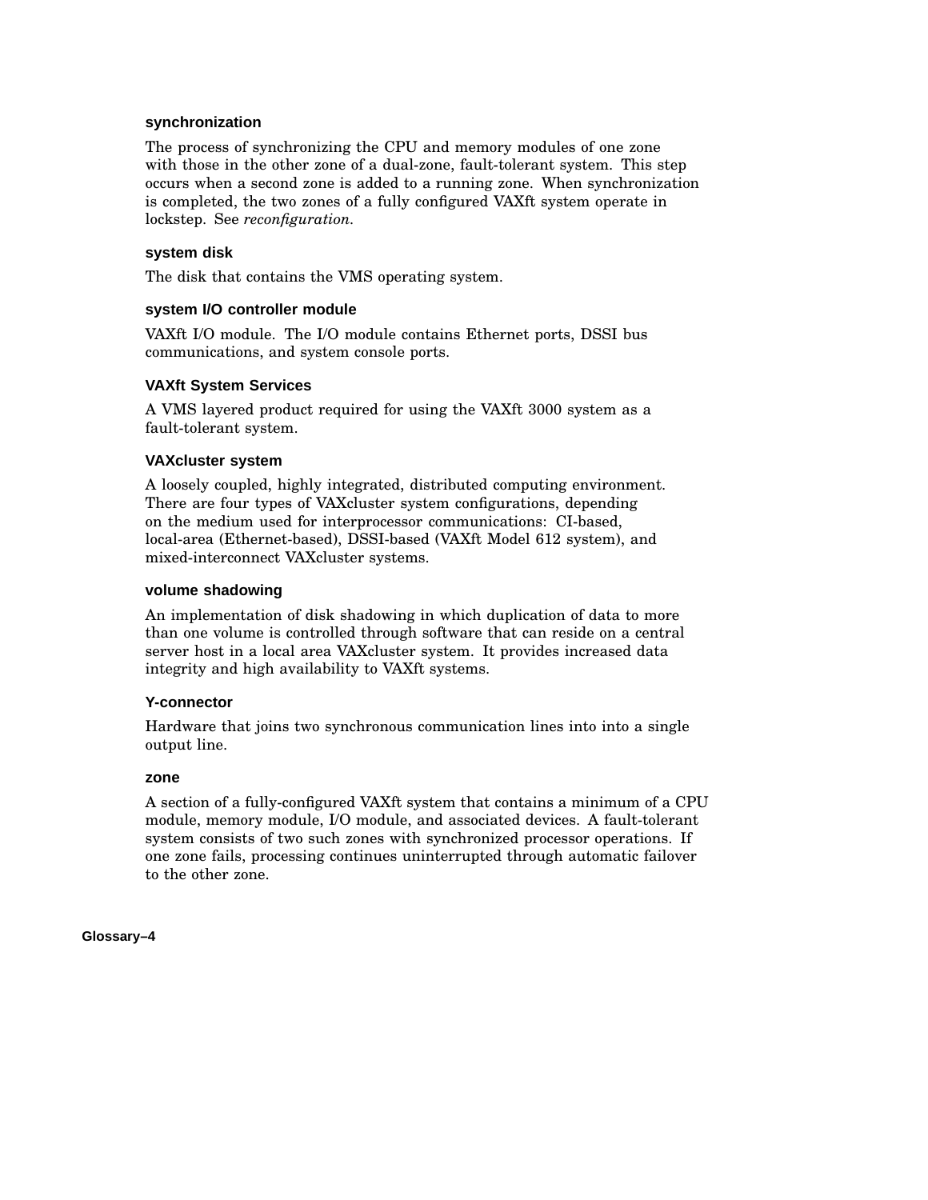### synchronization

The process of synchronizing the CPU and memory modules of one zone with those in the other zone of a dual-zone, fault-tolerant system. This step occurs when a second zone is added to a running zone. When synchronization is completed, the two zones of a fully configured VAXft system operate in lockstep. See *reconfiguration*.

### system disk

The disk that contains the VMS operating system.

### system I/O controller module

VAXft I/O module. The I/O module contains Ethernet ports, DSSI bus communications, and system console ports.

### VAXft System Services

A VMS layered product required for using the VAXft 3000 system as a fault-tolerant system.

### VAXcluster system

A loosely coupled, highly integrated, distributed computing environment. There are four types of VAXcluster system configurations, depending on the medium used for interprocessor communications: CI-based, local-area (Ethernet-based), DSSI-based (VAXft Model 612 system), and mixed-interconnect VAXcluster systems.

### volume shadowing

An implementation of disk shadowing in which duplication of data to more than one volume is controlled through software that can reside on a central server host in a local area VAXcluster system. It provides increased data integrity and high availability to VAXft systems.

### Y-connector

Hardware that joins two synchronous communication lines into into a single output line.

### zone

A section of a fully-configured VAXft system that contains a minimum of a CPU module, memory module, I/O module, and associated devices. A fault-tolerant system consists of two such zones with synchronized processor operations. If one zone fails, processing continues uninterrupted through automatic failover to the other zone.